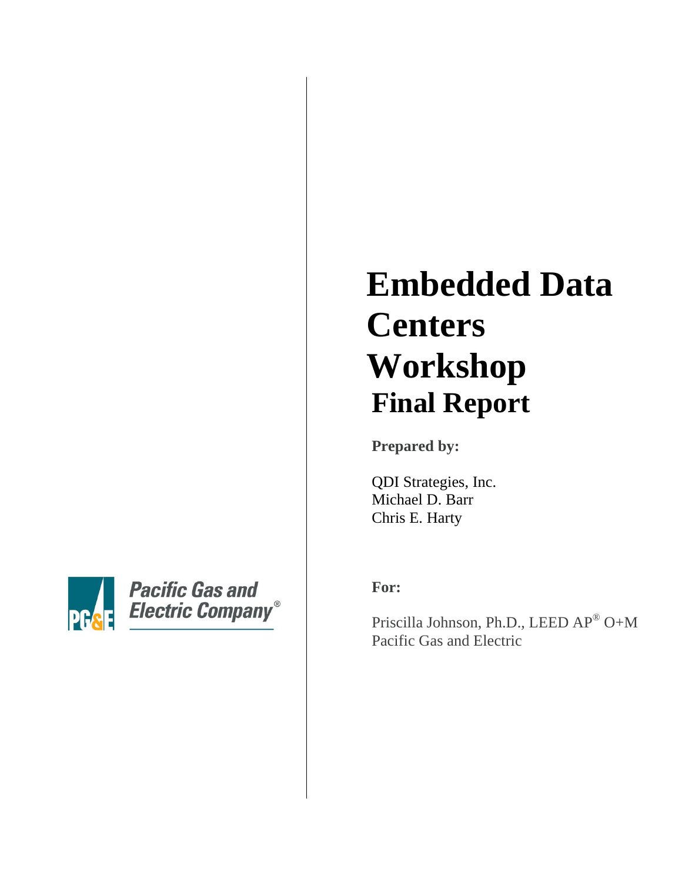# Embedded Data Centers Workshop

## Final Report

**Prepared by:**

QDI Strategies, Inc.
Michael D. Barr
Chris E. Harty

**For:**

Priscilla Johnson, Ph.D., LEED AP® O+M
Pacific Gas and Electric

Pacific Gas and Electric Company®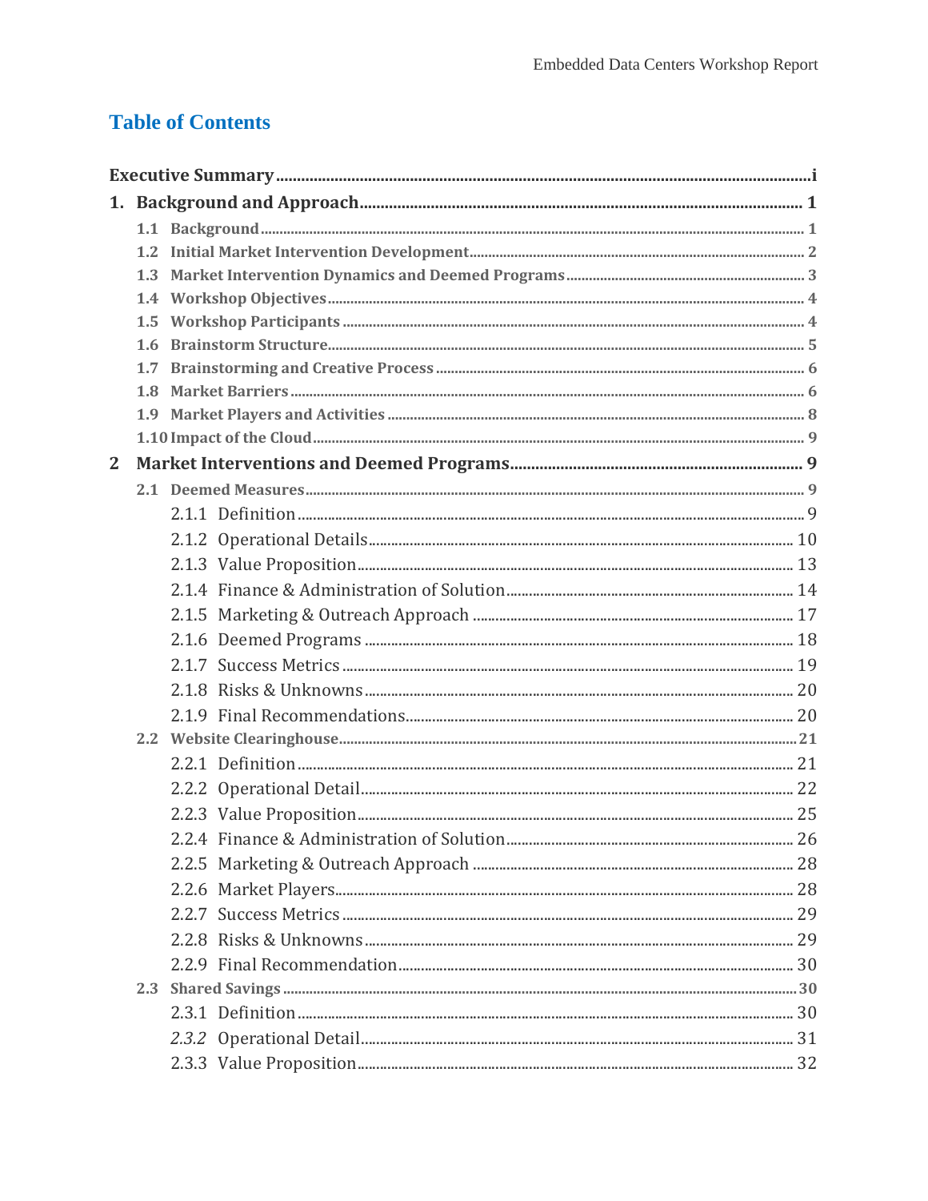# Table of Contents

| | |
|---|---|
| **Executive Summary** | **i** |
| **1. Background and Approach** | **1** |
| 1.1 Background | 1 |
| 1.2 Initial Market Intervention Development | 2 |
| 1.3 Market Intervention Dynamics and Deemed Programs | 3 |
| 1.4 Workshop Objectives | 4 |
| 1.5 Workshop Participants | 4 |
| 1.6 Brainstorm Structure | 5 |
| 1.7 Brainstorming and Creative Process | 6 |
| 1.8 Market Barriers | 6 |
| 1.9 Market Players and Activities | 8 |
| 1.10 Impact of the Cloud | 9 |
| **2 Market Interventions and Deemed Programs** | **9** |
| 2.1 Deemed Measures | 9 |
| 2.1.1 Definition | 9 |
| 2.1.2 Operational Details | 10 |
| 2.1.3 Value Proposition | 13 |
| 2.1.4 Finance & Administration of Solution | 14 |
| 2.1.5 Marketing & Outreach Approach | 17 |
| 2.1.6 Deemed Programs | 18 |
| 2.1.7 Success Metrics | 19 |
| 2.1.8 Risks & Unknowns | 20 |
| 2.1.9 Final Recommendations | 20 |
| 2.2 Website Clearinghouse | 21 |
| 2.2.1 Definition | 21 |
| 2.2.2 Operational Detail | 22 |
| 2.2.3 Value Proposition | 25 |
| 2.2.4 Finance & Administration of Solution | 26 |
| 2.2.5 Marketing & Outreach Approach | 28 |
| 2.2.6 Market Players | 28 |
| 2.2.7 Success Metrics | 29 |
| 2.2.8 Risks & Unknowns | 29 |
| 2.2.9 Final Recommendation | 30 |
| 2.3 Shared Savings | 30 |
| 2.3.1 Definition | 30 |
| *2.3.2* Operational Detail | 31 |
| 2.3.3 Value Proposition | 32 |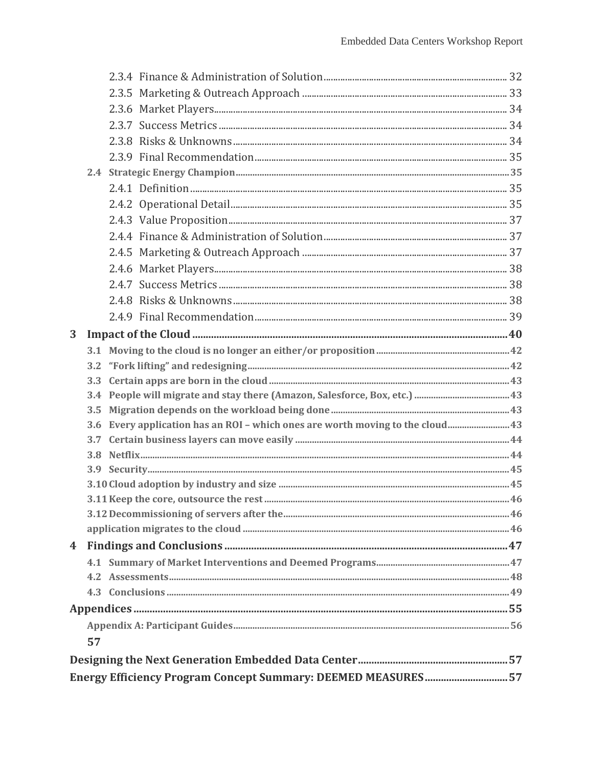2.3.4 Finance & Administration of Solution ........ 32
2.3.5 Marketing & Outreach Approach ........ 33
2.3.6 Market Players ........ 34
2.3.7 Success Metrics ........ 34
2.3.8 Risks & Unknowns ........ 34
2.3.9 Final Recommendation ........ 35

**2.4 Strategic Energy Champion ........ 35**

2.4.1 Definition ........ 35
2.4.2 Operational Detail ........ 35
2.4.3 Value Proposition ........ 37
2.4.4 Finance & Administration of Solution ........ 37
2.4.5 Marketing & Outreach Approach ........ 37
2.4.6 Market Players ........ 38
2.4.7 Success Metrics ........ 38
2.4.8 Risks & Unknowns ........ 38
2.4.9 Final Recommendation ........ 39

**3 Impact of the Cloud ........ 40**

**3.1 Moving to the cloud is no longer an either/or proposition ........ 42**
**3.2 "Fork lifting" and redesigning ........ 42**
**3.3 Certain apps are born in the cloud ........ 43**
**3.4 People will migrate and stay there (Amazon, Salesforce, Box, etc.) ........ 43**
**3.5 Migration depends on the workload being done ........ 43**
**3.6 Every application has an ROI – which ones are worth moving to the cloud ........ 43**
**3.7 Certain business layers can move easily ........ 44**
**3.8 Netflix ........ 44**
**3.9 Security ........ 45**
**3.10 Cloud adoption by industry and size ........ 45**
**3.11 Keep the core, outsource the rest ........ 46**
**3.12 Decommissioning of servers after the ........ 46**
**application migrates to the cloud ........ 46**

**4 Findings and Conclusions ........ 47**

**4.1 Summary of Market Interventions and Deemed Programs ........ 47**
**4.2 Assessments ........ 48**
**4.3 Conclusions ........ 49**

**Appendices ........ 55**

**Appendix A: Participant Guides ........ 56**

**57**

**Designing the Next Generation Embedded Data Center ........ 57**

**Energy Efficiency Program Concept Summary: DEEMED MEASURES ........ 57**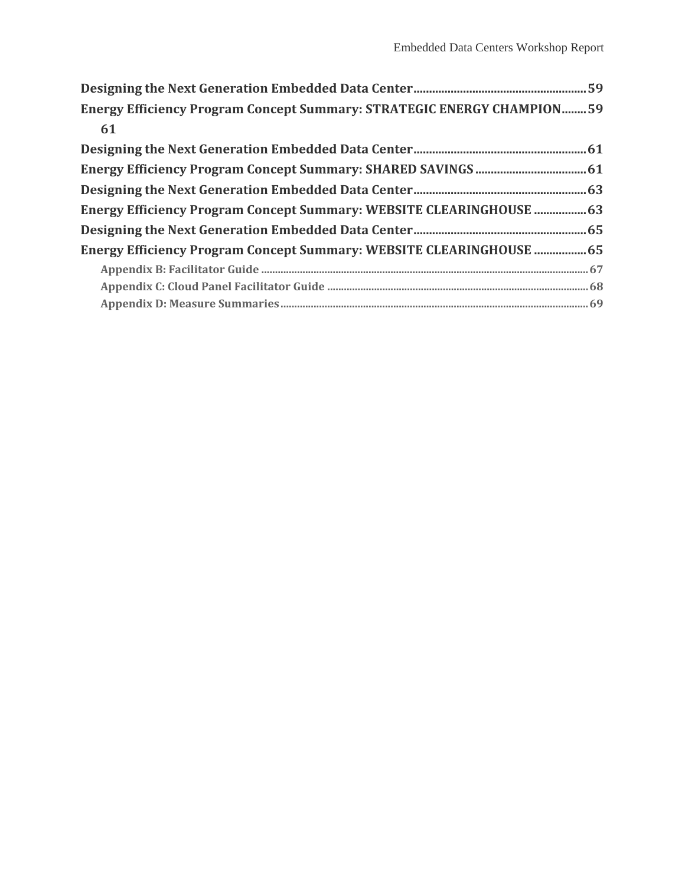**Designing the Next Generation Embedded Data Center........................................................59**

**Energy Efficiency Program Concept Summary: STRATEGIC ENERGY CHAMPION........59**

**61**

**Designing the Next Generation Embedded Data Center........................................................61**

**Energy Efficiency Program Concept Summary: SHARED SAVINGS....................................61**

**Designing the Next Generation Embedded Data Center........................................................63**

**Energy Efficiency Program Concept Summary: WEBSITE CLEARINGHOUSE .................63**

**Designing the Next Generation Embedded Data Center........................................................65**

**Energy Efficiency Program Concept Summary: WEBSITE CLEARINGHOUSE .................65**

Appendix B: Facilitator Guide ........................................................................................................................67

Appendix C: Cloud Panel Facilitator Guide ...............................................................................................68

Appendix D: Measure Summaries..................................................................................................................69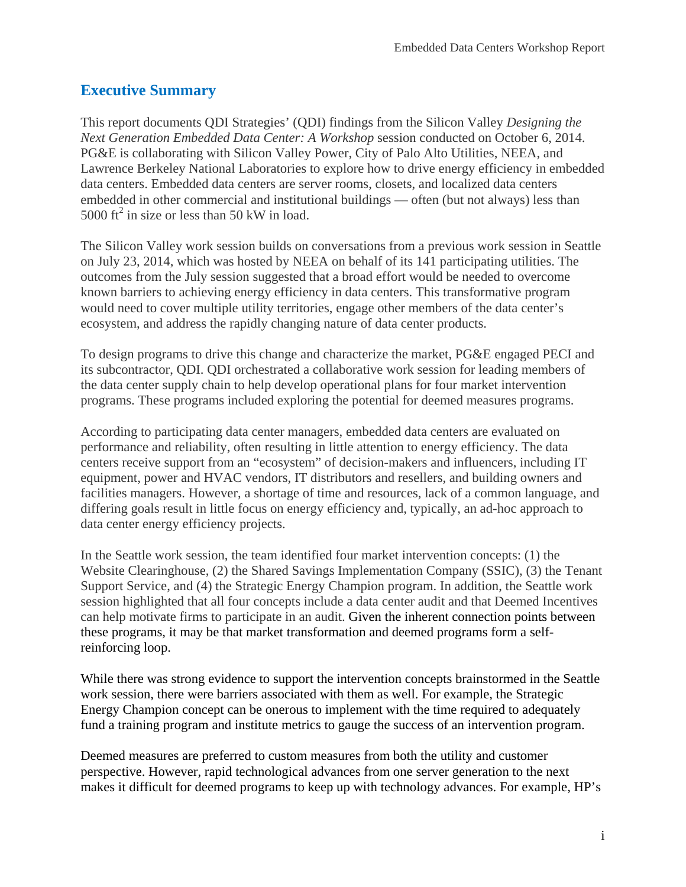## Executive Summary

This report documents QDI Strategies' (QDI) findings from the Silicon Valley *Designing the Next Generation Embedded Data Center: A Workshop* session conducted on October 6, 2014. PG&E is collaborating with Silicon Valley Power, City of Palo Alto Utilities, NEEA, and Lawrence Berkeley National Laboratories to explore how to drive energy efficiency in embedded data centers. Embedded data centers are server rooms, closets, and localized data centers embedded in other commercial and institutional buildings — often (but not always) less than 5000 $ft^2$ in size or less than 50 kW in load.

The Silicon Valley work session builds on conversations from a previous work session in Seattle on July 23, 2014, which was hosted by NEEA on behalf of its 141 participating utilities. The outcomes from the July session suggested that a broad effort would be needed to overcome known barriers to achieving energy efficiency in data centers. This transformative program would need to cover multiple utility territories, engage other members of the data center's ecosystem, and address the rapidly changing nature of data center products.

To design programs to drive this change and characterize the market, PG&E engaged PECI and its subcontractor, QDI. QDI orchestrated a collaborative work session for leading members of the data center supply chain to help develop operational plans for four market intervention programs. These programs included exploring the potential for deemed measures programs.

According to participating data center managers, embedded data centers are evaluated on performance and reliability, often resulting in little attention to energy efficiency. The data centers receive support from an "ecosystem" of decision-makers and influencers, including IT equipment, power and HVAC vendors, IT distributors and resellers, and building owners and facilities managers. However, a shortage of time and resources, lack of a common language, and differing goals result in little focus on energy efficiency and, typically, an ad-hoc approach to data center energy efficiency projects.

In the Seattle work session, the team identified four market intervention concepts: (1) the Website Clearinghouse, (2) the Shared Savings Implementation Company (SSIC), (3) the Tenant Support Service, and (4) the Strategic Energy Champion program. In addition, the Seattle work session highlighted that all four concepts include a data center audit and that Deemed Incentives can help motivate firms to participate in an audit. Given the inherent connection points between these programs, it may be that market transformation and deemed programs form a self-reinforcing loop.

While there was strong evidence to support the intervention concepts brainstormed in the Seattle work session, there were barriers associated with them as well. For example, the Strategic Energy Champion concept can be onerous to implement with the time required to adequately fund a training program and institute metrics to gauge the success of an intervention program.

Deemed measures are preferred to custom measures from both the utility and customer perspective. However, rapid technological advances from one server generation to the next makes it difficult for deemed programs to keep up with technology advances. For example, HP's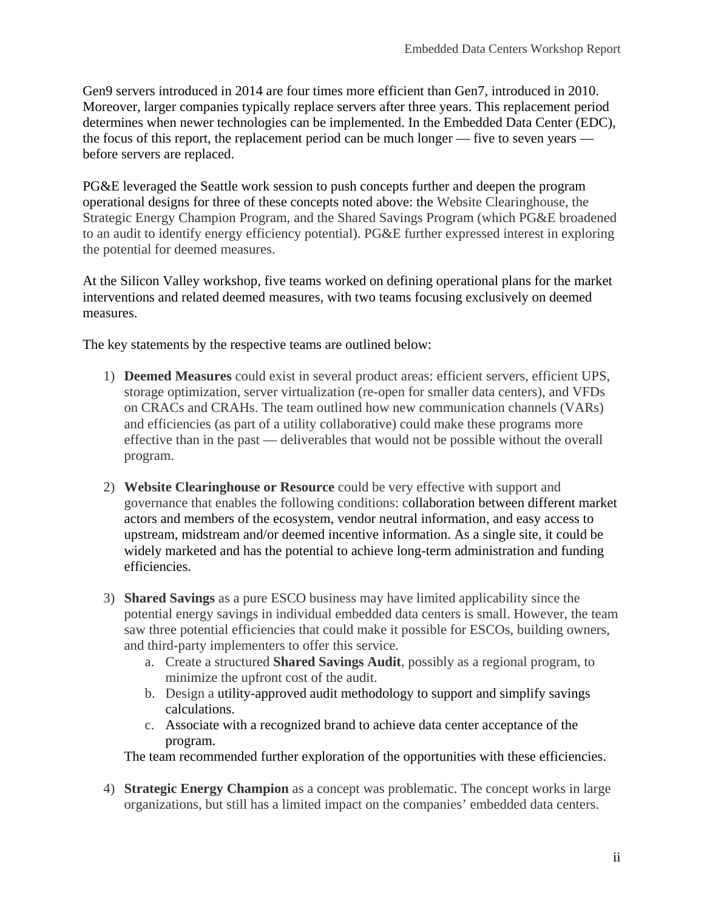Gen9 servers introduced in 2014 are four times more efficient than Gen7, introduced in 2010. Moreover, larger companies typically replace servers after three years. This replacement period determines when newer technologies can be implemented. In the Embedded Data Center (EDC), the focus of this report, the replacement period can be much longer — five to seven years — before servers are replaced.

PG&E leveraged the Seattle work session to push concepts further and deepen the program operational designs for three of these concepts noted above: the Website Clearinghouse, the Strategic Energy Champion Program, and the Shared Savings Program (which PG&E broadened to an audit to identify energy efficiency potential). PG&E further expressed interest in exploring the potential for deemed measures.

At the Silicon Valley workshop, five teams worked on defining operational plans for the market interventions and related deemed measures, with two teams focusing exclusively on deemed measures.

The key statements by the respective teams are outlined below:

1) **Deemed Measures** could exist in several product areas: efficient servers, efficient UPS, storage optimization, server virtualization (re-open for smaller data centers), and VFDs on CRACs and CRAHs. The team outlined how new communication channels (VARs) and efficiencies (as part of a utility collaborative) could make these programs more effective than in the past — deliverables that would not be possible without the overall program.

2) **Website Clearinghouse or Resource** could be very effective with support and governance that enables the following conditions: collaboration between different market actors and members of the ecosystem, vendor neutral information, and easy access to upstream, midstream and/or deemed incentive information. As a single site, it could be widely marketed and has the potential to achieve long-term administration and funding efficiencies.

3) **Shared Savings** as a pure ESCO business may have limited applicability since the potential energy savings in individual embedded data centers is small. However, the team saw three potential efficiencies that could make it possible for ESCOs, building owners, and third-party implementers to offer this service.
   a. Create a structured **Shared Savings Audit**, possibly as a regional program, to minimize the upfront cost of the audit.
   b. Design a utility-approved audit methodology to support and simplify savings calculations.
   c. Associate with a recognized brand to achieve data center acceptance of the program.

   The team recommended further exploration of the opportunities with these efficiencies.

4) **Strategic Energy Champion** as a concept was problematic. The concept works in large organizations, but still has a limited impact on the companies' embedded data centers.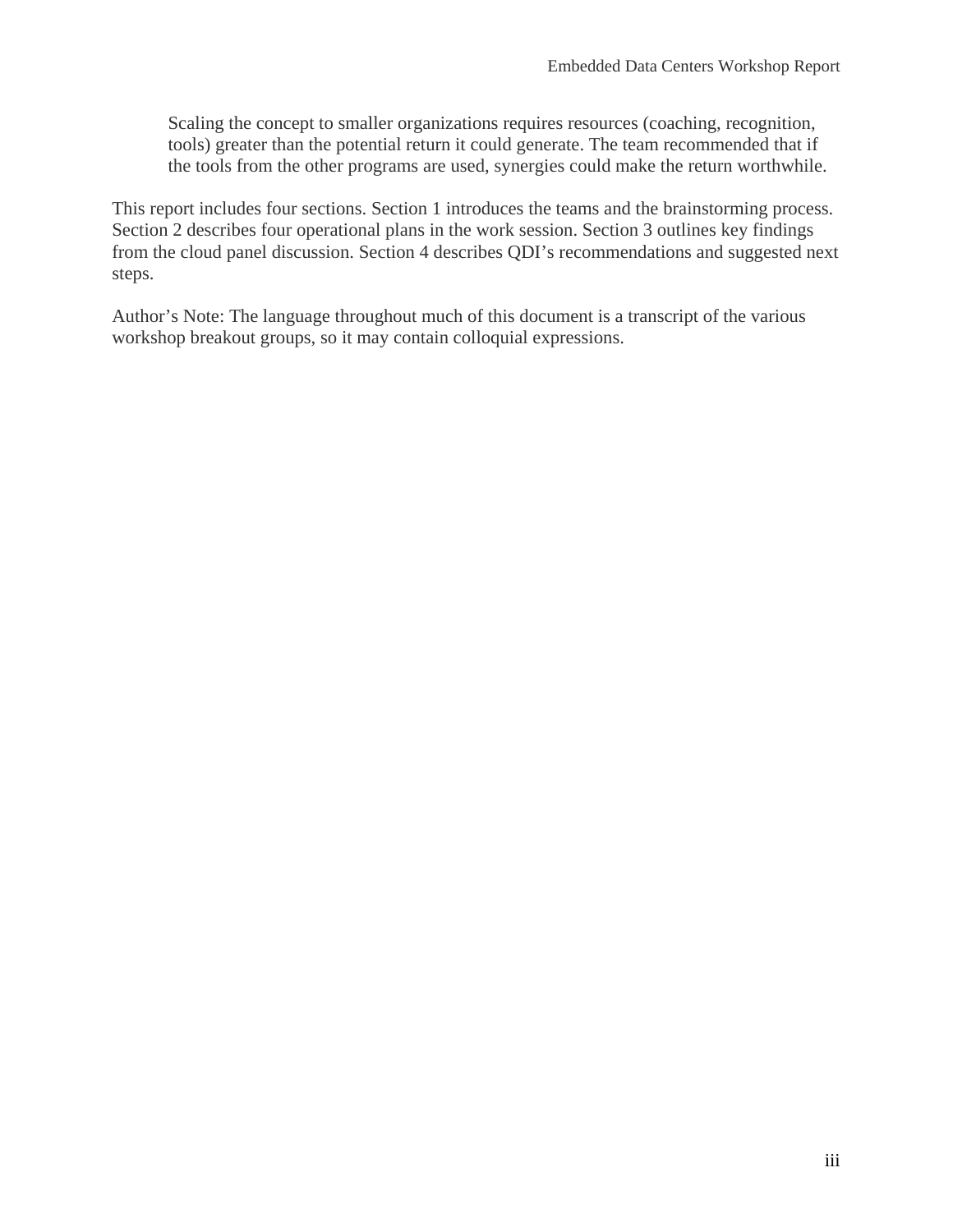> Scaling the concept to smaller organizations requires resources (coaching, recognition, tools) greater than the potential return it could generate. The team recommended that if the tools from the other programs are used, synergies could make the return worthwhile.

This report includes four sections. Section 1 introduces the teams and the brainstorming process. Section 2 describes four operational plans in the work session. Section 3 outlines key findings from the cloud panel discussion. Section 4 describes QDI's recommendations and suggested next steps.

Author's Note: The language throughout much of this document is a transcript of the various workshop breakout groups, so it may contain colloquial expressions.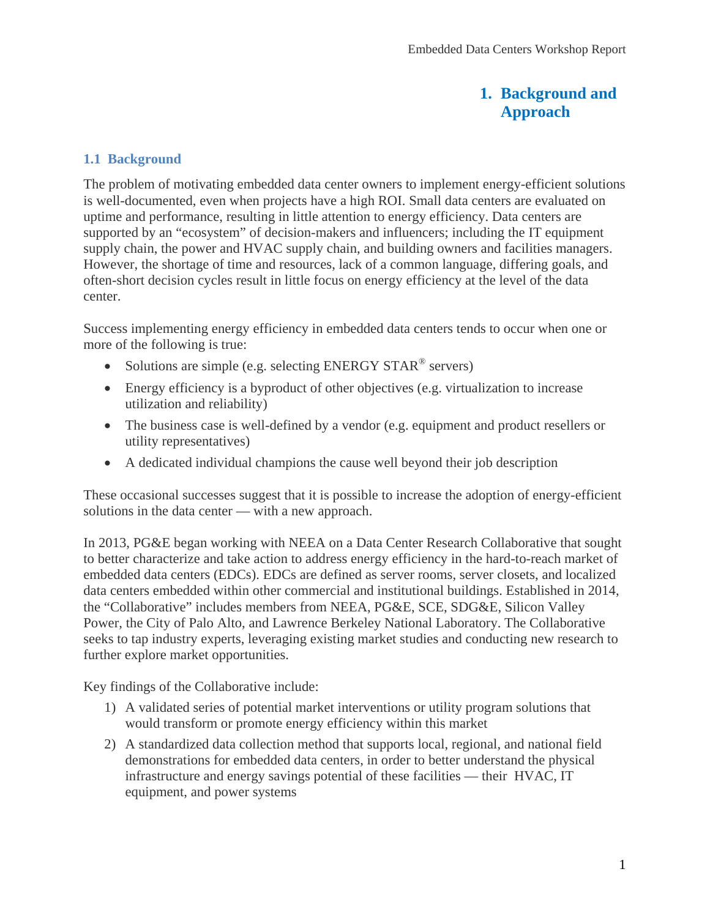# 1. Background and Approach

## 1.1 Background

The problem of motivating embedded data center owners to implement energy-efficient solutions is well-documented, even when projects have a high ROI. Small data centers are evaluated on uptime and performance, resulting in little attention to energy efficiency. Data centers are supported by an "ecosystem" of decision-makers and influencers; including the IT equipment supply chain, the power and HVAC supply chain, and building owners and facilities managers. However, the shortage of time and resources, lack of a common language, differing goals, and often-short decision cycles result in little focus on energy efficiency at the level of the data center.

Success implementing energy efficiency in embedded data centers tends to occur when one or more of the following is true:

- Solutions are simple (e.g. selecting ENERGY STAR® servers)
- Energy efficiency is a byproduct of other objectives (e.g. virtualization to increase utilization and reliability)
- The business case is well-defined by a vendor (e.g. equipment and product resellers or utility representatives)
- A dedicated individual champions the cause well beyond their job description

These occasional successes suggest that it is possible to increase the adoption of energy-efficient solutions in the data center — with a new approach.

In 2013, PG&E began working with NEEA on a Data Center Research Collaborative that sought to better characterize and take action to address energy efficiency in the hard-to-reach market of embedded data centers (EDCs). EDCs are defined as server rooms, server closets, and localized data centers embedded within other commercial and institutional buildings. Established in 2014, the "Collaborative" includes members from NEEA, PG&E, SCE, SDG&E, Silicon Valley Power, the City of Palo Alto, and Lawrence Berkeley National Laboratory. The Collaborative seeks to tap industry experts, leveraging existing market studies and conducting new research to further explore market opportunities.

Key findings of the Collaborative include:

1) A validated series of potential market interventions or utility program solutions that would transform or promote energy efficiency within this market
2) A standardized data collection method that supports local, regional, and national field demonstrations for embedded data centers, in order to better understand the physical infrastructure and energy savings potential of these facilities — their HVAC, IT equipment, and power systems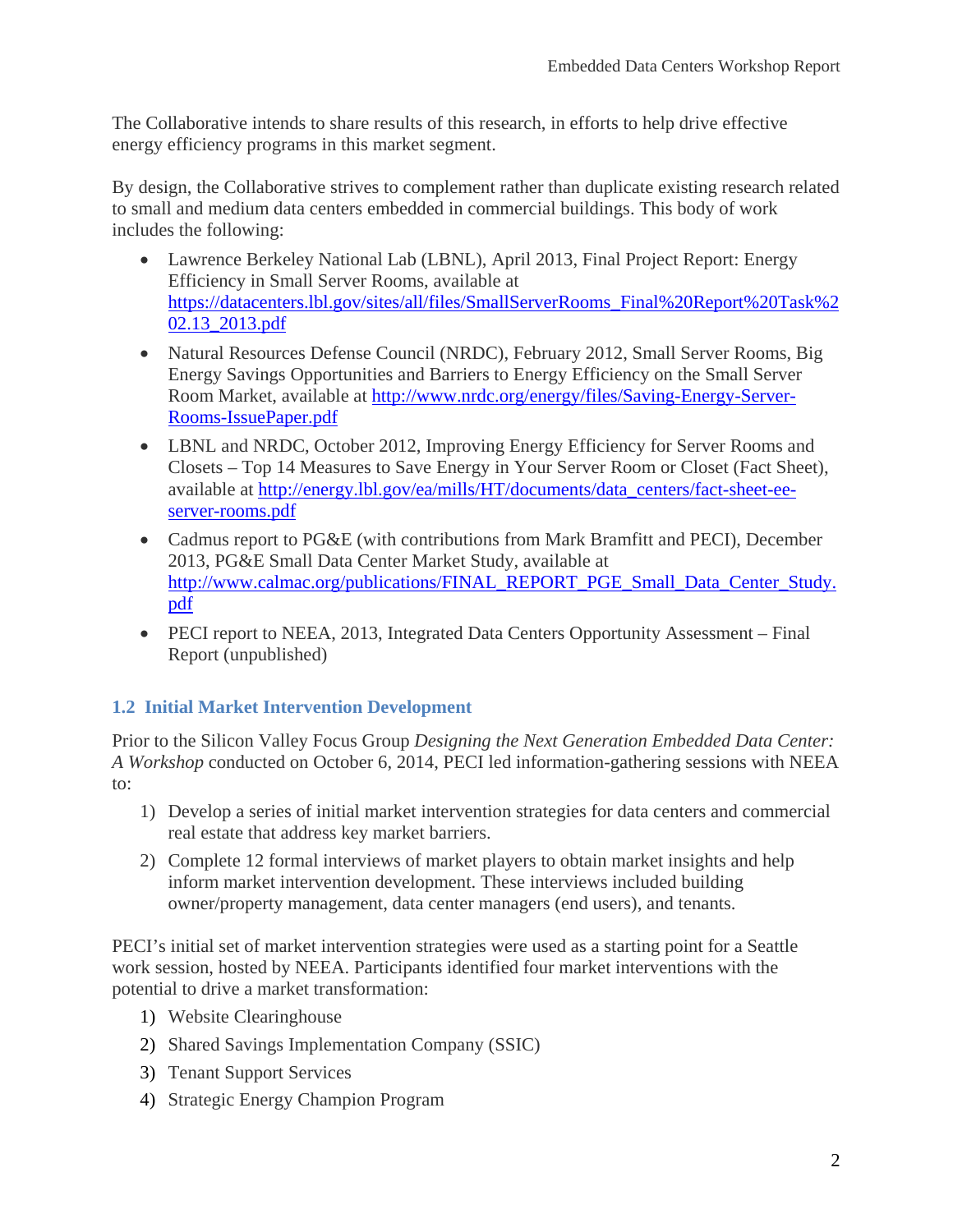The Collaborative intends to share results of this research, in efforts to help drive effective energy efficiency programs in this market segment.

By design, the Collaborative strives to complement rather than duplicate existing research related to small and medium data centers embedded in commercial buildings. This body of work includes the following:

- Lawrence Berkeley National Lab (LBNL), April 2013, Final Project Report: Energy Efficiency in Small Server Rooms, available at https://datacenters.lbl.gov/sites/all/files/SmallServerRooms_Final%20Report%20Task%202.13_2013.pdf
- Natural Resources Defense Council (NRDC), February 2012, Small Server Rooms, Big Energy Savings Opportunities and Barriers to Energy Efficiency on the Small Server Room Market, available at http://www.nrdc.org/energy/files/Saving-Energy-Server-Rooms-IssuePaper.pdf
- LBNL and NRDC, October 2012, Improving Energy Efficiency for Server Rooms and Closets – Top 14 Measures to Save Energy in Your Server Room or Closet (Fact Sheet), available at http://energy.lbl.gov/ea/mills/HT/documents/data_centers/fact-sheet-ee-server-rooms.pdf
- Cadmus report to PG&E (with contributions from Mark Bramfitt and PECI), December 2013, PG&E Small Data Center Market Study, available at http://www.calmac.org/publications/FINAL_REPORT_PGE_Small_Data_Center_Study.pdf
- PECI report to NEEA, 2013, Integrated Data Centers Opportunity Assessment – Final Report (unpublished)

## 1.2 Initial Market Intervention Development

Prior to the Silicon Valley Focus Group *Designing the Next Generation Embedded Data Center: A Workshop* conducted on October 6, 2014, PECI led information-gathering sessions with NEEA to:

1) Develop a series of initial market intervention strategies for data centers and commercial real estate that address key market barriers.
2) Complete 12 formal interviews of market players to obtain market insights and help inform market intervention development. These interviews included building owner/property management, data center managers (end users), and tenants.

PECI's initial set of market intervention strategies were used as a starting point for a Seattle work session, hosted by NEEA. Participants identified four market interventions with the potential to drive a market transformation:

1) Website Clearinghouse
2) Shared Savings Implementation Company (SSIC)
3) Tenant Support Services
4) Strategic Energy Champion Program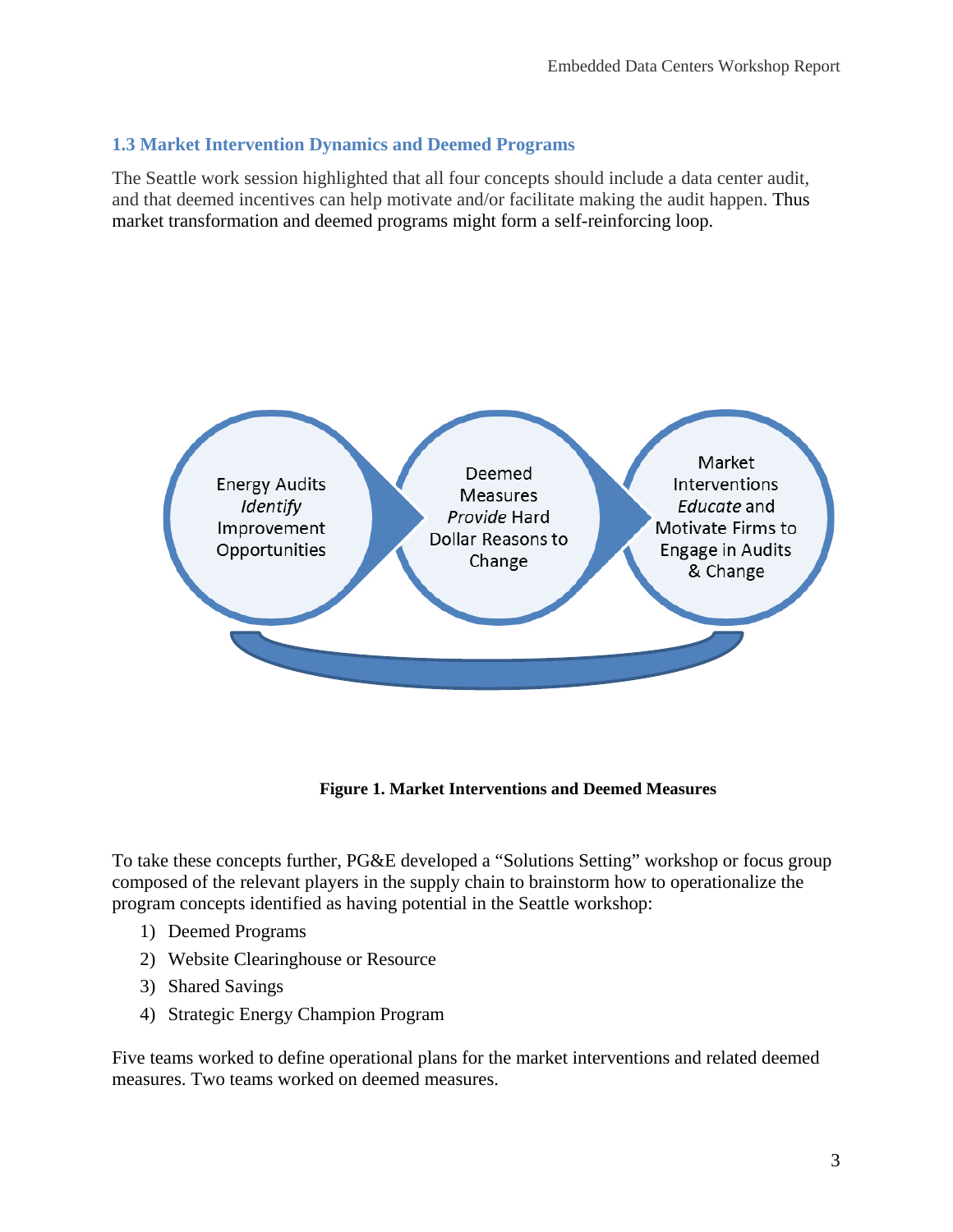### 1.3 Market Intervention Dynamics and Deemed Programs

The Seattle work session highlighted that all four concepts should include a data center audit, and that deemed incentives can help motivate and/or facilitate making the audit happen. Thus market transformation and deemed programs might form a self-reinforcing loop.

Energy Audits *Identify* Improvement Opportunities

Deemed Measures *Provide* Hard Dollar Reasons to Change

Market Interventions *Educate* and Motivate Firms to Engage in Audits & Change

**Figure 1. Market Interventions and Deemed Measures**

To take these concepts further, PG&E developed a "Solutions Setting" workshop or focus group composed of the relevant players in the supply chain to brainstorm how to operationalize the program concepts identified as having potential in the Seattle workshop:

1) Deemed Programs
2) Website Clearinghouse or Resource
3) Shared Savings
4) Strategic Energy Champion Program

Five teams worked to define operational plans for the market interventions and related deemed measures. Two teams worked on deemed measures.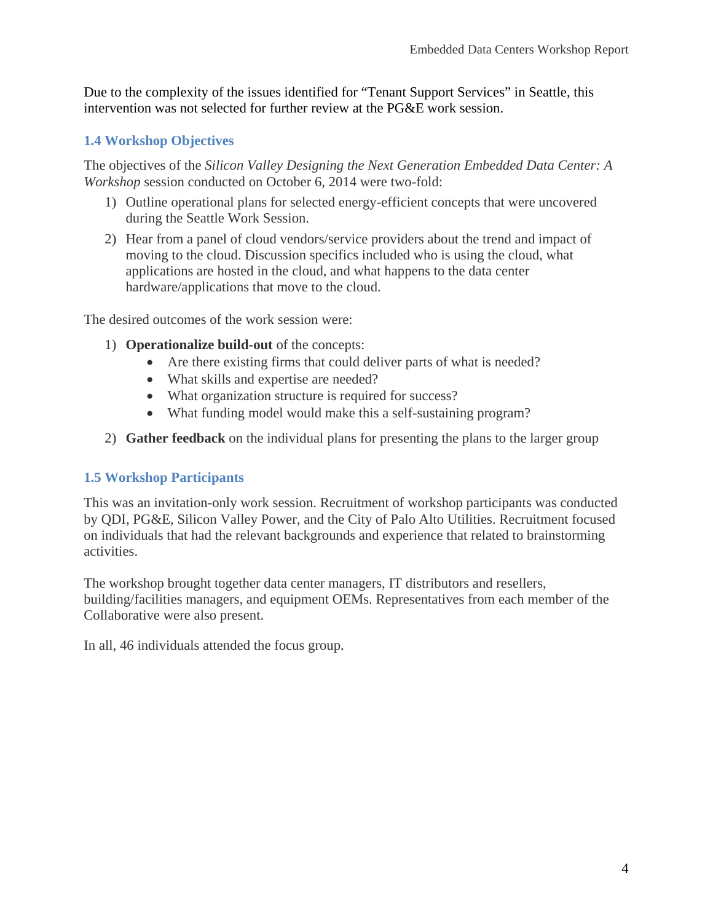Due to the complexity of the issues identified for "Tenant Support Services" in Seattle, this intervention was not selected for further review at the PG&E work session.

### 1.4 Workshop Objectives

The objectives of the *Silicon Valley Designing the Next Generation Embedded Data Center: A Workshop* session conducted on October 6, 2014 were two-fold:

1) Outline operational plans for selected energy-efficient concepts that were uncovered during the Seattle Work Session.
2) Hear from a panel of cloud vendors/service providers about the trend and impact of moving to the cloud. Discussion specifics included who is using the cloud, what applications are hosted in the cloud, and what happens to the data center hardware/applications that move to the cloud.

The desired outcomes of the work session were:

1) **Operationalize build-out** of the concepts:
    - Are there existing firms that could deliver parts of what is needed?
    - What skills and expertise are needed?
    - What organization structure is required for success?
    - What funding model would make this a self-sustaining program?
2) **Gather feedback** on the individual plans for presenting the plans to the larger group

### 1.5 Workshop Participants

This was an invitation-only work session. Recruitment of workshop participants was conducted by QDI, PG&E, Silicon Valley Power, and the City of Palo Alto Utilities. Recruitment focused on individuals that had the relevant backgrounds and experience that related to brainstorming activities.

The workshop brought together data center managers, IT distributors and resellers, building/facilities managers, and equipment OEMs. Representatives from each member of the Collaborative were also present.

In all, 46 individuals attended the focus group.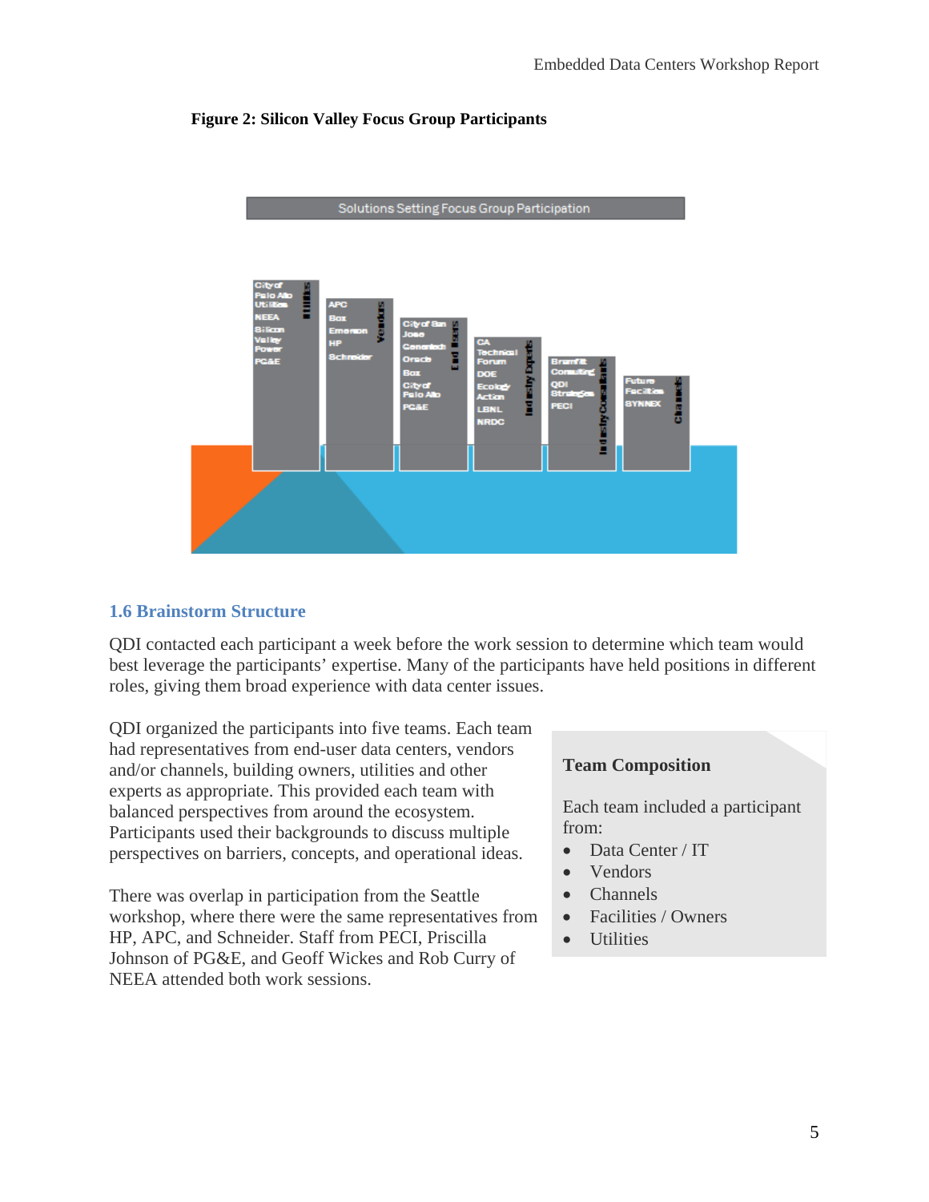**Figure 2: Silicon Valley Focus Group Participants**

Solutions Setting Focus Group Participation

| Utilities | Vendors | End Users | Industry Experts | Industry Consultants | Channels |
|---|---|---|---|---|---|
| City of Palo Alto Utilities | APC | City of San Jose | CA Technical Forum | Bramfitt Consulting | Future Facilities |
| NEEA | Box | Genentech | DOE | QDI Strategies | SYNNEX |
| Silicon Valley Power | Emerson | Oracle | Ecology Action | PECI | |
| PG&E | HP | Box | LBNL | | |
| | Schneider | City of Palo Alto | NRDC | | |
| | | PG&E | | | |

## 1.6 Brainstorm Structure

QDI contacted each participant a week before the work session to determine which team would best leverage the participants' expertise. Many of the participants have held positions in different roles, giving them broad experience with data center issues.

QDI organized the participants into five teams. Each team had representatives from end-user data centers, vendors and/or channels, building owners, utilities and other experts as appropriate. This provided each team with balanced perspectives from around the ecosystem. Participants used their backgrounds to discuss multiple perspectives on barriers, concepts, and operational ideas.

There was overlap in participation from the Seattle workshop, where there were the same representatives from HP, APC, and Schneider. Staff from PECI, Priscilla Johnson of PG&E, and Geoff Wickes and Rob Curry of NEEA attended both work sessions.

**Team Composition**

Each team included a participant from:

- Data Center / IT
- Vendors
- Channels
- Facilities / Owners
- Utilities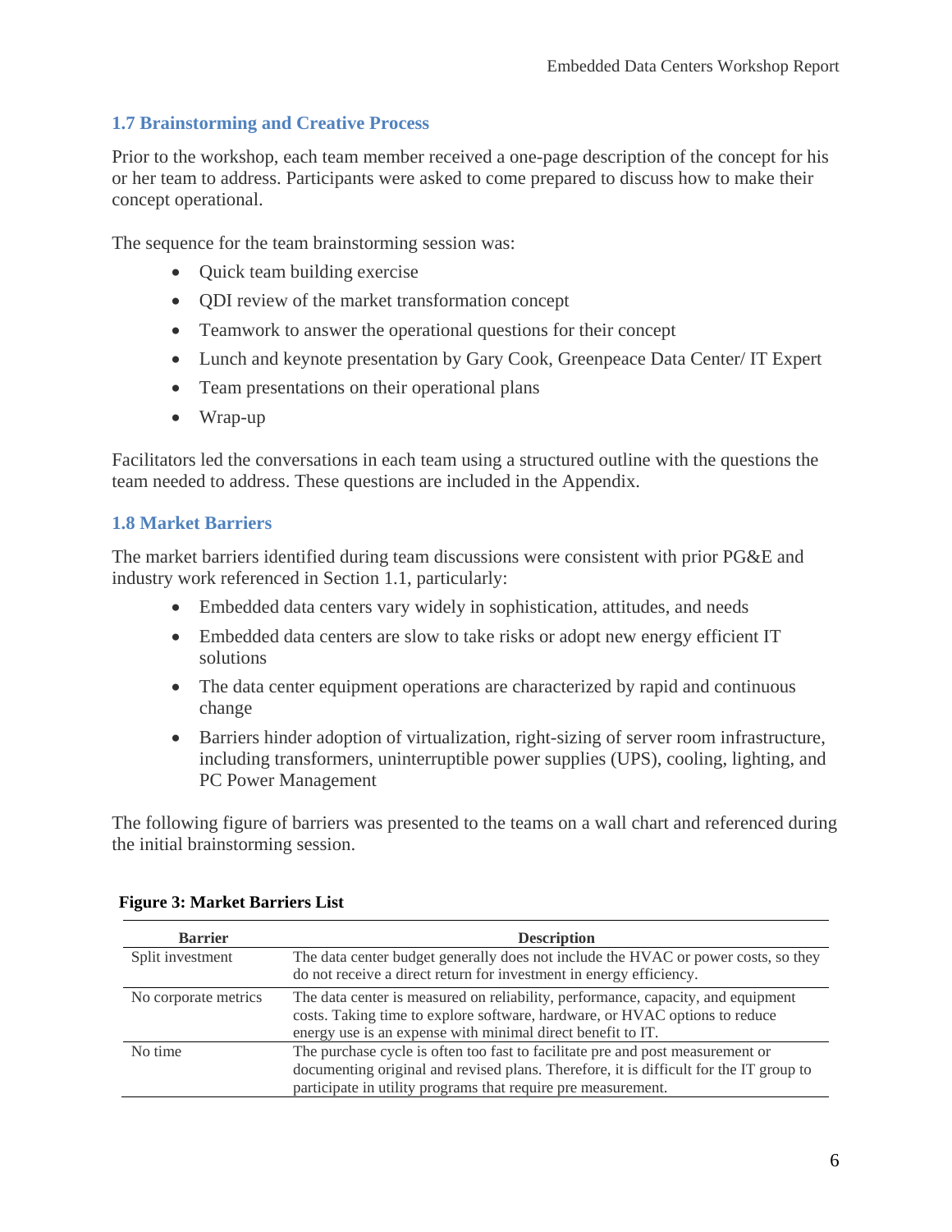### 1.7 Brainstorming and Creative Process

Prior to the workshop, each team member received a one-page description of the concept for his or her team to address. Participants were asked to come prepared to discuss how to make their concept operational.

The sequence for the team brainstorming session was:

- Quick team building exercise
- QDI review of the market transformation concept
- Teamwork to answer the operational questions for their concept
- Lunch and keynote presentation by Gary Cook, Greenpeace Data Center/ IT Expert
- Team presentations on their operational plans
- Wrap-up

Facilitators led the conversations in each team using a structured outline with the questions the team needed to address. These questions are included in the Appendix.

### 1.8 Market Barriers

The market barriers identified during team discussions were consistent with prior PG&E and industry work referenced in Section 1.1, particularly:

- Embedded data centers vary widely in sophistication, attitudes, and needs
- Embedded data centers are slow to take risks or adopt new energy efficient IT solutions
- The data center equipment operations are characterized by rapid and continuous change
- Barriers hinder adoption of virtualization, right-sizing of server room infrastructure, including transformers, uninterruptible power supplies (UPS), cooling, lighting, and PC Power Management

The following figure of barriers was presented to the teams on a wall chart and referenced during the initial brainstorming session.

**Figure 3: Market Barriers List**

| Barrier | Description |
|---|---|
| Split investment | The data center budget generally does not include the HVAC or power costs, so they do not receive a direct return for investment in energy efficiency. |
| No corporate metrics | The data center is measured on reliability, performance, capacity, and equipment costs. Taking time to explore software, hardware, or HVAC options to reduce energy use is an expense with minimal direct benefit to IT. |
| No time | The purchase cycle is often too fast to facilitate pre and post measurement or documenting original and revised plans. Therefore, it is difficult for the IT group to participate in utility programs that require pre measurement. |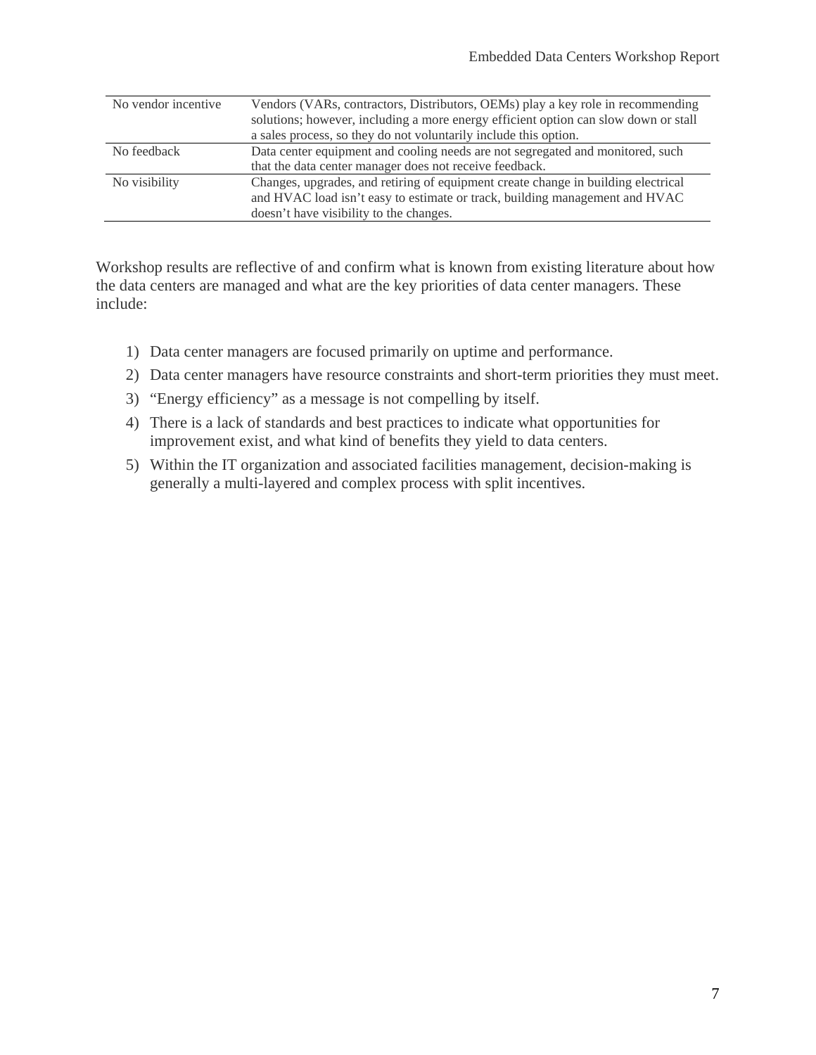| | |
|---|---|
| No vendor incentive | Vendors (VARs, contractors, Distributors, OEMs) play a key role in recommending solutions; however, including a more energy efficient option can slow down or stall a sales process, so they do not voluntarily include this option. |
| No feedback | Data center equipment and cooling needs are not segregated and monitored, such that the data center manager does not receive feedback. |
| No visibility | Changes, upgrades, and retiring of equipment create change in building electrical and HVAC load isn't easy to estimate or track, building management and HVAC doesn't have visibility to the changes. |

Workshop results are reflective of and confirm what is known from existing literature about how the data centers are managed and what are the key priorities of data center managers. These include:

1) Data center managers are focused primarily on uptime and performance.
2) Data center managers have resource constraints and short-term priorities they must meet.
3) "Energy efficiency" as a message is not compelling by itself.
4) There is a lack of standards and best practices to indicate what opportunities for improvement exist, and what kind of benefits they yield to data centers.
5) Within the IT organization and associated facilities management, decision-making is generally a multi-layered and complex process with split incentives.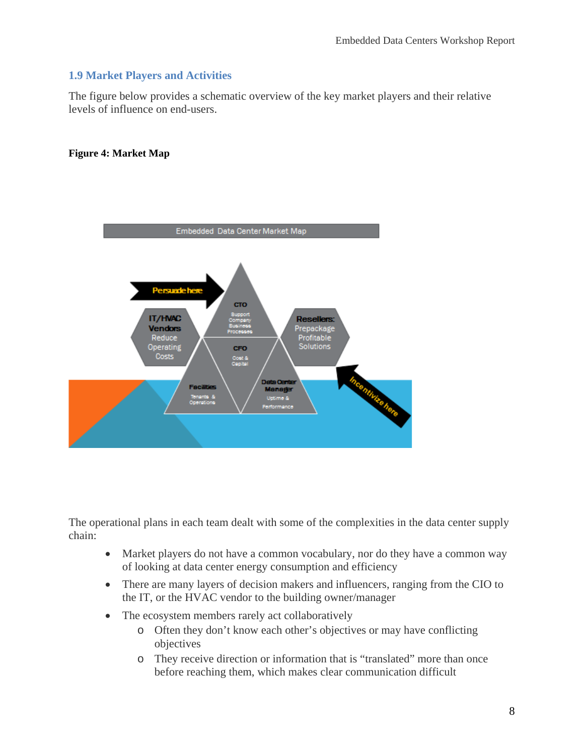## 1.9 Market Players and Activities

The figure below provides a schematic overview of the key market players and their relative levels of influence on end-users.

**Figure 4: Market Map**

The operational plans in each team dealt with some of the complexities in the data center supply chain:

- Market players do not have a common vocabulary, nor do they have a common way of looking at data center energy consumption and efficiency
- There are many layers of decision makers and influencers, ranging from the CIO to the IT, or the HVAC vendor to the building owner/manager
- The ecosystem members rarely act collaboratively
  - Often they don't know each other's objectives or may have conflicting objectives
  - They receive direction or information that is "translated" more than once before reaching them, which makes clear communication difficult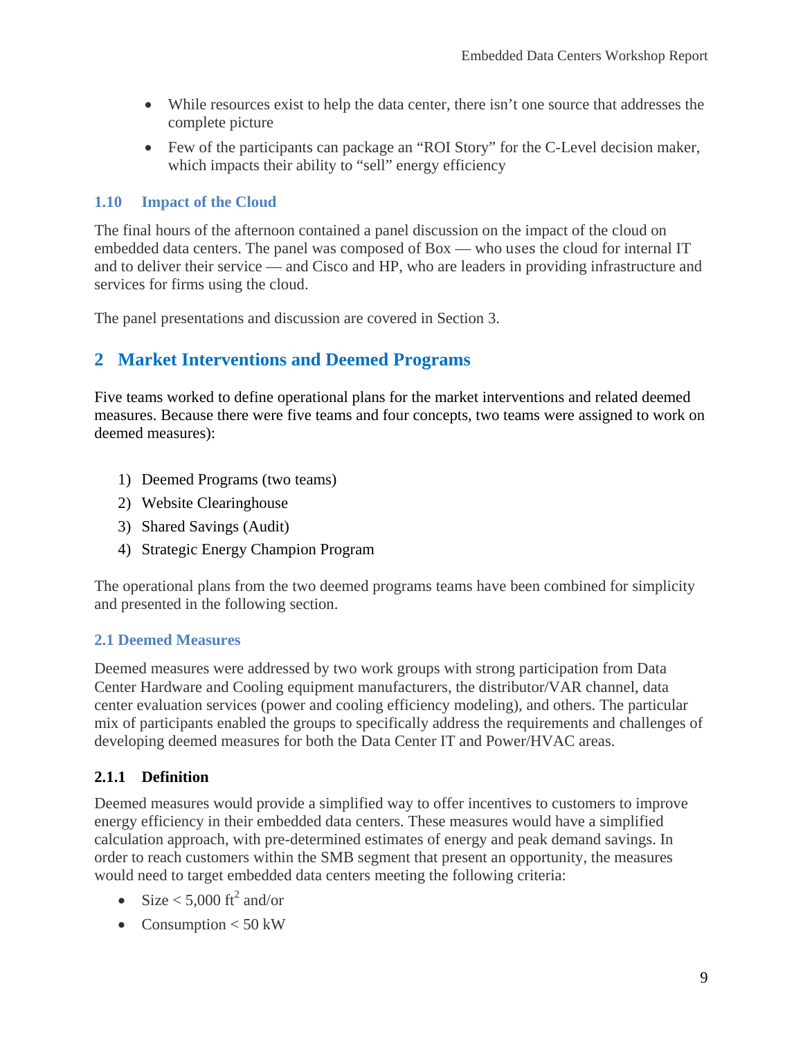- While resources exist to help the data center, there isn't one source that addresses the complete picture
- Few of the participants can package an "ROI Story" for the C-Level decision maker, which impacts their ability to "sell" energy efficiency

### 1.10 Impact of the Cloud

The final hours of the afternoon contained a panel discussion on the impact of the cloud on embedded data centers. The panel was composed of Box — who uses the cloud for internal IT and to deliver their service — and Cisco and HP, who are leaders in providing infrastructure and services for firms using the cloud.

The panel presentations and discussion are covered in Section 3.

# 2 Market Interventions and Deemed Programs

Five teams worked to define operational plans for the market interventions and related deemed measures. Because there were five teams and four concepts, two teams were assigned to work on deemed measures):

1) Deemed Programs (two teams)
2) Website Clearinghouse
3) Shared Savings (Audit)
4) Strategic Energy Champion Program

The operational plans from the two deemed programs teams have been combined for simplicity and presented in the following section.

## 2.1 Deemed Measures

Deemed measures were addressed by two work groups with strong participation from Data Center Hardware and Cooling equipment manufacturers, the distributor/VAR channel, data center evaluation services (power and cooling efficiency modeling), and others. The particular mix of participants enabled the groups to specifically address the requirements and challenges of developing deemed measures for both the Data Center IT and Power/HVAC areas.

### 2.1.1 Definition

Deemed measures would provide a simplified way to offer incentives to customers to improve energy efficiency in their embedded data centers. These measures would have a simplified calculation approach, with pre-determined estimates of energy and peak demand savings. In order to reach customers within the SMB segment that present an opportunity, the measures would need to target embedded data centers meeting the following criteria:

- Size < 5,000 $ft^2$ and/or
- Consumption < 50 kW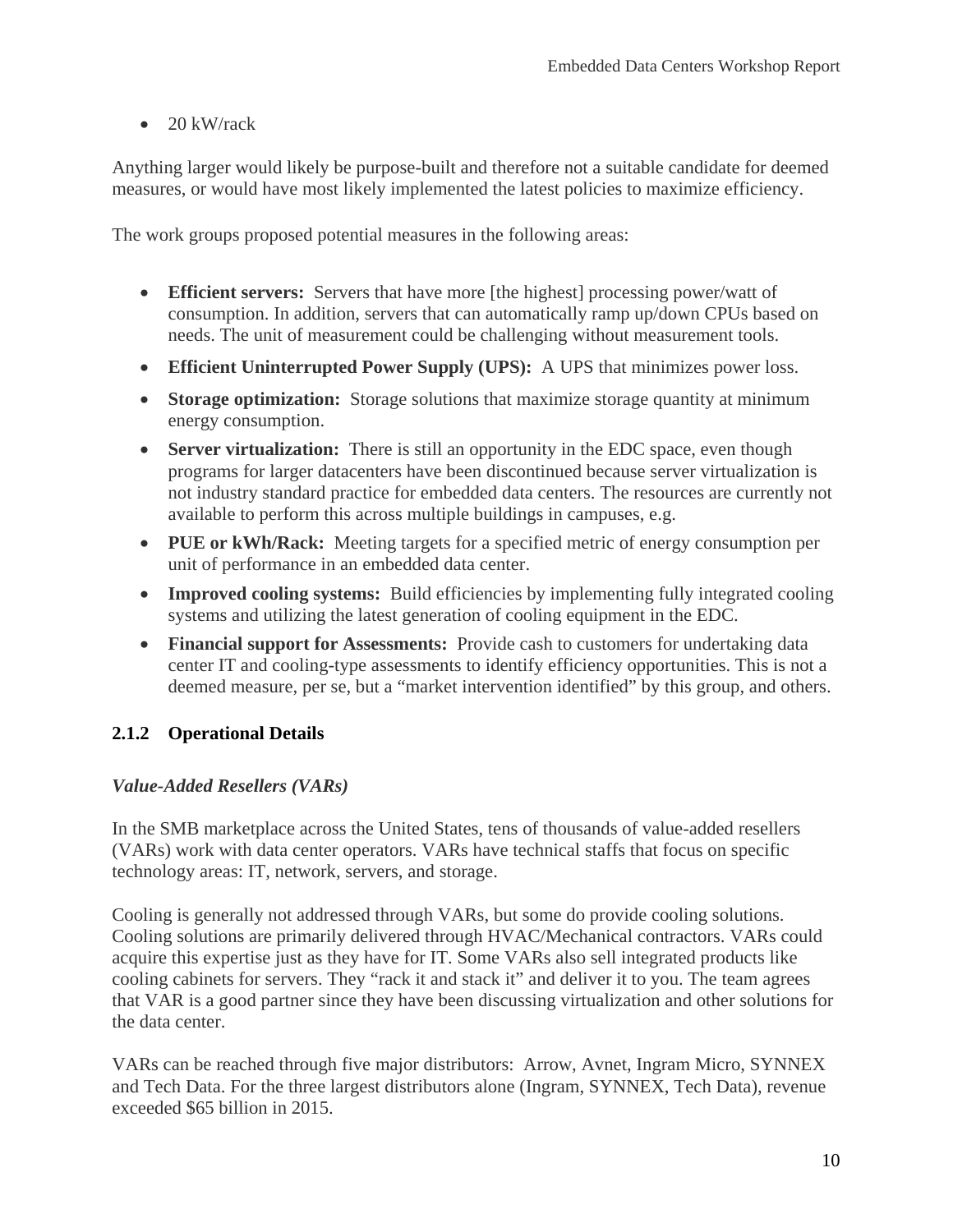- 20 kW/rack

Anything larger would likely be purpose-built and therefore not a suitable candidate for deemed measures, or would have most likely implemented the latest policies to maximize efficiency.

The work groups proposed potential measures in the following areas:

- **Efficient servers:** Servers that have more [the highest] processing power/watt of consumption. In addition, servers that can automatically ramp up/down CPUs based on needs. The unit of measurement could be challenging without measurement tools.
- **Efficient Uninterrupted Power Supply (UPS):** A UPS that minimizes power loss.
- **Storage optimization:** Storage solutions that maximize storage quantity at minimum energy consumption.
- **Server virtualization:** There is still an opportunity in the EDC space, even though programs for larger datacenters have been discontinued because server virtualization is not industry standard practice for embedded data centers. The resources are currently not available to perform this across multiple buildings in campuses, e.g.
- **PUE or kWh/Rack:** Meeting targets for a specified metric of energy consumption per unit of performance in an embedded data center.
- **Improved cooling systems:** Build efficiencies by implementing fully integrated cooling systems and utilizing the latest generation of cooling equipment in the EDC.
- **Financial support for Assessments:** Provide cash to customers for undertaking data center IT and cooling-type assessments to identify efficiency opportunities. This is not a deemed measure, per se, but a "market intervention identified" by this group, and others.

### 2.1.2 Operational Details

*Value-Added Resellers (VARs)*

In the SMB marketplace across the United States, tens of thousands of value-added resellers (VARs) work with data center operators. VARs have technical staffs that focus on specific technology areas: IT, network, servers, and storage.

Cooling is generally not addressed through VARs, but some do provide cooling solutions. Cooling solutions are primarily delivered through HVAC/Mechanical contractors. VARs could acquire this expertise just as they have for IT. Some VARs also sell integrated products like cooling cabinets for servers. They "rack it and stack it" and deliver it to you. The team agrees that VAR is a good partner since they have been discussing virtualization and other solutions for the data center.

VARs can be reached through five major distributors: Arrow, Avnet, Ingram Micro, SYNNEX and Tech Data. For the three largest distributors alone (Ingram, SYNNEX, Tech Data), revenue exceeded $65 billion in 2015.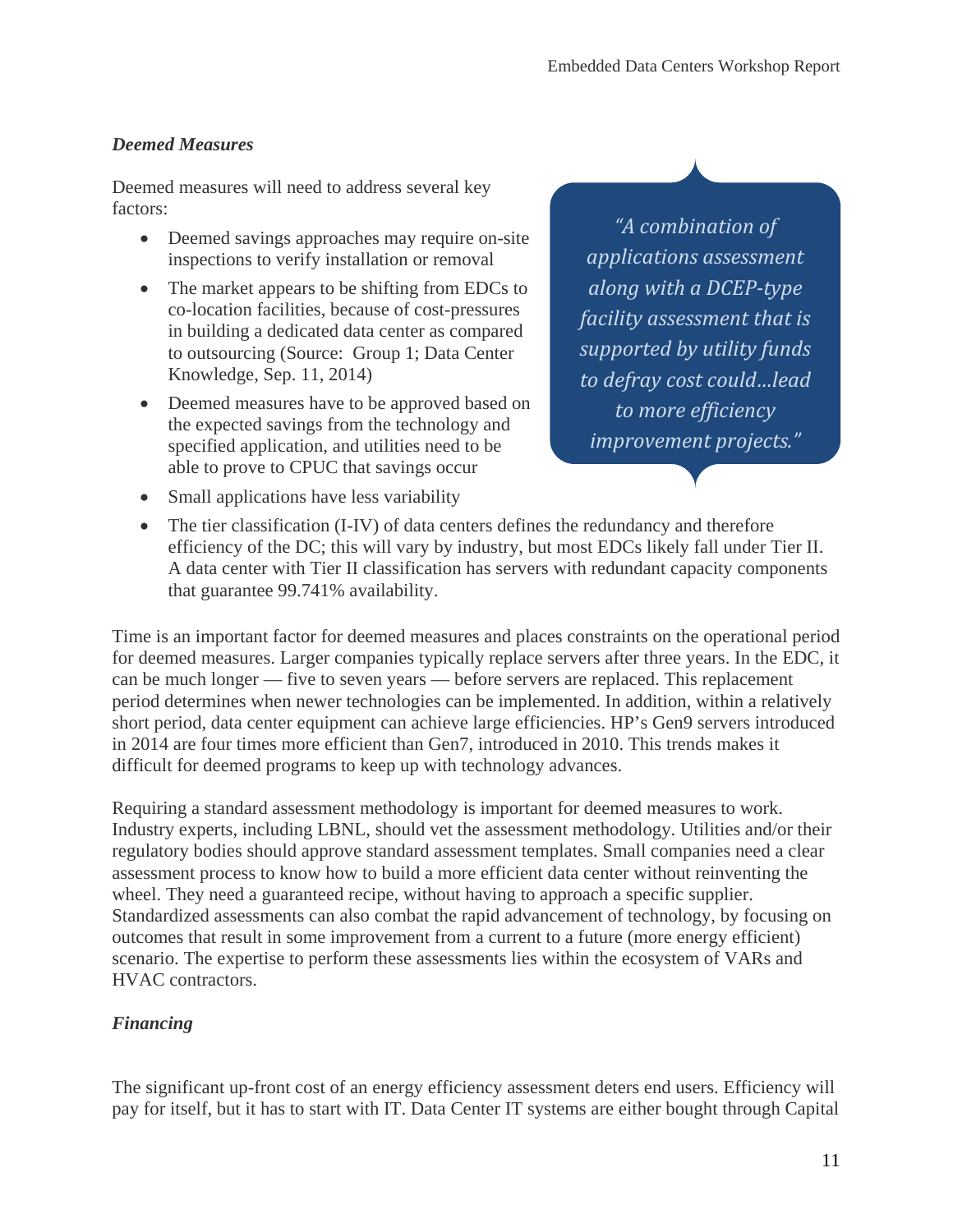### *Deemed Measures*

Deemed measures will need to address several key factors:

- Deemed savings approaches may require on-site inspections to verify installation or removal
- The market appears to be shifting from EDCs to co-location facilities, because of cost-pressures in building a dedicated data center as compared to outsourcing (Source: Group 1; Data Center Knowledge, Sep. 11, 2014)
- Deemed measures have to be approved based on the expected savings from the technology and specified application, and utilities need to be able to prove to CPUC that savings occur
- Small applications have less variability
- The tier classification (I-IV) of data centers defines the redundancy and therefore efficiency of the DC; this will vary by industry, but most EDCs likely fall under Tier II. A data center with Tier II classification has servers with redundant capacity components that guarantee 99.741% availability.

> *"A combination of applications assessment along with a DCEP-type facility assessment that is supported by utility funds to defray cost could…lead to more efficiency improvement projects."*

Time is an important factor for deemed measures and places constraints on the operational period for deemed measures. Larger companies typically replace servers after three years. In the EDC, it can be much longer — five to seven years — before servers are replaced. This replacement period determines when newer technologies can be implemented. In addition, within a relatively short period, data center equipment can achieve large efficiencies. HP's Gen9 servers introduced in 2014 are four times more efficient than Gen7, introduced in 2010. This trends makes it difficult for deemed programs to keep up with technology advances.

Requiring a standard assessment methodology is important for deemed measures to work. Industry experts, including LBNL, should vet the assessment methodology. Utilities and/or their regulatory bodies should approve standard assessment templates. Small companies need a clear assessment process to know how to build a more efficient data center without reinventing the wheel. They need a guaranteed recipe, without having to approach a specific supplier. Standardized assessments can also combat the rapid advancement of technology, by focusing on outcomes that result in some improvement from a current to a future (more energy efficient) scenario. The expertise to perform these assessments lies within the ecosystem of VARs and HVAC contractors.

### *Financing*

The significant up-front cost of an energy efficiency assessment deters end users. Efficiency will pay for itself, but it has to start with IT. Data Center IT systems are either bought through Capital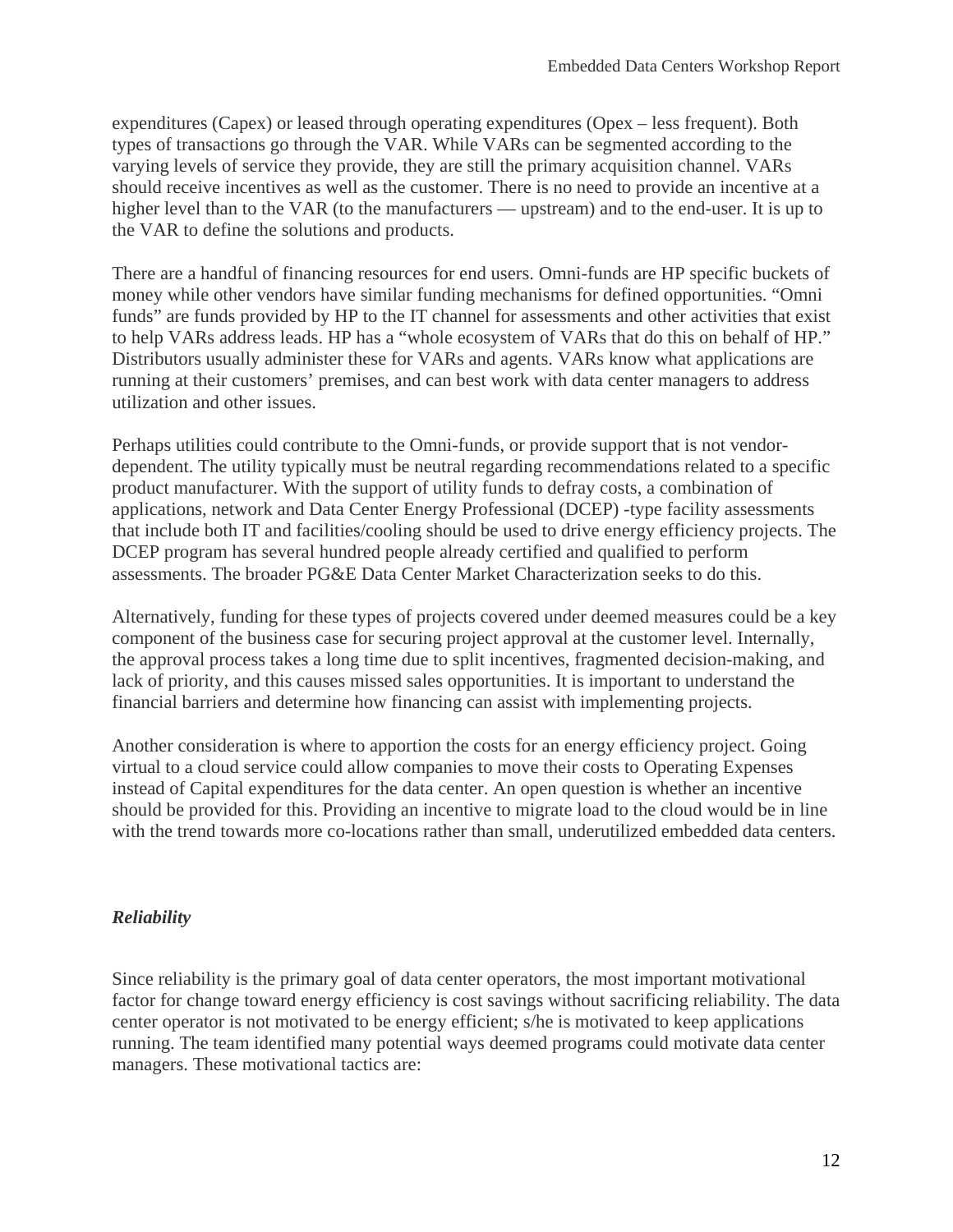expenditures (Capex) or leased through operating expenditures (Opex – less frequent). Both types of transactions go through the VAR. While VARs can be segmented according to the varying levels of service they provide, they are still the primary acquisition channel. VARs should receive incentives as well as the customer. There is no need to provide an incentive at a higher level than to the VAR (to the manufacturers — upstream) and to the end-user. It is up to the VAR to define the solutions and products.

There are a handful of financing resources for end users. Omni-funds are HP specific buckets of money while other vendors have similar funding mechanisms for defined opportunities. "Omni funds" are funds provided by HP to the IT channel for assessments and other activities that exist to help VARs address leads. HP has a "whole ecosystem of VARs that do this on behalf of HP." Distributors usually administer these for VARs and agents. VARs know what applications are running at their customers' premises, and can best work with data center managers to address utilization and other issues.

Perhaps utilities could contribute to the Omni-funds, or provide support that is not vendor-dependent. The utility typically must be neutral regarding recommendations related to a specific product manufacturer. With the support of utility funds to defray costs, a combination of applications, network and Data Center Energy Professional (DCEP) -type facility assessments that include both IT and facilities/cooling should be used to drive energy efficiency projects. The DCEP program has several hundred people already certified and qualified to perform assessments. The broader PG&E Data Center Market Characterization seeks to do this.

Alternatively, funding for these types of projects covered under deemed measures could be a key component of the business case for securing project approval at the customer level. Internally, the approval process takes a long time due to split incentives, fragmented decision-making, and lack of priority, and this causes missed sales opportunities. It is important to understand the financial barriers and determine how financing can assist with implementing projects.

Another consideration is where to apportion the costs for an energy efficiency project. Going virtual to a cloud service could allow companies to move their costs to Operating Expenses instead of Capital expenditures for the data center. An open question is whether an incentive should be provided for this. Providing an incentive to migrate load to the cloud would be in line with the trend towards more co-locations rather than small, underutilized embedded data centers.

### *Reliability*

Since reliability is the primary goal of data center operators, the most important motivational factor for change toward energy efficiency is cost savings without sacrificing reliability. The data center operator is not motivated to be energy efficient; s/he is motivated to keep applications running. The team identified many potential ways deemed programs could motivate data center managers. These motivational tactics are: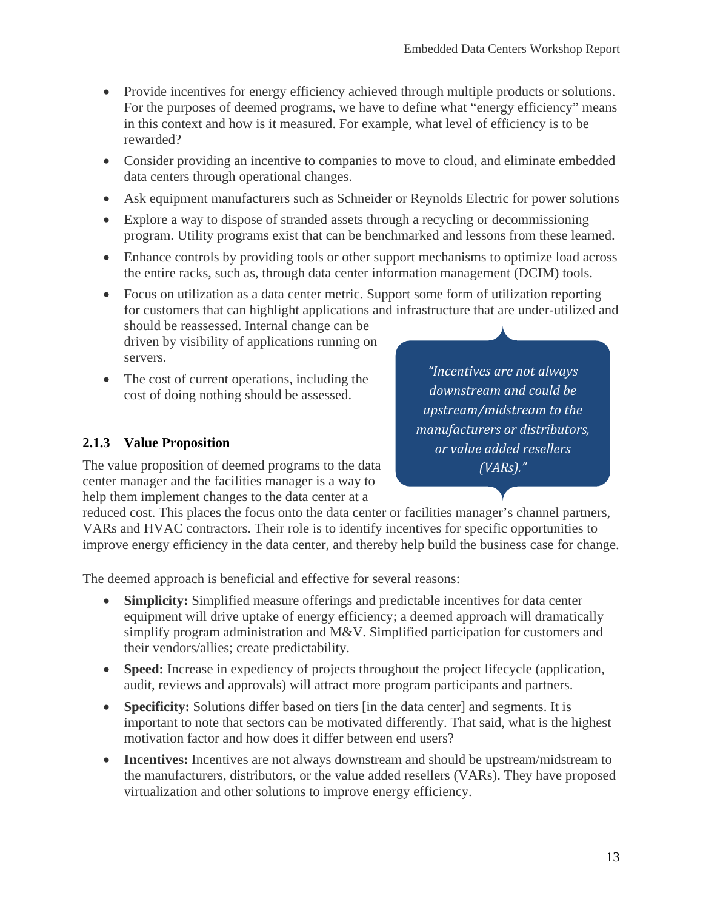- Provide incentives for energy efficiency achieved through multiple products or solutions. For the purposes of deemed programs, we have to define what "energy efficiency" means in this context and how is it measured. For example, what level of efficiency is to be rewarded?
- Consider providing an incentive to companies to move to cloud, and eliminate embedded data centers through operational changes.
- Ask equipment manufacturers such as Schneider or Reynolds Electric for power solutions
- Explore a way to dispose of stranded assets through a recycling or decommissioning program. Utility programs exist that can be benchmarked and lessons from these learned.
- Enhance controls by providing tools or other support mechanisms to optimize load across the entire racks, such as, through data center information management (DCIM) tools.
- Focus on utilization as a data center metric. Support some form of utilization reporting for customers that can highlight applications and infrastructure that are under-utilized and should be reassessed. Internal change can be driven by visibility of applications running on servers.
- The cost of current operations, including the cost of doing nothing should be assessed.

> *"Incentives are not always downstream and could be upstream/midstream to the manufacturers or distributors, or value added resellers (VARs)."*

### 2.1.3 Value Proposition

The value proposition of deemed programs to the data center manager and the facilities manager is a way to help them implement changes to the data center at a reduced cost. This places the focus onto the data center or facilities manager's channel partners, VARs and HVAC contractors. Their role is to identify incentives for specific opportunities to improve energy efficiency in the data center, and thereby help build the business case for change.

The deemed approach is beneficial and effective for several reasons:

- **Simplicity:** Simplified measure offerings and predictable incentives for data center equipment will drive uptake of energy efficiency; a deemed approach will dramatically simplify program administration and M&V. Simplified participation for customers and their vendors/allies; create predictability.
- **Speed:** Increase in expediency of projects throughout the project lifecycle (application, audit, reviews and approvals) will attract more program participants and partners.
- **Specificity:** Solutions differ based on tiers [in the data center] and segments. It is important to note that sectors can be motivated differently. That said, what is the highest motivation factor and how does it differ between end users?
- **Incentives:** Incentives are not always downstream and should be upstream/midstream to the manufacturers, distributors, or the value added resellers (VARs). They have proposed virtualization and other solutions to improve energy efficiency.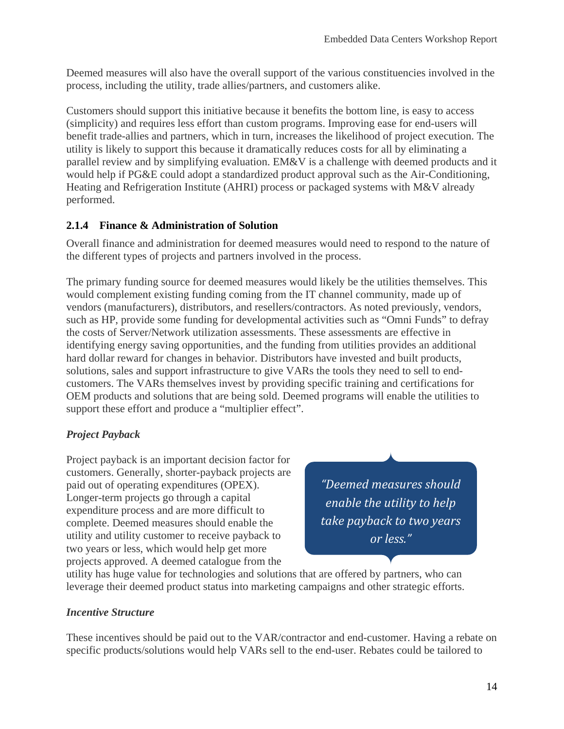Deemed measures will also have the overall support of the various constituencies involved in the process, including the utility, trade allies/partners, and customers alike.

Customers should support this initiative because it benefits the bottom line, is easy to access (simplicity) and requires less effort than custom programs. Improving ease for end-users will benefit trade-allies and partners, which in turn, increases the likelihood of project execution. The utility is likely to support this because it dramatically reduces costs for all by eliminating a parallel review and by simplifying evaluation. EM&V is a challenge with deemed products and it would help if PG&E could adopt a standardized product approval such as the Air-Conditioning, Heating and Refrigeration Institute (AHRI) process or packaged systems with M&V already performed.

### 2.1.4 Finance & Administration of Solution

Overall finance and administration for deemed measures would need to respond to the nature of the different types of projects and partners involved in the process.

The primary funding source for deemed measures would likely be the utilities themselves. This would complement existing funding coming from the IT channel community, made up of vendors (manufacturers), distributors, and resellers/contractors. As noted previously, vendors, such as HP, provide some funding for developmental activities such as "Omni Funds" to defray the costs of Server/Network utilization assessments. These assessments are effective in identifying energy saving opportunities, and the funding from utilities provides an additional hard dollar reward for changes in behavior. Distributors have invested and built products, solutions, sales and support infrastructure to give VARs the tools they need to sell to end-customers. The VARs themselves invest by providing specific training and certifications for OEM products and solutions that are being sold. Deemed programs will enable the utilities to support these effort and produce a "multiplier effect".

***Project Payback***

Project payback is an important decision factor for customers. Generally, shorter-payback projects are paid out of operating expenditures (OPEX). Longer-term projects go through a capital expenditure process and are more difficult to complete. Deemed measures should enable the utility and utility customer to receive payback to two years or less, which would help get more projects approved. A deemed catalogue from the utility has huge value for technologies and solutions that are offered by partners, who can leverage their deemed product status into marketing campaigns and other strategic efforts.

> *"Deemed measures should enable the utility to help take payback to two years or less."*

***Incentive Structure***

These incentives should be paid out to the VAR/contractor and end-customer. Having a rebate on specific products/solutions would help VARs sell to the end-user. Rebates could be tailored to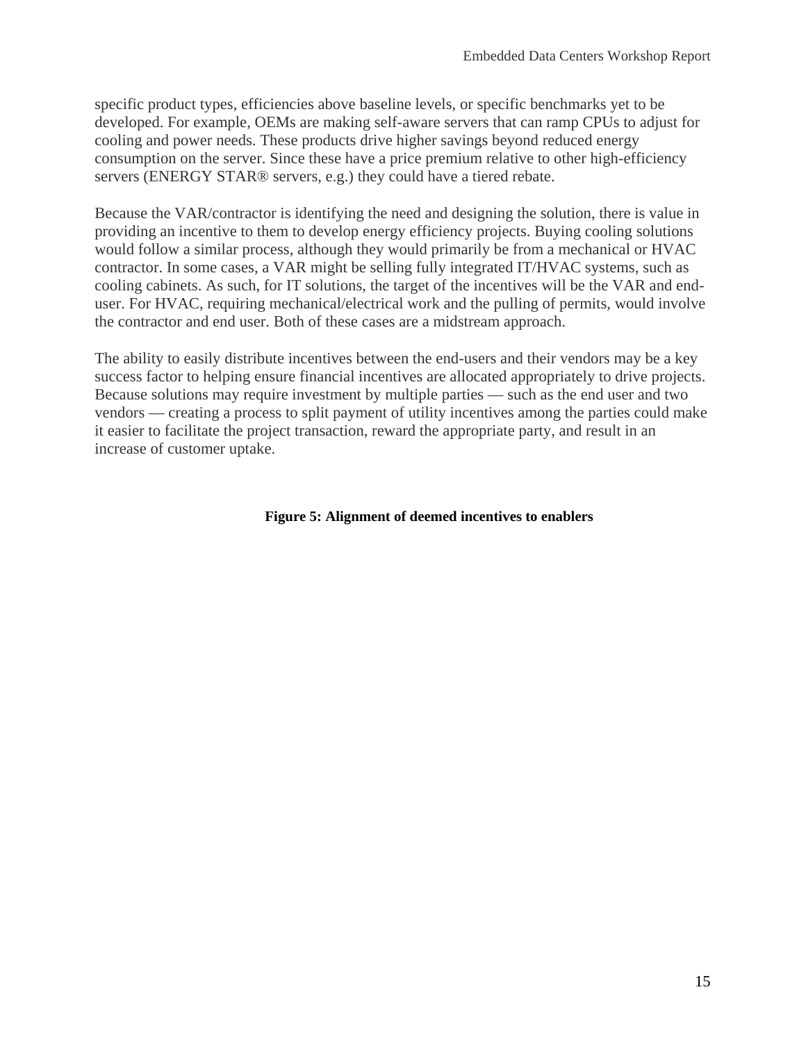specific product types, efficiencies above baseline levels, or specific benchmarks yet to be developed. For example, OEMs are making self-aware servers that can ramp CPUs to adjust for cooling and power needs. These products drive higher savings beyond reduced energy consumption on the server. Since these have a price premium relative to other high-efficiency servers (ENERGY STAR® servers, e.g.) they could have a tiered rebate.

Because the VAR/contractor is identifying the need and designing the solution, there is value in providing an incentive to them to develop energy efficiency projects. Buying cooling solutions would follow a similar process, although they would primarily be from a mechanical or HVAC contractor. In some cases, a VAR might be selling fully integrated IT/HVAC systems, such as cooling cabinets. As such, for IT solutions, the target of the incentives will be the VAR and end-user. For HVAC, requiring mechanical/electrical work and the pulling of permits, would involve the contractor and end user. Both of these cases are a midstream approach.

The ability to easily distribute incentives between the end-users and their vendors may be a key success factor to helping ensure financial incentives are allocated appropriately to drive projects. Because solutions may require investment by multiple parties — such as the end user and two vendors — creating a process to split payment of utility incentives among the parties could make it easier to facilitate the project transaction, reward the appropriate party, and result in an increase of customer uptake.

**Figure 5: Alignment of deemed incentives to enablers**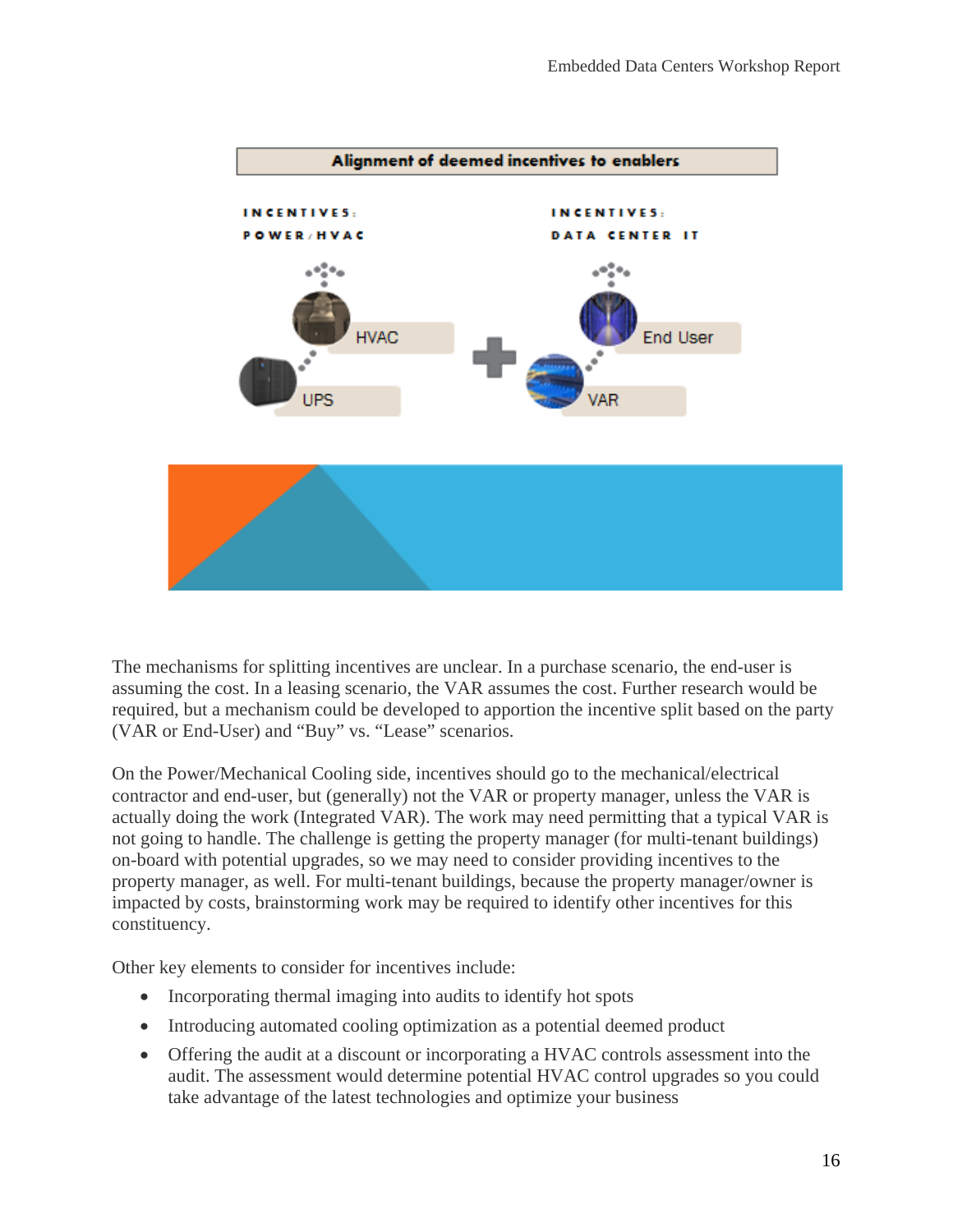**Alignment of deemed incentives to enablers**

INCENTIVES: POWER/HVAC — HVAC, UPS

INCENTIVES: DATA CENTER IT — End User, VAR

The mechanisms for splitting incentives are unclear. In a purchase scenario, the end-user is assuming the cost. In a leasing scenario, the VAR assumes the cost. Further research would be required, but a mechanism could be developed to apportion the incentive split based on the party (VAR or End-User) and "Buy" vs. "Lease" scenarios.

On the Power/Mechanical Cooling side, incentives should go to the mechanical/electrical contractor and end-user, but (generally) not the VAR or property manager, unless the VAR is actually doing the work (Integrated VAR). The work may need permitting that a typical VAR is not going to handle. The challenge is getting the property manager (for multi-tenant buildings) on-board with potential upgrades, so we may need to consider providing incentives to the property manager, as well. For multi-tenant buildings, because the property manager/owner is impacted by costs, brainstorming work may be required to identify other incentives for this constituency.

Other key elements to consider for incentives include:

- Incorporating thermal imaging into audits to identify hot spots
- Introducing automated cooling optimization as a potential deemed product
- Offering the audit at a discount or incorporating a HVAC controls assessment into the audit. The assessment would determine potential HVAC control upgrades so you could take advantage of the latest technologies and optimize your business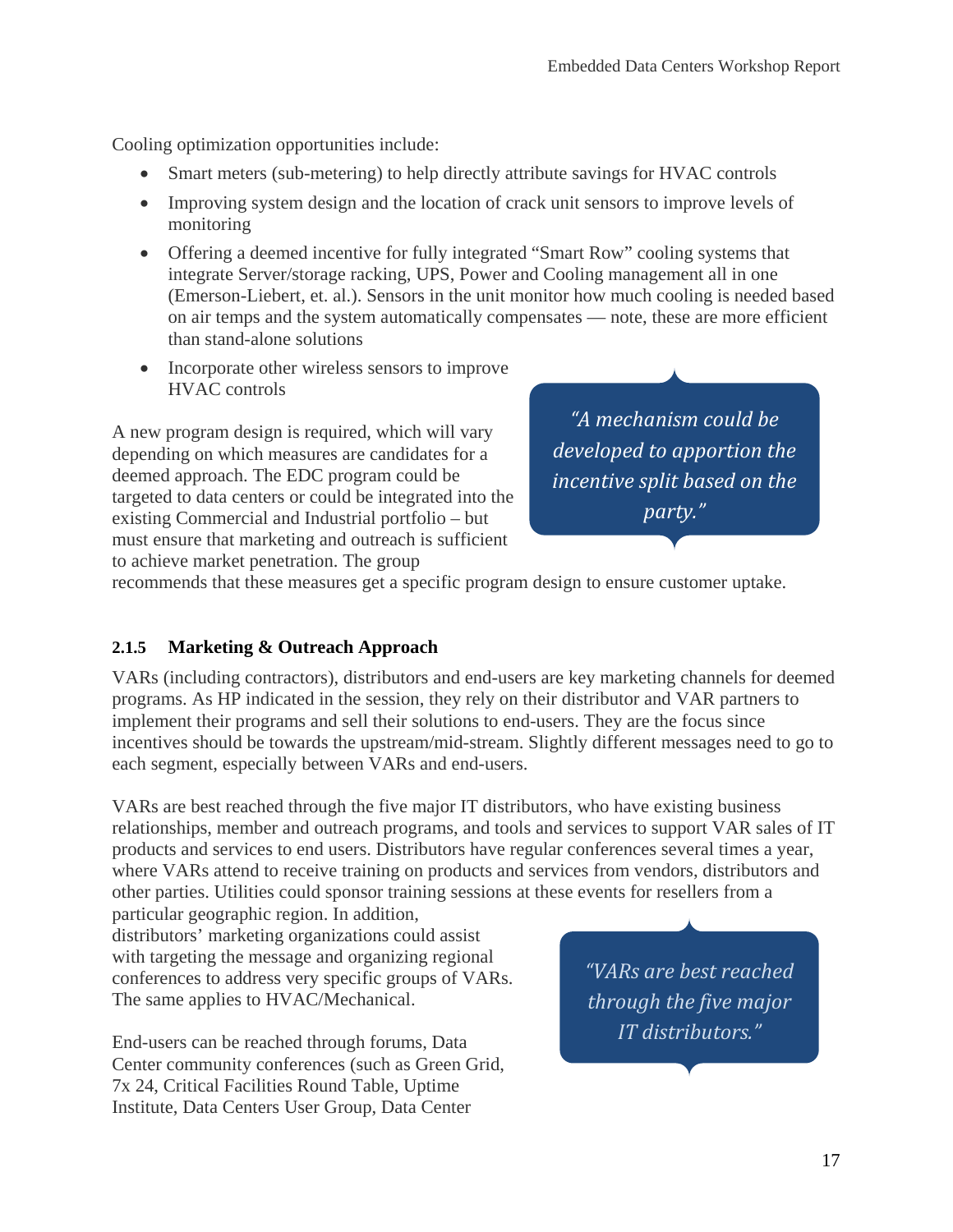Cooling optimization opportunities include:

- Smart meters (sub-metering) to help directly attribute savings for HVAC controls
- Improving system design and the location of crack unit sensors to improve levels of monitoring
- Offering a deemed incentive for fully integrated "Smart Row" cooling systems that integrate Server/storage racking, UPS, Power and Cooling management all in one (Emerson-Liebert, et. al.). Sensors in the unit monitor how much cooling is needed based on air temps and the system automatically compensates — note, these are more efficient than stand-alone solutions
- Incorporate other wireless sensors to improve HVAC controls

A new program design is required, which will vary depending on which measures are candidates for a deemed approach. The EDC program could be targeted to data centers or could be integrated into the existing Commercial and Industrial portfolio – but must ensure that marketing and outreach is sufficient to achieve market penetration. The group recommends that these measures get a specific program design to ensure customer uptake.

> *"A mechanism could be developed to apportion the incentive split based on the party."*

### 2.1.5 Marketing & Outreach Approach

VARs (including contractors), distributors and end-users are key marketing channels for deemed programs. As HP indicated in the session, they rely on their distributor and VAR partners to implement their programs and sell their solutions to end-users. They are the focus since incentives should be towards the upstream/mid-stream. Slightly different messages need to go to each segment, especially between VARs and end-users.

VARs are best reached through the five major IT distributors, who have existing business relationships, member and outreach programs, and tools and services to support VAR sales of IT products and services to end users. Distributors have regular conferences several times a year, where VARs attend to receive training on products and services from vendors, distributors and other parties. Utilities could sponsor training sessions at these events for resellers from a particular geographic region. In addition, distributors' marketing organizations could assist with targeting the message and organizing regional conferences to address very specific groups of VARs. The same applies to HVAC/Mechanical.

> *"VARs are best reached through the five major IT distributors."*

End-users can be reached through forums, Data Center community conferences (such as Green Grid, 7x 24, Critical Facilities Round Table, Uptime Institute, Data Centers User Group, Data Center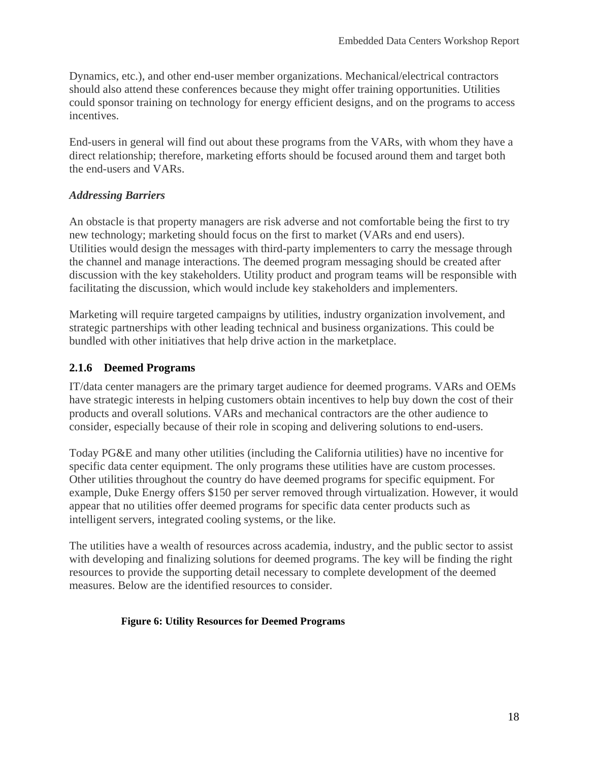Dynamics, etc.), and other end-user member organizations. Mechanical/electrical contractors should also attend these conferences because they might offer training opportunities. Utilities could sponsor training on technology for energy efficient designs, and on the programs to access incentives.

End-users in general will find out about these programs from the VARs, with whom they have a direct relationship; therefore, marketing efforts should be focused around them and target both the end-users and VARs.

***Addressing Barriers***

An obstacle is that property managers are risk adverse and not comfortable being the first to try new technology; marketing should focus on the first to market (VARs and end users). Utilities would design the messages with third-party implementers to carry the message through the channel and manage interactions. The deemed program messaging should be created after discussion with the key stakeholders. Utility product and program teams will be responsible with facilitating the discussion, which would include key stakeholders and implementers.

Marketing will require targeted campaigns by utilities, industry organization involvement, and strategic partnerships with other leading technical and business organizations. This could be bundled with other initiatives that help drive action in the marketplace.

### 2.1.6 Deemed Programs

IT/data center managers are the primary target audience for deemed programs. VARs and OEMs have strategic interests in helping customers obtain incentives to help buy down the cost of their products and overall solutions. VARs and mechanical contractors are the other audience to consider, especially because of their role in scoping and delivering solutions to end-users.

Today PG&E and many other utilities (including the California utilities) have no incentive for specific data center equipment. The only programs these utilities have are custom processes. Other utilities throughout the country do have deemed programs for specific equipment. For example, Duke Energy offers $150 per server removed through virtualization. However, it would appear that no utilities offer deemed programs for specific data center products such as intelligent servers, integrated cooling systems, or the like.

The utilities have a wealth of resources across academia, industry, and the public sector to assist with developing and finalizing solutions for deemed programs. The key will be finding the right resources to provide the supporting detail necessary to complete development of the deemed measures. Below are the identified resources to consider.

**Figure 6: Utility Resources for Deemed Programs**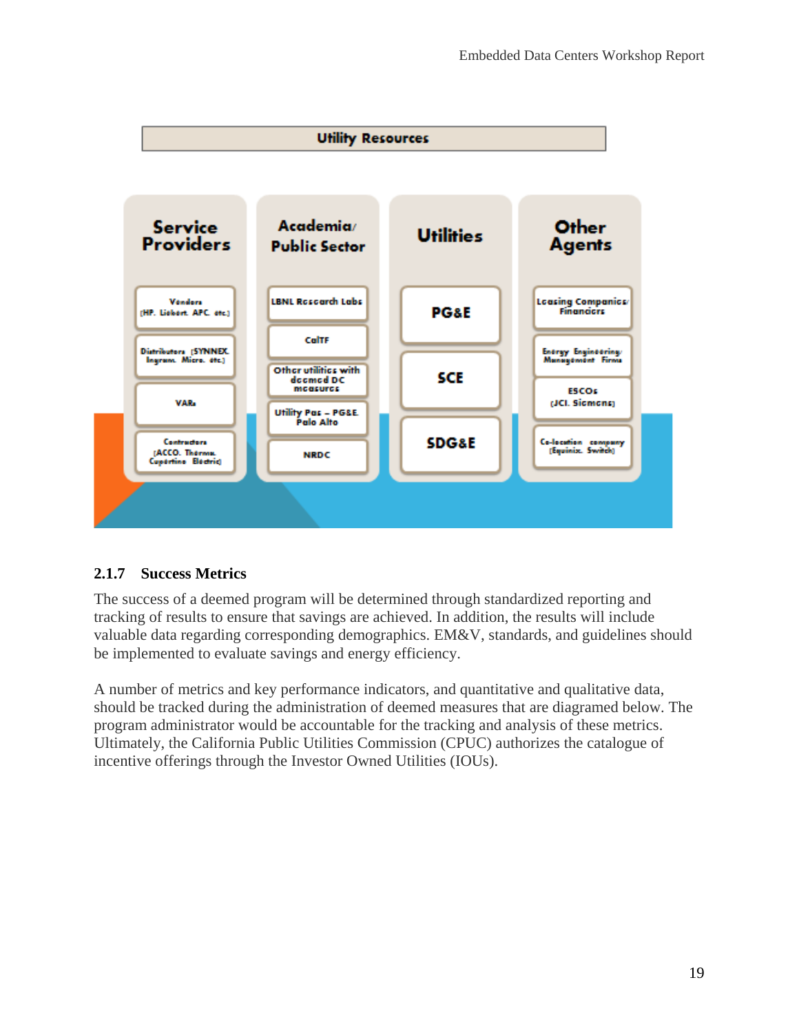**Utility Resources**

| Service Providers | Academia/ Public Sector | Utilities | Other Agents |
|---|---|---|---|
| Vendors (HP, Liebert, APC, etc.) | LBNL Research Labs | PG&E | Leasing Companies/ Financiers |
| Distributors (SYNNEX, Ingram Micro, etc.) | CalTF | SCE | Energy Engineering/ Management Firms |
| VARs | Other utilities with deemed DC measures | SDG&E | ESCOs (JCI, Siemens) |
| Contractors (ACCO, Thermo, Cupertino Electric) | Utility Pas – PG&E, Palo Alto | | Co-location company (Equinix, Switch) |
| | NRDC | | |

### 2.1.7 Success Metrics

The success of a deemed program will be determined through standardized reporting and tracking of results to ensure that savings are achieved. In addition, the results will include valuable data regarding corresponding demographics. EM&V, standards, and guidelines should be implemented to evaluate savings and energy efficiency.

A number of metrics and key performance indicators, and quantitative and qualitative data, should be tracked during the administration of deemed measures that are diagramed below. The program administrator would be accountable for the tracking and analysis of these metrics. Ultimately, the California Public Utilities Commission (CPUC) authorizes the catalogue of incentive offerings through the Investor Owned Utilities (IOUs).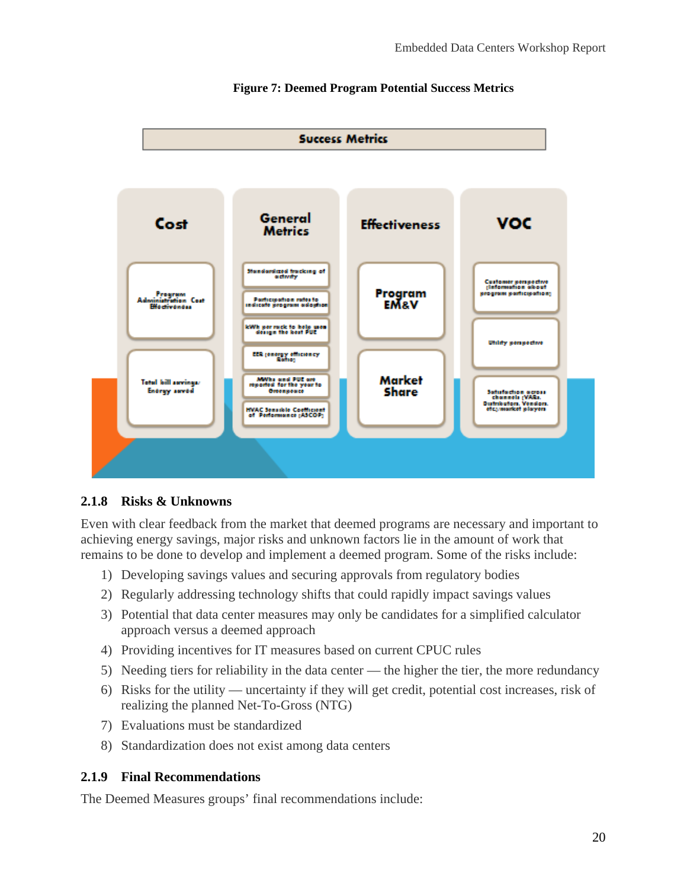**Figure 7: Deemed Program Potential Success Metrics**

Success Metrics

| Cost | General Metrics | Effectiveness | VOC |
| --- | --- | --- | --- |
| Program Administration Cost Effectiveness | Standardized tracking of activity | Program EM&V | Customer perspective (information about program participation) |
| Total bill savings/ Energy saved | Participation rates to indicate program adoption | Market Share | Utility perspective |
| | kWh per rack to help users design the best PUE | | Satisfaction across channels (VARs, Distributors, Vendors, etc.; market players) |
| | EER (energy efficiency Ratio) | | |
| | MWhs and PUE are reported for the year to Greenpeace | | |
| | HVAC Sensible Coefficient of Performance (ASCOP) | | |

### 2.1.8 Risks & Unknowns

Even with clear feedback from the market that deemed programs are necessary and important to achieving energy savings, major risks and unknown factors lie in the amount of work that remains to be done to develop and implement a deemed program. Some of the risks include:

1) Developing savings values and securing approvals from regulatory bodies
2) Regularly addressing technology shifts that could rapidly impact savings values
3) Potential that data center measures may only be candidates for a simplified calculator approach versus a deemed approach
4) Providing incentives for IT measures based on current CPUC rules
5) Needing tiers for reliability in the data center — the higher the tier, the more redundancy
6) Risks for the utility — uncertainty if they will get credit, potential cost increases, risk of realizing the planned Net-To-Gross (NTG)
7) Evaluations must be standardized
8) Standardization does not exist among data centers

### 2.1.9 Final Recommendations

The Deemed Measures groups' final recommendations include: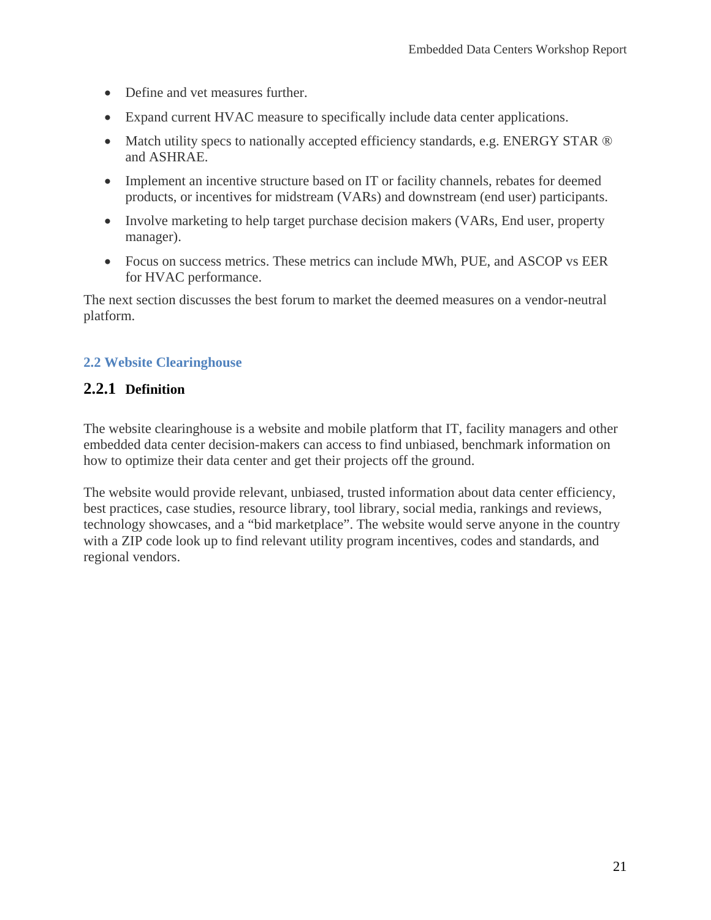- Define and vet measures further.
- Expand current HVAC measure to specifically include data center applications.
- Match utility specs to nationally accepted efficiency standards, e.g. ENERGY STAR ® and ASHRAE.
- Implement an incentive structure based on IT or facility channels, rebates for deemed products, or incentives for midstream (VARs) and downstream (end user) participants.
- Involve marketing to help target purchase decision makers (VARs, End user, property manager).
- Focus on success metrics. These metrics can include MWh, PUE, and ASCOP vs EER for HVAC performance.

The next section discusses the best forum to market the deemed measures on a vendor-neutral platform.

## 2.2 Website Clearinghouse

### 2.2.1 Definition

The website clearinghouse is a website and mobile platform that IT, facility managers and other embedded data center decision-makers can access to find unbiased, benchmark information on how to optimize their data center and get their projects off the ground.

The website would provide relevant, unbiased, trusted information about data center efficiency, best practices, case studies, resource library, tool library, social media, rankings and reviews, technology showcases, and a "bid marketplace". The website would serve anyone in the country with a ZIP code look up to find relevant utility program incentives, codes and standards, and regional vendors.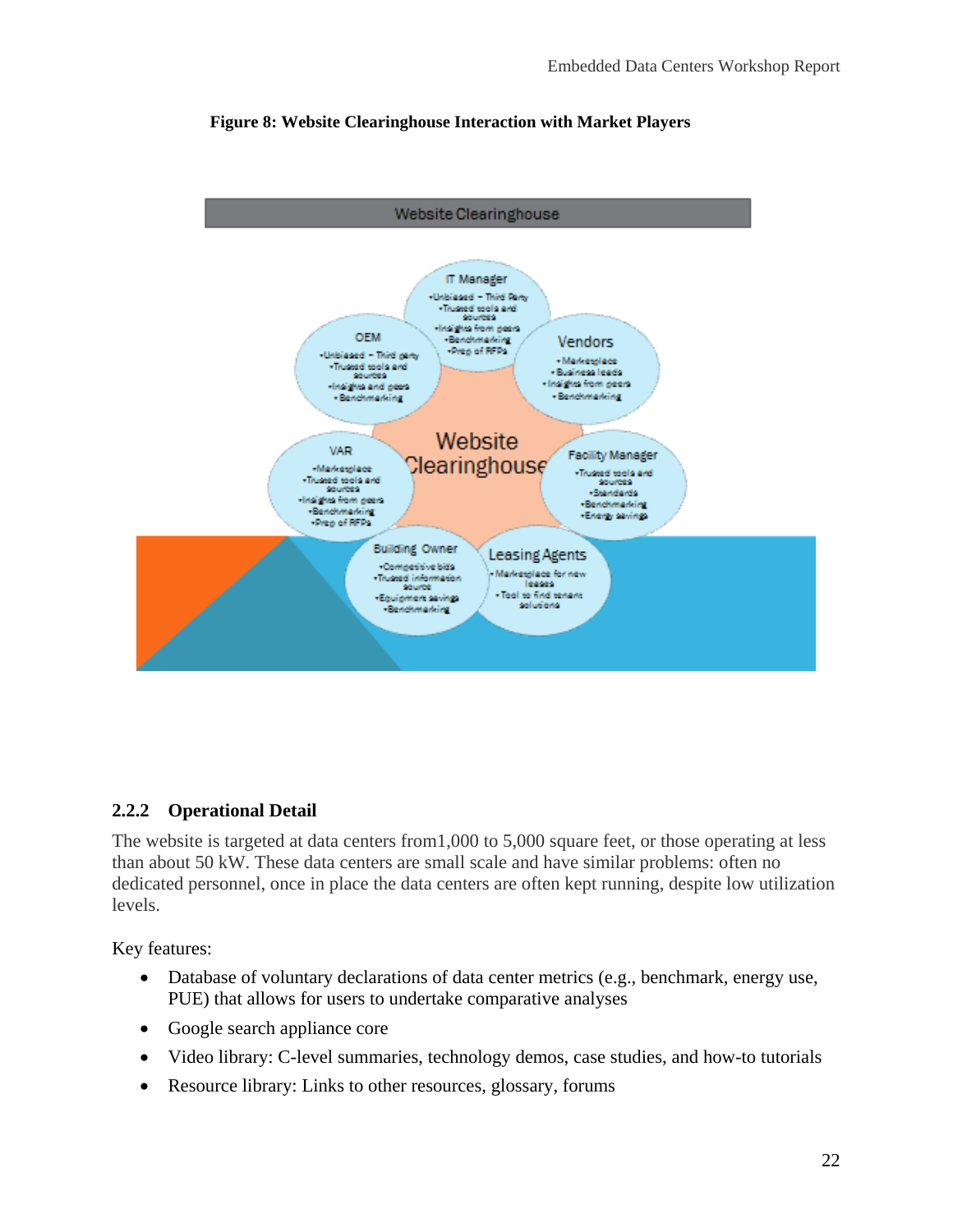**Figure 8: Website Clearinghouse Interaction with Market Players**

### 2.2.2 Operational Detail

The website is targeted at data centers from1,000 to 5,000 square feet, or those operating at less than about 50 kW. These data centers are small scale and have similar problems: often no dedicated personnel, once in place the data centers are often kept running, despite low utilization levels.

Key features:

- Database of voluntary declarations of data center metrics (e.g., benchmark, energy use, PUE) that allows for users to undertake comparative analyses
- Google search appliance core
- Video library: C-level summaries, technology demos, case studies, and how-to tutorials
- Resource library: Links to other resources, glossary, forums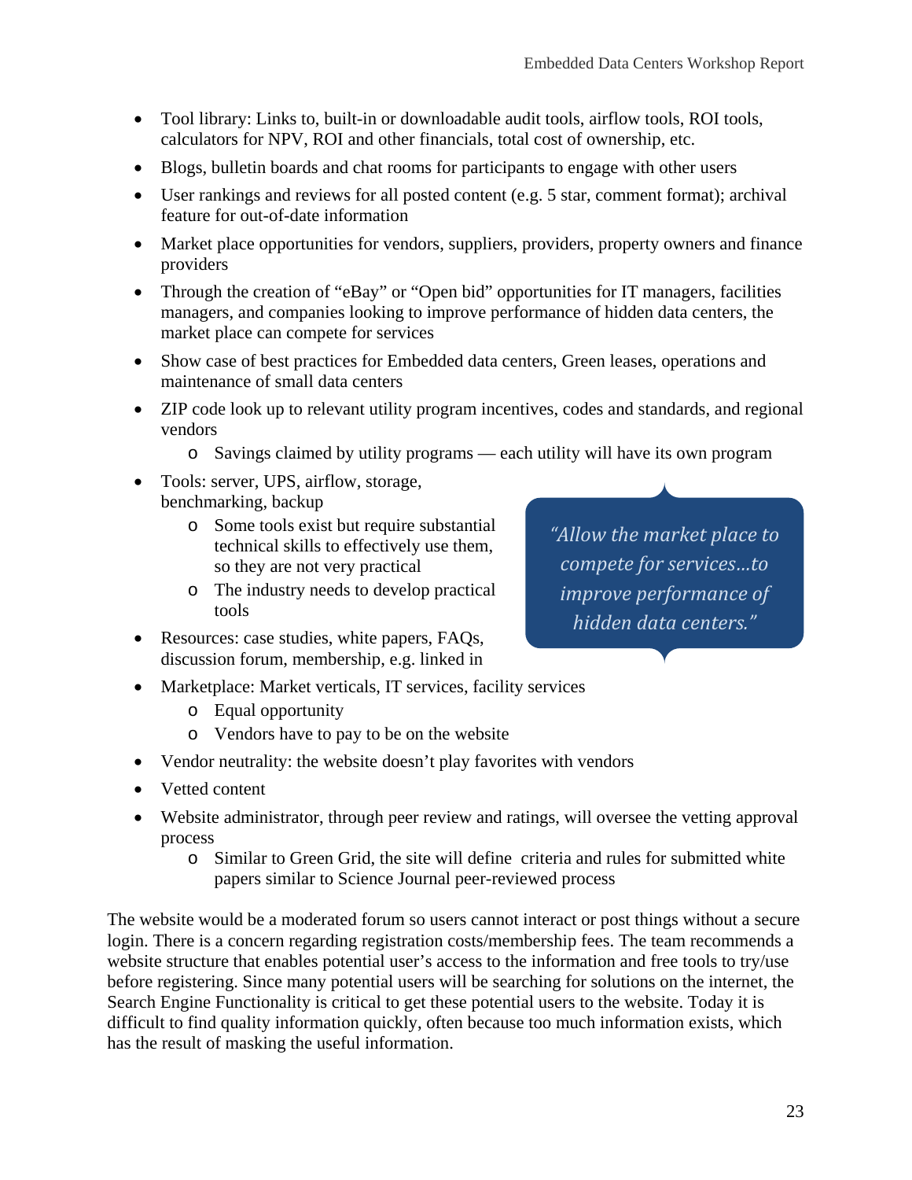- Tool library: Links to, built-in or downloadable audit tools, airflow tools, ROI tools, calculators for NPV, ROI and other financials, total cost of ownership, etc.
- Blogs, bulletin boards and chat rooms for participants to engage with other users
- User rankings and reviews for all posted content (e.g. 5 star, comment format); archival feature for out-of-date information
- Market place opportunities for vendors, suppliers, providers, property owners and finance providers
- Through the creation of "eBay" or "Open bid" opportunities for IT managers, facilities managers, and companies looking to improve performance of hidden data centers, the market place can compete for services
- Show case of best practices for Embedded data centers, Green leases, operations and maintenance of small data centers
- ZIP code look up to relevant utility program incentives, codes and standards, and regional vendors
  - Savings claimed by utility programs — each utility will have its own program
- Tools: server, UPS, airflow, storage, benchmarking, backup
  - Some tools exist but require substantial technical skills to effectively use them, so they are not very practical
  - The industry needs to develop practical tools
- Resources: case studies, white papers, FAQs, discussion forum, membership, e.g. linked in
- Marketplace: Market verticals, IT services, facility services
  - Equal opportunity
  - Vendors have to pay to be on the website
- Vendor neutrality: the website doesn't play favorites with vendors
- Vetted content
- Website administrator, through peer review and ratings, will oversee the vetting approval process
  - Similar to Green Grid, the site will define criteria and rules for submitted white papers similar to Science Journal peer-reviewed process

> *"Allow the market place to compete for services…to improve performance of hidden data centers."*

The website would be a moderated forum so users cannot interact or post things without a secure login. There is a concern regarding registration costs/membership fees. The team recommends a website structure that enables potential user's access to the information and free tools to try/use before registering. Since many potential users will be searching for solutions on the internet, the Search Engine Functionality is critical to get these potential users to the website. Today it is difficult to find quality information quickly, often because too much information exists, which has the result of masking the useful information.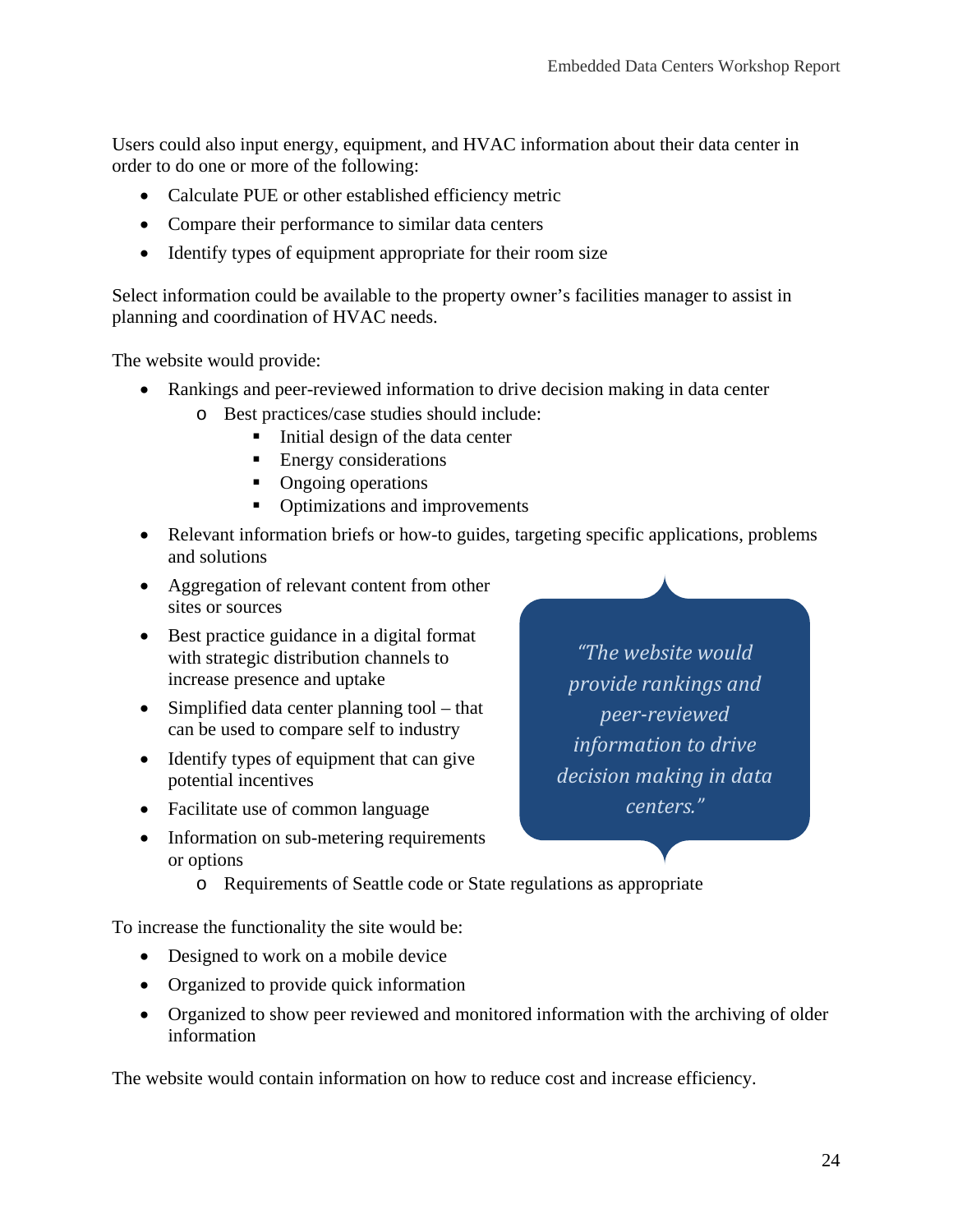Users could also input energy, equipment, and HVAC information about their data center in order to do one or more of the following:

- Calculate PUE or other established efficiency metric
- Compare their performance to similar data centers
- Identify types of equipment appropriate for their room size

Select information could be available to the property owner's facilities manager to assist in planning and coordination of HVAC needs.

The website would provide:

- Rankings and peer-reviewed information to drive decision making in data center
  - Best practices/case studies should include:
    - Initial design of the data center
    - Energy considerations
    - Ongoing operations
    - Optimizations and improvements
- Relevant information briefs or how-to guides, targeting specific applications, problems and solutions
- Aggregation of relevant content from other sites or sources
- Best practice guidance in a digital format with strategic distribution channels to increase presence and uptake
- Simplified data center planning tool – that can be used to compare self to industry
- Identify types of equipment that can give potential incentives
- Facilitate use of common language
- Information on sub-metering requirements or options
  - Requirements of Seattle code or State regulations as appropriate

> *"The website would provide rankings and peer-reviewed information to drive decision making in data centers."*

To increase the functionality the site would be:

- Designed to work on a mobile device
- Organized to provide quick information
- Organized to show peer reviewed and monitored information with the archiving of older information

The website would contain information on how to reduce cost and increase efficiency.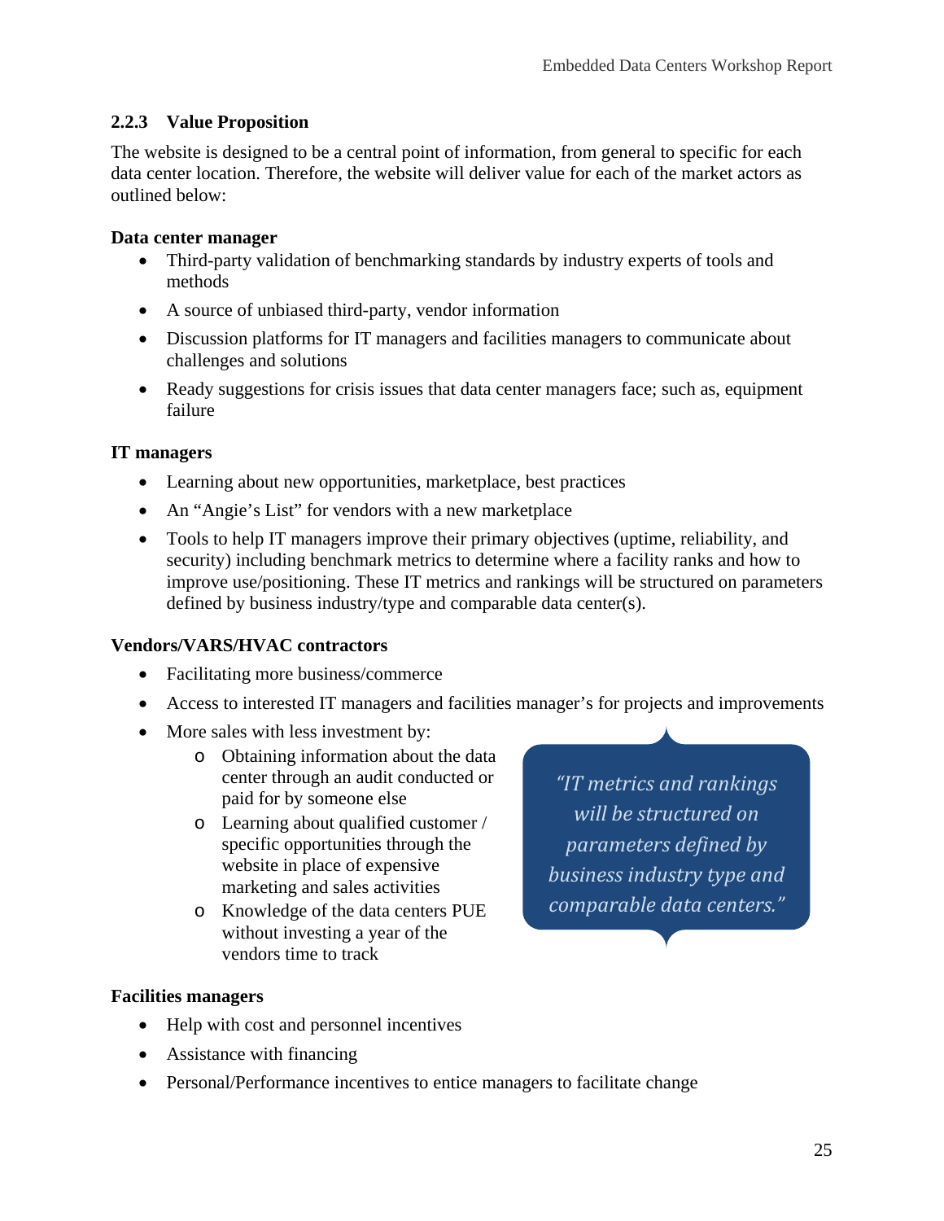### 2.2.3 Value Proposition

The website is designed to be a central point of information, from general to specific for each data center location. Therefore, the website will deliver value for each of the market actors as outlined below:

**Data center manager**

- Third-party validation of benchmarking standards by industry experts of tools and methods
- A source of unbiased third-party, vendor information
- Discussion platforms for IT managers and facilities managers to communicate about challenges and solutions
- Ready suggestions for crisis issues that data center managers face; such as, equipment failure

**IT managers**

- Learning about new opportunities, marketplace, best practices
- An "Angie's List" for vendors with a new marketplace
- Tools to help IT managers improve their primary objectives (uptime, reliability, and security) including benchmark metrics to determine where a facility ranks and how to improve use/positioning. These IT metrics and rankings will be structured on parameters defined by business industry/type and comparable data center(s).

**Vendors/VARS/HVAC contractors**

- Facilitating more business/commerce
- Access to interested IT managers and facilities manager's for projects and improvements
- More sales with less investment by:
  - Obtaining information about the data center through an audit conducted or paid for by someone else
  - Learning about qualified customer / specific opportunities through the website in place of expensive marketing and sales activities
  - Knowledge of the data centers PUE without investing a year of the vendors time to track

> *"IT metrics and rankings will be structured on parameters defined by business industry type and comparable data centers."*

**Facilities managers**

- Help with cost and personnel incentives
- Assistance with financing
- Personal/Performance incentives to entice managers to facilitate change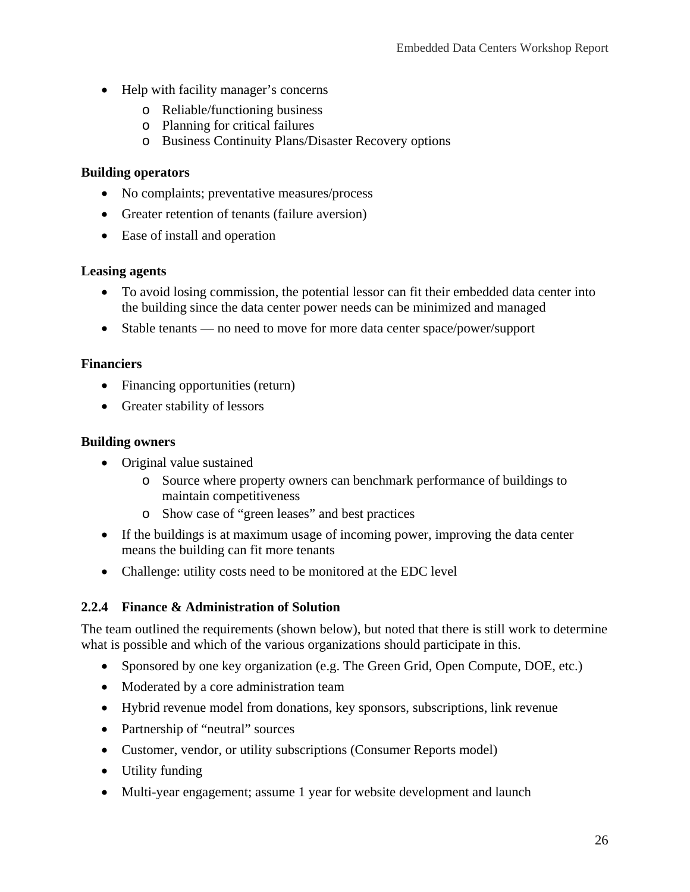- Help with facility manager's concerns
    - Reliable/functioning business
    - Planning for critical failures
    - Business Continuity Plans/Disaster Recovery options

**Building operators**

- No complaints; preventative measures/process
- Greater retention of tenants (failure aversion)
- Ease of install and operation

**Leasing agents**

- To avoid losing commission, the potential lessor can fit their embedded data center into the building since the data center power needs can be minimized and managed
- Stable tenants — no need to move for more data center space/power/support

**Financiers**

- Financing opportunities (return)
- Greater stability of lessors

**Building owners**

- Original value sustained
    - Source where property owners can benchmark performance of buildings to maintain competitiveness
    - Show case of "green leases" and best practices
- If the buildings is at maximum usage of incoming power, improving the data center means the building can fit more tenants
- Challenge: utility costs need to be monitored at the EDC level

### 2.2.4 Finance & Administration of Solution

The team outlined the requirements (shown below), but noted that there is still work to determine what is possible and which of the various organizations should participate in this.

- Sponsored by one key organization (e.g. The Green Grid, Open Compute, DOE, etc.)
- Moderated by a core administration team
- Hybrid revenue model from donations, key sponsors, subscriptions, link revenue
- Partnership of "neutral" sources
- Customer, vendor, or utility subscriptions (Consumer Reports model)
- Utility funding
- Multi-year engagement; assume 1 year for website development and launch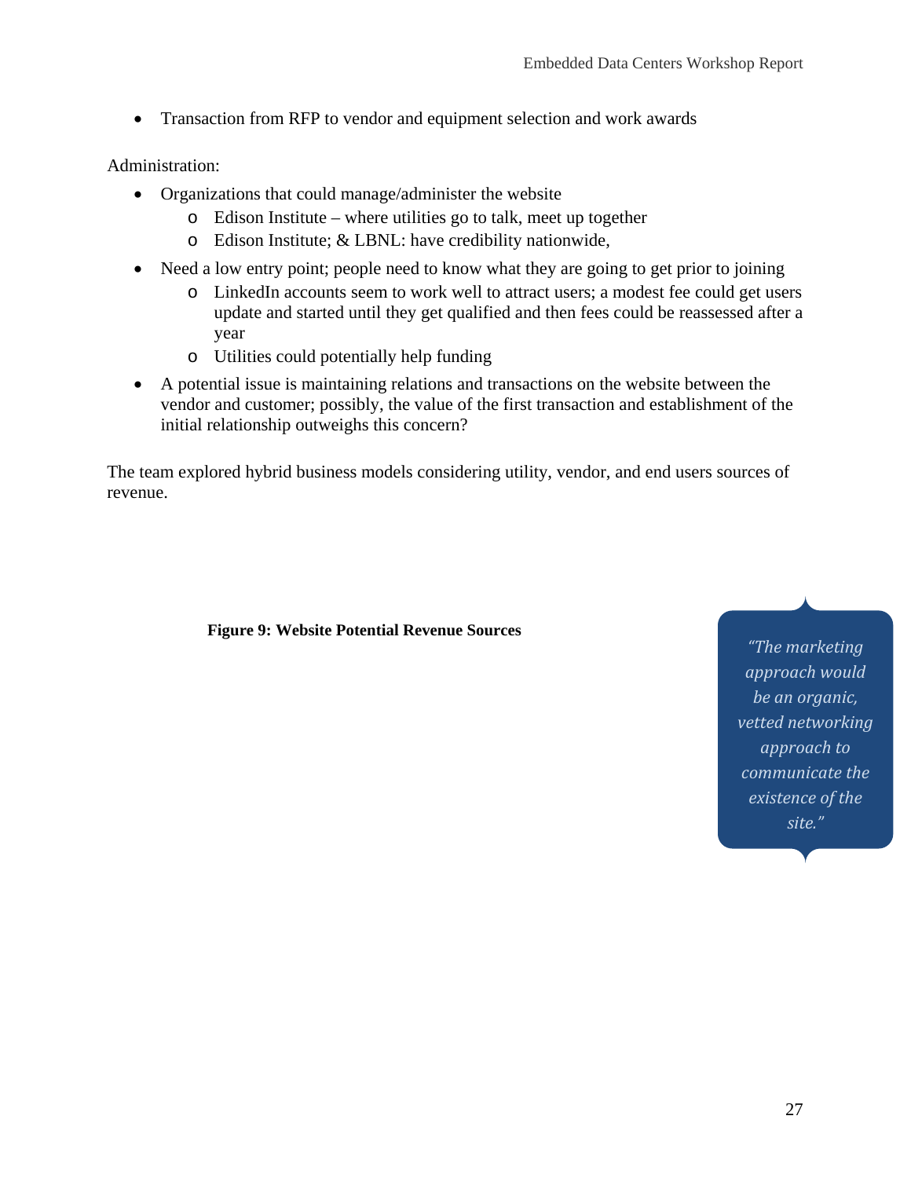- Transaction from RFP to vendor and equipment selection and work awards

Administration:

- Organizations that could manage/administer the website
  - Edison Institute – where utilities go to talk, meet up together
  - Edison Institute; & LBNL: have credibility nationwide,
- Need a low entry point; people need to know what they are going to get prior to joining
  - LinkedIn accounts seem to work well to attract users; a modest fee could get users update and started until they get qualified and then fees could be reassessed after a year
  - Utilities could potentially help funding
- A potential issue is maintaining relations and transactions on the website between the vendor and customer; possibly, the value of the first transaction and establishment of the initial relationship outweighs this concern?

The team explored hybrid business models considering utility, vendor, and end users sources of revenue.

**Figure 9: Website Potential Revenue Sources**

*"The marketing approach would be an organic, vetted networking approach to communicate the existence of the site."*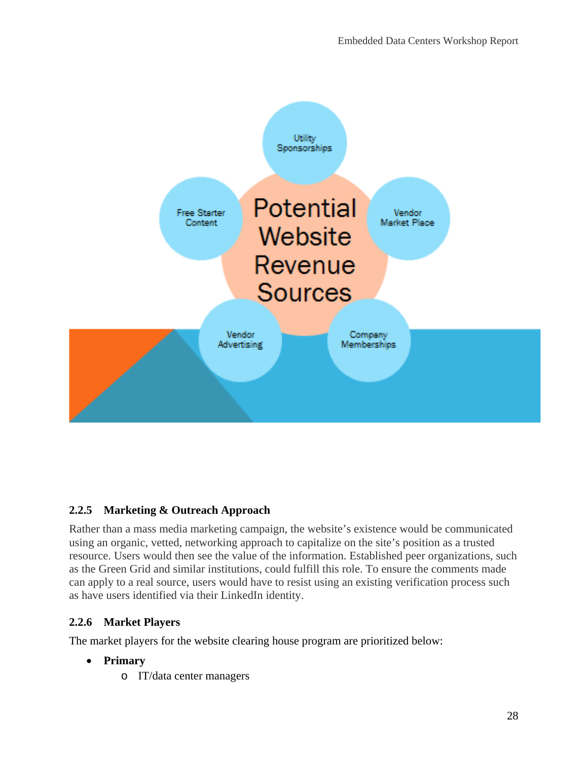### 2.2.5 Marketing & Outreach Approach

Rather than a mass media marketing campaign, the website's existence would be communicated using an organic, vetted, networking approach to capitalize on the site's position as a trusted resource. Users would then see the value of the information. Established peer organizations, such as the Green Grid and similar institutions, could fulfill this role. To ensure the comments made can apply to a real source, users would have to resist using an existing verification process such as have users identified via their LinkedIn identity.

### 2.2.6 Market Players

The market players for the website clearing house program are prioritized below:

- **Primary**
    - IT/data center managers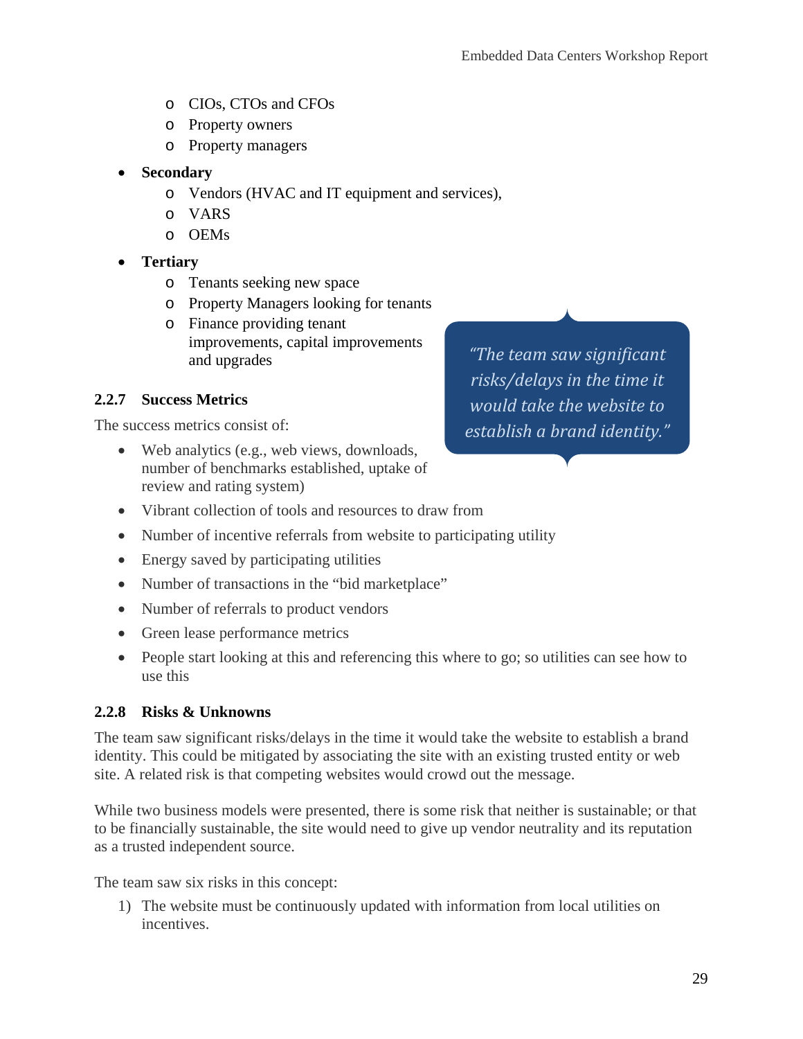- CIOs, CTOs and CFOs
- Property owners
- Property managers

- **Secondary**
  - Vendors (HVAC and IT equipment and services),
  - VARS
  - OEMs
- **Tertiary**
  - Tenants seeking new space
  - Property Managers looking for tenants
  - Finance providing tenant improvements, capital improvements and upgrades

> *"The team saw significant risks/delays in the time it would take the website to establish a brand identity."*

### 2.2.7 Success Metrics

The success metrics consist of:

- Web analytics (e.g., web views, downloads, number of benchmarks established, uptake of review and rating system)
- Vibrant collection of tools and resources to draw from
- Number of incentive referrals from website to participating utility
- Energy saved by participating utilities
- Number of transactions in the "bid marketplace"
- Number of referrals to product vendors
- Green lease performance metrics
- People start looking at this and referencing this where to go; so utilities can see how to use this

### 2.2.8 Risks & Unknowns

The team saw significant risks/delays in the time it would take the website to establish a brand identity. This could be mitigated by associating the site with an existing trusted entity or web site. A related risk is that competing websites would crowd out the message.

While two business models were presented, there is some risk that neither is sustainable; or that to be financially sustainable, the site would need to give up vendor neutrality and its reputation as a trusted independent source.

The team saw six risks in this concept:

1) The website must be continuously updated with information from local utilities on incentives.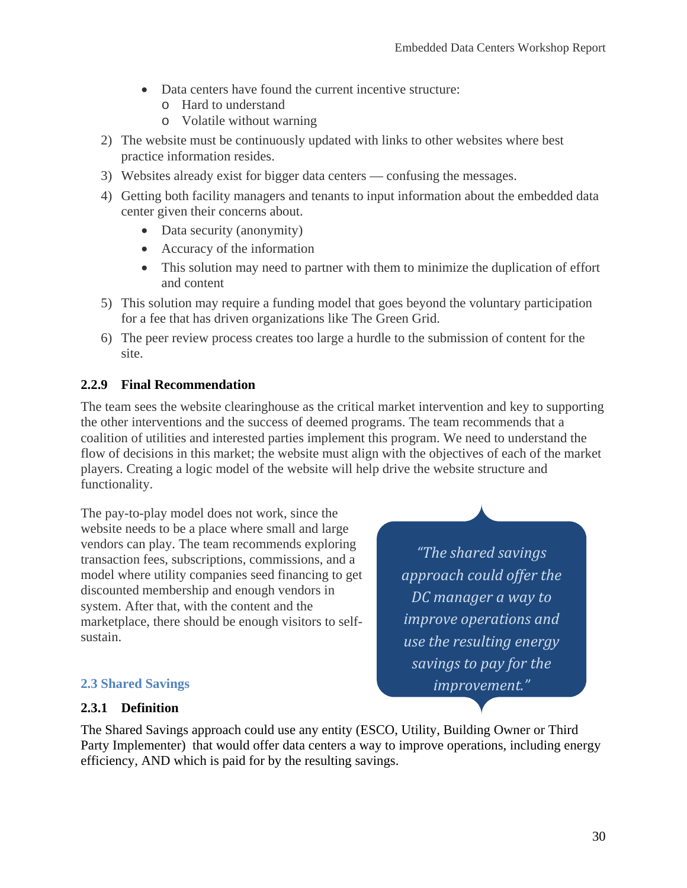- Data centers have found the current incentive structure:
  - Hard to understand
  - Volatile without warning

2) The website must be continuously updated with links to other websites where best practice information resides.
3) Websites already exist for bigger data centers — confusing the messages.
4) Getting both facility managers and tenants to input information about the embedded data center given their concerns about.
   - Data security (anonymity)
   - Accuracy of the information
   - This solution may need to partner with them to minimize the duplication of effort and content
5) This solution may require a funding model that goes beyond the voluntary participation for a fee that has driven organizations like The Green Grid.
6) The peer review process creates too large a hurdle to the submission of content for the site.

#### 2.2.9 Final Recommendation

The team sees the website clearinghouse as the critical market intervention and key to supporting the other interventions and the success of deemed programs. The team recommends that a coalition of utilities and interested parties implement this program. We need to understand the flow of decisions in this market; the website must align with the objectives of each of the market players. Creating a logic model of the website will help drive the website structure and functionality.

The pay-to-play model does not work, since the website needs to be a place where small and large vendors can play. The team recommends exploring transaction fees, subscriptions, commissions, and a model where utility companies seed financing to get discounted membership and enough vendors in system. After that, with the content and the marketplace, there should be enough visitors to self-sustain.

> *"The shared savings approach could offer the DC manager a way to improve operations and use the resulting energy savings to pay for the improvement."*

### 2.3 Shared Savings

#### 2.3.1 Definition

The Shared Savings approach could use any entity (ESCO, Utility, Building Owner or Third Party Implementer) that would offer data centers a way to improve operations, including energy efficiency, AND which is paid for by the resulting savings.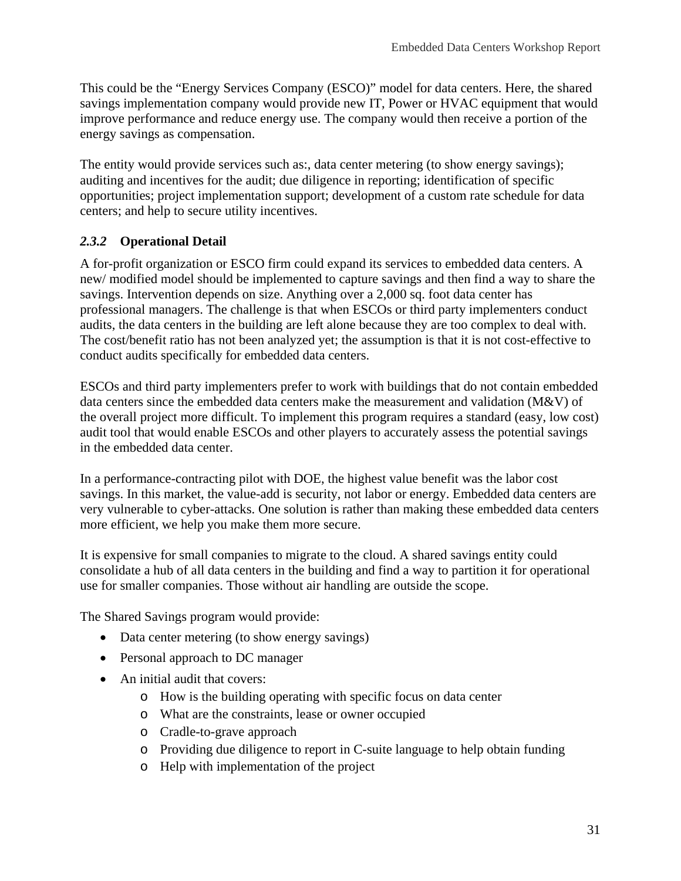This could be the "Energy Services Company (ESCO)" model for data centers. Here, the shared savings implementation company would provide new IT, Power or HVAC equipment that would improve performance and reduce energy use. The company would then receive a portion of the energy savings as compensation.

The entity would provide services such as:, data center metering (to show energy savings); auditing and incentives for the audit; due diligence in reporting; identification of specific opportunities; project implementation support; development of a custom rate schedule for data centers; and help to secure utility incentives.

### *2.3.2* Operational Detail

A for-profit organization or ESCO firm could expand its services to embedded data centers. A new/ modified model should be implemented to capture savings and then find a way to share the savings. Intervention depends on size. Anything over a 2,000 sq. foot data center has professional managers. The challenge is that when ESCOs or third party implementers conduct audits, the data centers in the building are left alone because they are too complex to deal with. The cost/benefit ratio has not been analyzed yet; the assumption is that it is not cost-effective to conduct audits specifically for embedded data centers.

ESCOs and third party implementers prefer to work with buildings that do not contain embedded data centers since the embedded data centers make the measurement and validation (M&V) of the overall project more difficult. To implement this program requires a standard (easy, low cost) audit tool that would enable ESCOs and other players to accurately assess the potential savings in the embedded data center.

In a performance-contracting pilot with DOE, the highest value benefit was the labor cost savings. In this market, the value-add is security, not labor or energy. Embedded data centers are very vulnerable to cyber-attacks. One solution is rather than making these embedded data centers more efficient, we help you make them more secure.

It is expensive for small companies to migrate to the cloud. A shared savings entity could consolidate a hub of all data centers in the building and find a way to partition it for operational use for smaller companies. Those without air handling are outside the scope.

The Shared Savings program would provide:

- Data center metering (to show energy savings)
- Personal approach to DC manager
- An initial audit that covers:
  - How is the building operating with specific focus on data center
  - What are the constraints, lease or owner occupied
  - Cradle-to-grave approach
  - Providing due diligence to report in C-suite language to help obtain funding
  - Help with implementation of the project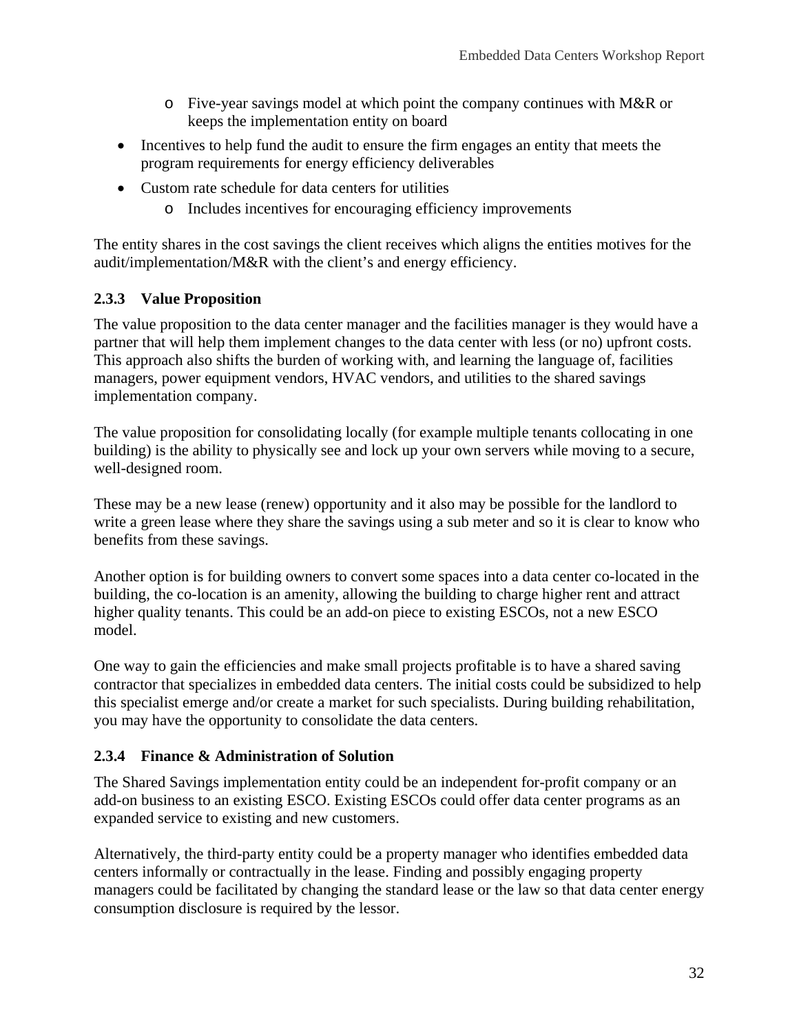- Five-year savings model at which point the company continues with M&R or keeps the implementation entity on board
- Incentives to help fund the audit to ensure the firm engages an entity that meets the program requirements for energy efficiency deliverables
- Custom rate schedule for data centers for utilities
  - Includes incentives for encouraging efficiency improvements

The entity shares in the cost savings the client receives which aligns the entities motives for the audit/implementation/M&R with the client's and energy efficiency.

### 2.3.3 Value Proposition

The value proposition to the data center manager and the facilities manager is they would have a partner that will help them implement changes to the data center with less (or no) upfront costs. This approach also shifts the burden of working with, and learning the language of, facilities managers, power equipment vendors, HVAC vendors, and utilities to the shared savings implementation company.

The value proposition for consolidating locally (for example multiple tenants collocating in one building) is the ability to physically see and lock up your own servers while moving to a secure, well-designed room.

These may be a new lease (renew) opportunity and it also may be possible for the landlord to write a green lease where they share the savings using a sub meter and so it is clear to know who benefits from these savings.

Another option is for building owners to convert some spaces into a data center co-located in the building, the co-location is an amenity, allowing the building to charge higher rent and attract higher quality tenants. This could be an add-on piece to existing ESCOs, not a new ESCO model.

One way to gain the efficiencies and make small projects profitable is to have a shared saving contractor that specializes in embedded data centers. The initial costs could be subsidized to help this specialist emerge and/or create a market for such specialists. During building rehabilitation, you may have the opportunity to consolidate the data centers.

### 2.3.4 Finance & Administration of Solution

The Shared Savings implementation entity could be an independent for-profit company or an add-on business to an existing ESCO. Existing ESCOs could offer data center programs as an expanded service to existing and new customers.

Alternatively, the third-party entity could be a property manager who identifies embedded data centers informally or contractually in the lease. Finding and possibly engaging property managers could be facilitated by changing the standard lease or the law so that data center energy consumption disclosure is required by the lessor.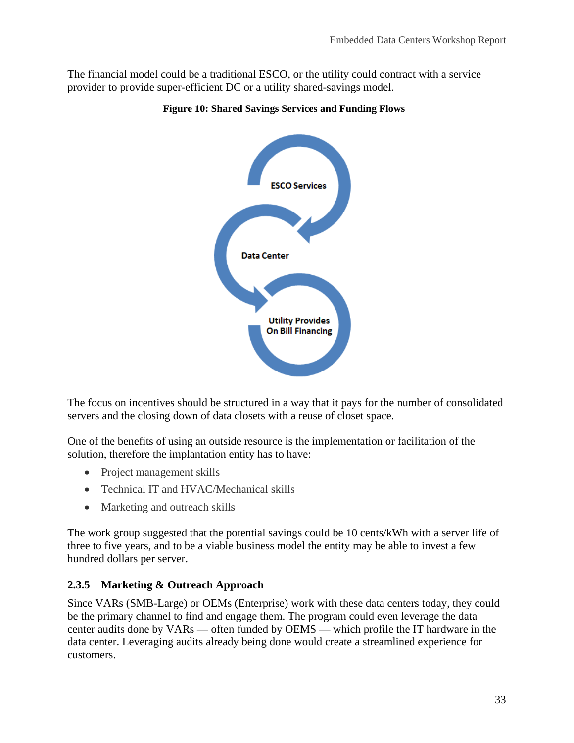The financial model could be a traditional ESCO, or the utility could contract with a service provider to provide super-efficient DC or a utility shared-savings model.

**Figure 10: Shared Savings Services and Funding Flows**

ESCO Services

Data Center

Utility Provides On Bill Financing

The focus on incentives should be structured in a way that it pays for the number of consolidated servers and the closing down of data closets with a reuse of closet space.

One of the benefits of using an outside resource is the implementation or facilitation of the solution, therefore the implantation entity has to have:

- Project management skills
- Technical IT and HVAC/Mechanical skills
- Marketing and outreach skills

The work group suggested that the potential savings could be 10 cents/kWh with a server life of three to five years, and to be a viable business model the entity may be able to invest a few hundred dollars per server.

### 2.3.5 Marketing & Outreach Approach

Since VARs (SMB-Large) or OEMs (Enterprise) work with these data centers today, they could be the primary channel to find and engage them. The program could even leverage the data center audits done by VARs — often funded by OEMS — which profile the IT hardware in the data center. Leveraging audits already being done would create a streamlined experience for customers.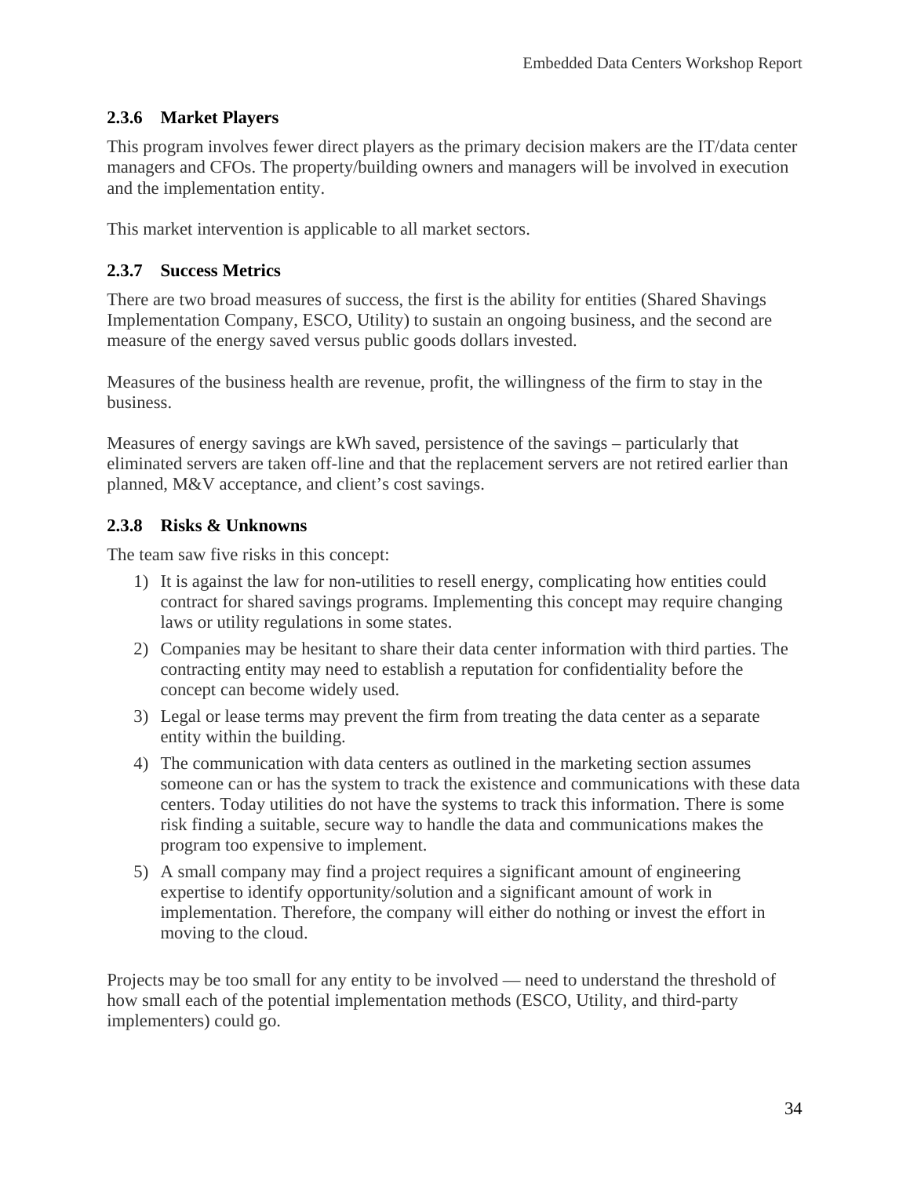### 2.3.6 Market Players

This program involves fewer direct players as the primary decision makers are the IT/data center managers and CFOs. The property/building owners and managers will be involved in execution and the implementation entity.

This market intervention is applicable to all market sectors.

### 2.3.7 Success Metrics

There are two broad measures of success, the first is the ability for entities (Shared Shavings Implementation Company, ESCO, Utility) to sustain an ongoing business, and the second are measure of the energy saved versus public goods dollars invested.

Measures of the business health are revenue, profit, the willingness of the firm to stay in the business.

Measures of energy savings are kWh saved, persistence of the savings – particularly that eliminated servers are taken off-line and that the replacement servers are not retired earlier than planned, M&V acceptance, and client's cost savings.

### 2.3.8 Risks & Unknowns

The team saw five risks in this concept:

1) It is against the law for non-utilities to resell energy, complicating how entities could contract for shared savings programs. Implementing this concept may require changing laws or utility regulations in some states.
2) Companies may be hesitant to share their data center information with third parties. The contracting entity may need to establish a reputation for confidentiality before the concept can become widely used.
3) Legal or lease terms may prevent the firm from treating the data center as a separate entity within the building.
4) The communication with data centers as outlined in the marketing section assumes someone can or has the system to track the existence and communications with these data centers. Today utilities do not have the systems to track this information. There is some risk finding a suitable, secure way to handle the data and communications makes the program too expensive to implement.
5) A small company may find a project requires a significant amount of engineering expertise to identify opportunity/solution and a significant amount of work in implementation. Therefore, the company will either do nothing or invest the effort in moving to the cloud.

Projects may be too small for any entity to be involved — need to understand the threshold of how small each of the potential implementation methods (ESCO, Utility, and third-party implementers) could go.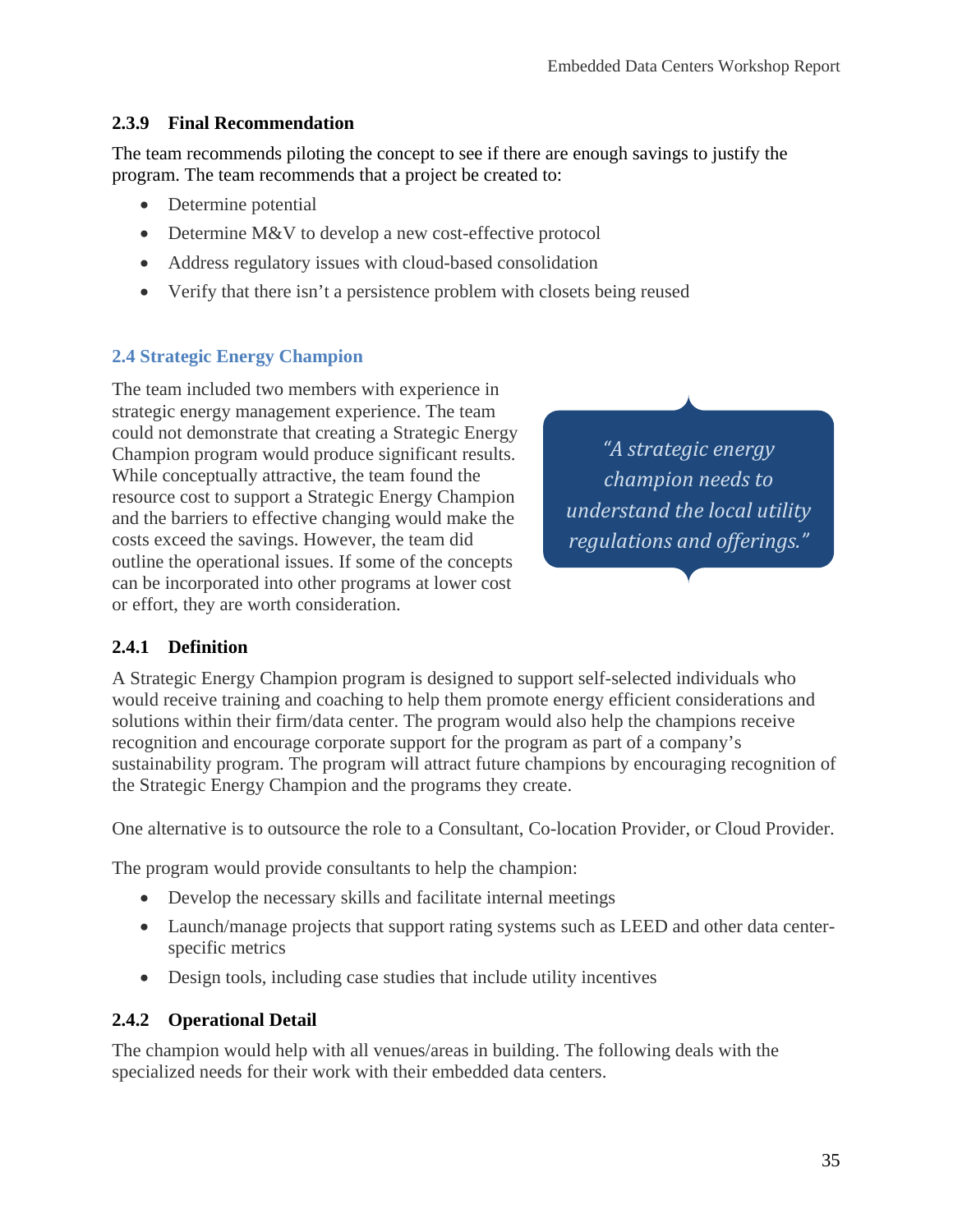### 2.3.9 Final Recommendation

The team recommends piloting the concept to see if there are enough savings to justify the program. The team recommends that a project be created to:

- Determine potential
- Determine M&V to develop a new cost-effective protocol
- Address regulatory issues with cloud-based consolidation
- Verify that there isn't a persistence problem with closets being reused

## 2.4 Strategic Energy Champion

The team included two members with experience in strategic energy management experience. The team could not demonstrate that creating a Strategic Energy Champion program would produce significant results. While conceptually attractive, the team found the resource cost to support a Strategic Energy Champion and the barriers to effective changing would make the costs exceed the savings. However, the team did outline the operational issues. If some of the concepts can be incorporated into other programs at lower cost or effort, they are worth consideration.

> *"A strategic energy champion needs to understand the local utility regulations and offerings."*

### 2.4.1 Definition

A Strategic Energy Champion program is designed to support self-selected individuals who would receive training and coaching to help them promote energy efficient considerations and solutions within their firm/data center. The program would also help the champions receive recognition and encourage corporate support for the program as part of a company's sustainability program. The program will attract future champions by encouraging recognition of the Strategic Energy Champion and the programs they create.

One alternative is to outsource the role to a Consultant, Co-location Provider, or Cloud Provider.

The program would provide consultants to help the champion:

- Develop the necessary skills and facilitate internal meetings
- Launch/manage projects that support rating systems such as LEED and other data center-specific metrics
- Design tools, including case studies that include utility incentives

### 2.4.2 Operational Detail

The champion would help with all venues/areas in building. The following deals with the specialized needs for their work with their embedded data centers.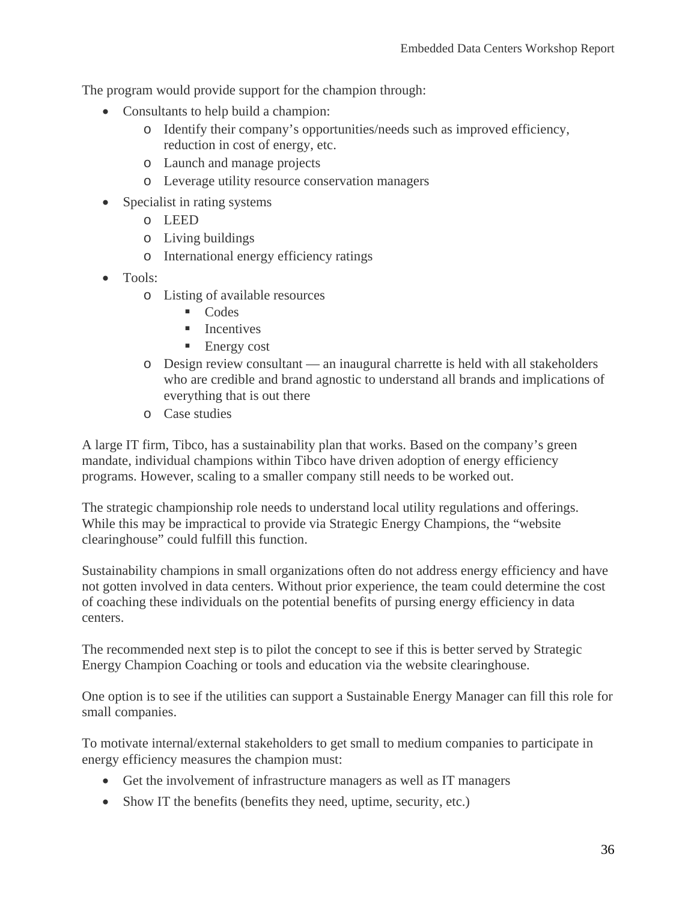The program would provide support for the champion through:

- Consultants to help build a champion:
  - Identify their company's opportunities/needs such as improved efficiency, reduction in cost of energy, etc.
  - Launch and manage projects
  - Leverage utility resource conservation managers
- Specialist in rating systems
  - LEED
  - Living buildings
  - International energy efficiency ratings
- Tools:
  - Listing of available resources
    - Codes
    - Incentives
    - Energy cost
  - Design review consultant — an inaugural charrette is held with all stakeholders who are credible and brand agnostic to understand all brands and implications of everything that is out there
  - Case studies

A large IT firm, Tibco, has a sustainability plan that works. Based on the company's green mandate, individual champions within Tibco have driven adoption of energy efficiency programs. However, scaling to a smaller company still needs to be worked out.

The strategic championship role needs to understand local utility regulations and offerings. While this may be impractical to provide via Strategic Energy Champions, the "website clearinghouse" could fulfill this function.

Sustainability champions in small organizations often do not address energy efficiency and have not gotten involved in data centers. Without prior experience, the team could determine the cost of coaching these individuals on the potential benefits of pursing energy efficiency in data centers.

The recommended next step is to pilot the concept to see if this is better served by Strategic Energy Champion Coaching or tools and education via the website clearinghouse.

One option is to see if the utilities can support a Sustainable Energy Manager can fill this role for small companies.

To motivate internal/external stakeholders to get small to medium companies to participate in energy efficiency measures the champion must:

- Get the involvement of infrastructure managers as well as IT managers
- Show IT the benefits (benefits they need, uptime, security, etc.)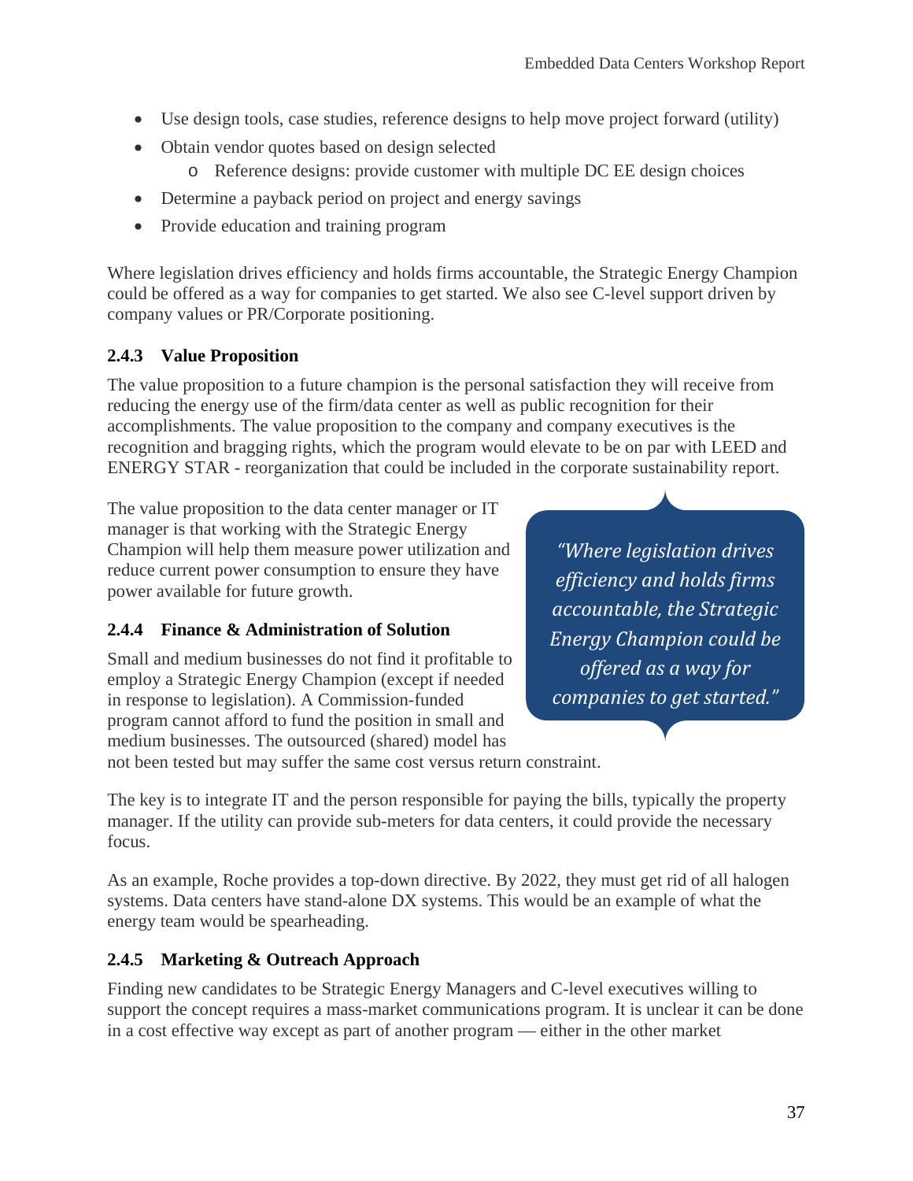- Use design tools, case studies, reference designs to help move project forward (utility)
- Obtain vendor quotes based on design selected
    - Reference designs: provide customer with multiple DC EE design choices
- Determine a payback period on project and energy savings
- Provide education and training program

Where legislation drives efficiency and holds firms accountable, the Strategic Energy Champion could be offered as a way for companies to get started. We also see C-level support driven by company values or PR/Corporate positioning.

### 2.4.3 Value Proposition

The value proposition to a future champion is the personal satisfaction they will receive from reducing the energy use of the firm/data center as well as public recognition for their accomplishments. The value proposition to the company and company executives is the recognition and bragging rights, which the program would elevate to be on par with LEED and ENERGY STAR - reorganization that could be included in the corporate sustainability report.

The value proposition to the data center manager or IT manager is that working with the Strategic Energy Champion will help them measure power utilization and reduce current power consumption to ensure they have power available for future growth.

> *"Where legislation drives efficiency and holds firms accountable, the Strategic Energy Champion could be offered as a way for companies to get started."*

### 2.4.4 Finance & Administration of Solution

Small and medium businesses do not find it profitable to employ a Strategic Energy Champion (except if needed in response to legislation). A Commission-funded program cannot afford to fund the position in small and medium businesses. The outsourced (shared) model has not been tested but may suffer the same cost versus return constraint.

The key is to integrate IT and the person responsible for paying the bills, typically the property manager. If the utility can provide sub-meters for data centers, it could provide the necessary focus.

As an example, Roche provides a top-down directive. By 2022, they must get rid of all halogen systems. Data centers have stand-alone DX systems. This would be an example of what the energy team would be spearheading.

### 2.4.5 Marketing & Outreach Approach

Finding new candidates to be Strategic Energy Managers and C-level executives willing to support the concept requires a mass-market communications program. It is unclear it can be done in a cost effective way except as part of another program — either in the other market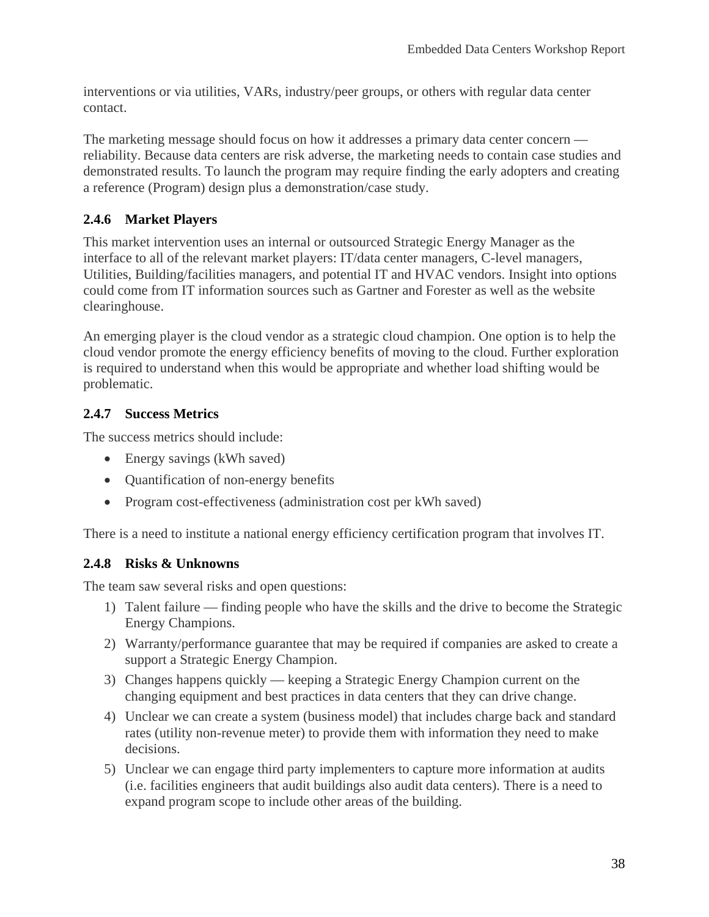interventions or via utilities, VARs, industry/peer groups, or others with regular data center contact.

The marketing message should focus on how it addresses a primary data center concern — reliability. Because data centers are risk adverse, the marketing needs to contain case studies and demonstrated results. To launch the program may require finding the early adopters and creating a reference (Program) design plus a demonstration/case study.

### 2.4.6 Market Players

This market intervention uses an internal or outsourced Strategic Energy Manager as the interface to all of the relevant market players: IT/data center managers, C-level managers, Utilities, Building/facilities managers, and potential IT and HVAC vendors. Insight into options could come from IT information sources such as Gartner and Forester as well as the website clearinghouse.

An emerging player is the cloud vendor as a strategic cloud champion. One option is to help the cloud vendor promote the energy efficiency benefits of moving to the cloud. Further exploration is required to understand when this would be appropriate and whether load shifting would be problematic.

### 2.4.7 Success Metrics

The success metrics should include:

- Energy savings (kWh saved)
- Quantification of non-energy benefits
- Program cost-effectiveness (administration cost per kWh saved)

There is a need to institute a national energy efficiency certification program that involves IT.

### 2.4.8 Risks & Unknowns

The team saw several risks and open questions:

1) Talent failure — finding people who have the skills and the drive to become the Strategic Energy Champions.
2) Warranty/performance guarantee that may be required if companies are asked to create a support a Strategic Energy Champion.
3) Changes happens quickly — keeping a Strategic Energy Champion current on the changing equipment and best practices in data centers that they can drive change.
4) Unclear we can create a system (business model) that includes charge back and standard rates (utility non-revenue meter) to provide them with information they need to make decisions.
5) Unclear we can engage third party implementers to capture more information at audits (i.e. facilities engineers that audit buildings also audit data centers). There is a need to expand program scope to include other areas of the building.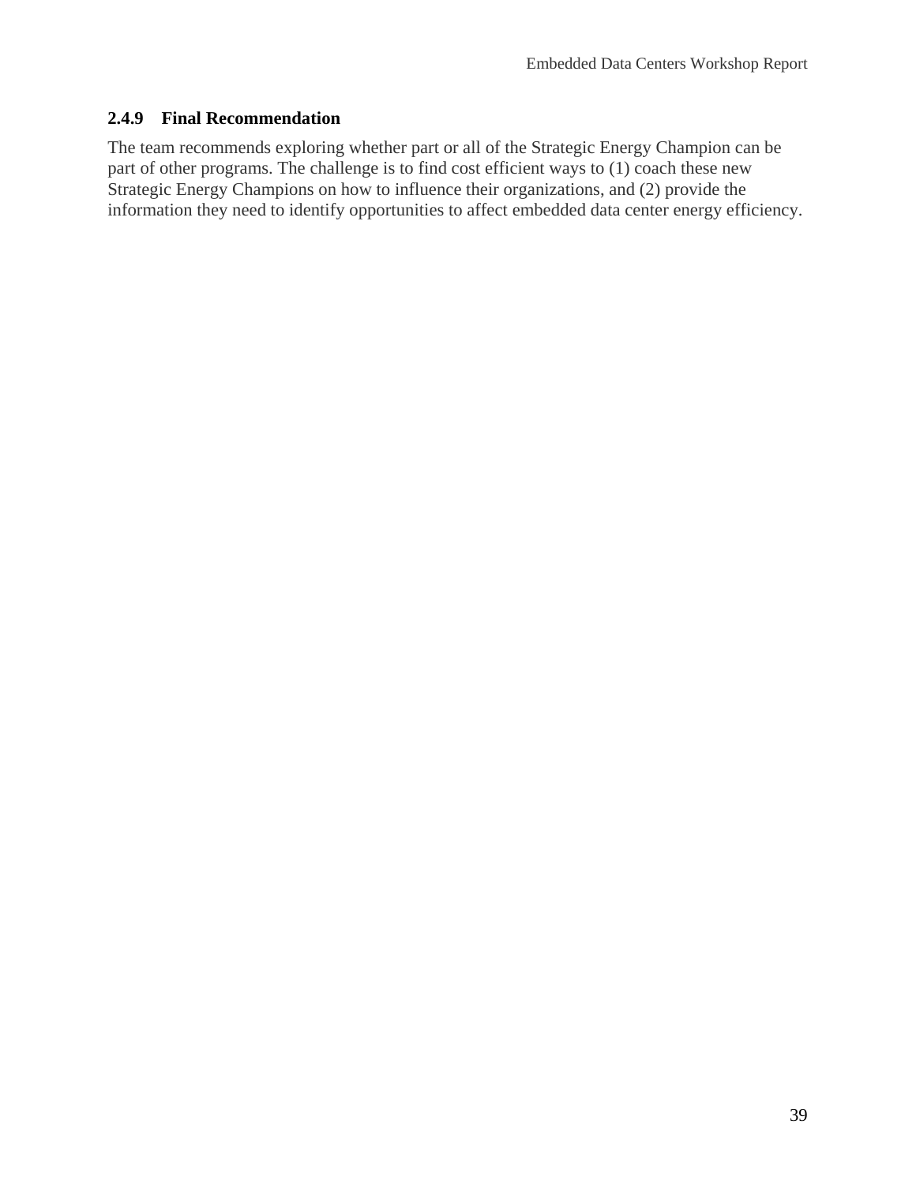#### 2.4.9 Final Recommendation

The team recommends exploring whether part or all of the Strategic Energy Champion can be part of other programs. The challenge is to find cost efficient ways to (1) coach these new Strategic Energy Champions on how to influence their organizations, and (2) provide the information they need to identify opportunities to affect embedded data center energy efficiency.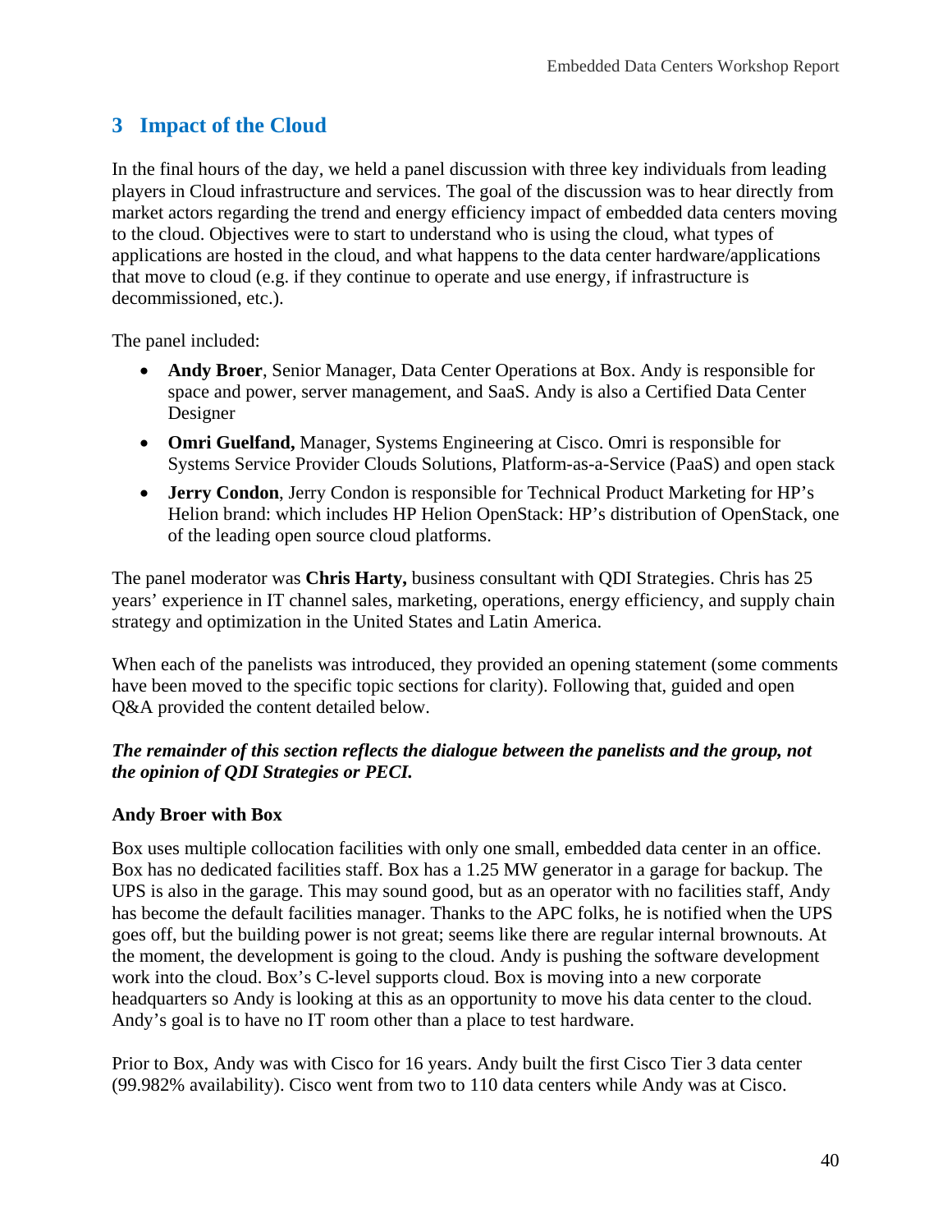# 3 Impact of the Cloud

In the final hours of the day, we held a panel discussion with three key individuals from leading players in Cloud infrastructure and services. The goal of the discussion was to hear directly from market actors regarding the trend and energy efficiency impact of embedded data centers moving to the cloud. Objectives were to start to understand who is using the cloud, what types of applications are hosted in the cloud, and what happens to the data center hardware/applications that move to cloud (e.g. if they continue to operate and use energy, if infrastructure is decommissioned, etc.).

The panel included:

- **Andy Broer**, Senior Manager, Data Center Operations at Box. Andy is responsible for space and power, server management, and SaaS. Andy is also a Certified Data Center Designer
- **Omri Guelfand,** Manager, Systems Engineering at Cisco. Omri is responsible for Systems Service Provider Clouds Solutions, Platform-as-a-Service (PaaS) and open stack
- **Jerry Condon**, Jerry Condon is responsible for Technical Product Marketing for HP's Helion brand: which includes HP Helion OpenStack: HP's distribution of OpenStack, one of the leading open source cloud platforms.

The panel moderator was **Chris Harty,** business consultant with QDI Strategies. Chris has 25 years' experience in IT channel sales, marketing, operations, energy efficiency, and supply chain strategy and optimization in the United States and Latin America.

When each of the panelists was introduced, they provided an opening statement (some comments have been moved to the specific topic sections for clarity). Following that, guided and open Q&A provided the content detailed below.

***The remainder of this section reflects the dialogue between the panelists and the group, not the opinion of QDI Strategies or PECI.***

**Andy Broer with Box**

Box uses multiple collocation facilities with only one small, embedded data center in an office. Box has no dedicated facilities staff. Box has a 1.25 MW generator in a garage for backup. The UPS is also in the garage. This may sound good, but as an operator with no facilities staff, Andy has become the default facilities manager. Thanks to the APC folks, he is notified when the UPS goes off, but the building power is not great; seems like there are regular internal brownouts. At the moment, the development is going to the cloud. Andy is pushing the software development work into the cloud. Box's C-level supports cloud. Box is moving into a new corporate headquarters so Andy is looking at this as an opportunity to move his data center to the cloud. Andy's goal is to have no IT room other than a place to test hardware.

Prior to Box, Andy was with Cisco for 16 years. Andy built the first Cisco Tier 3 data center (99.982% availability). Cisco went from two to 110 data centers while Andy was at Cisco.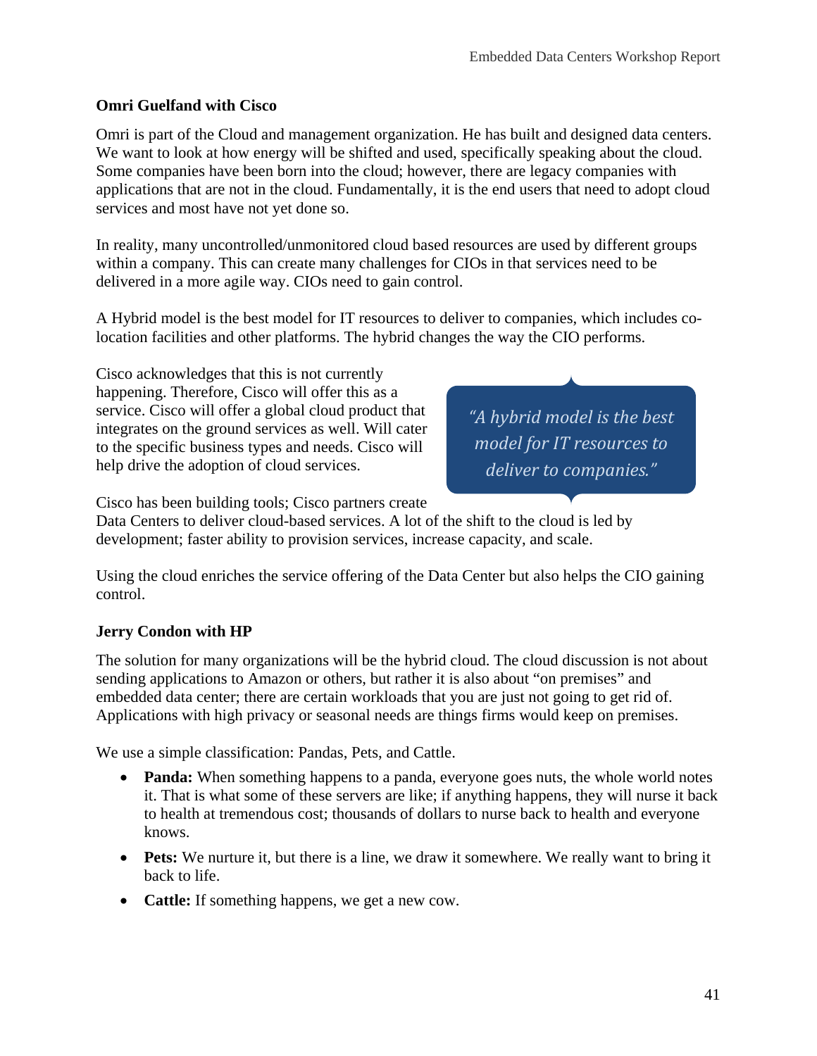**Omri Guelfand with Cisco**

Omri is part of the Cloud and management organization. He has built and designed data centers. We want to look at how energy will be shifted and used, specifically speaking about the cloud. Some companies have been born into the cloud; however, there are legacy companies with applications that are not in the cloud. Fundamentally, it is the end users that need to adopt cloud services and most have not yet done so.

In reality, many uncontrolled/unmonitored cloud based resources are used by different groups within a company. This can create many challenges for CIOs in that services need to be delivered in a more agile way. CIOs need to gain control.

A Hybrid model is the best model for IT resources to deliver to companies, which includes co-location facilities and other platforms. The hybrid changes the way the CIO performs.

Cisco acknowledges that this is not currently happening. Therefore, Cisco will offer this as a service. Cisco will offer a global cloud product that integrates on the ground services as well. Will cater to the specific business types and needs. Cisco will help drive the adoption of cloud services.

> *"A hybrid model is the best model for IT resources to deliver to companies."*

Cisco has been building tools; Cisco partners create Data Centers to deliver cloud-based services. A lot of the shift to the cloud is led by development; faster ability to provision services, increase capacity, and scale.

Using the cloud enriches the service offering of the Data Center but also helps the CIO gaining control.

**Jerry Condon with HP**

The solution for many organizations will be the hybrid cloud. The cloud discussion is not about sending applications to Amazon or others, but rather it is also about "on premises" and embedded data center; there are certain workloads that you are just not going to get rid of. Applications with high privacy or seasonal needs are things firms would keep on premises.

We use a simple classification: Pandas, Pets, and Cattle.

- **Panda:** When something happens to a panda, everyone goes nuts, the whole world notes it. That is what some of these servers are like; if anything happens, they will nurse it back to health at tremendous cost; thousands of dollars to nurse back to health and everyone knows.
- **Pets:** We nurture it, but there is a line, we draw it somewhere. We really want to bring it back to life.
- **Cattle:** If something happens, we get a new cow.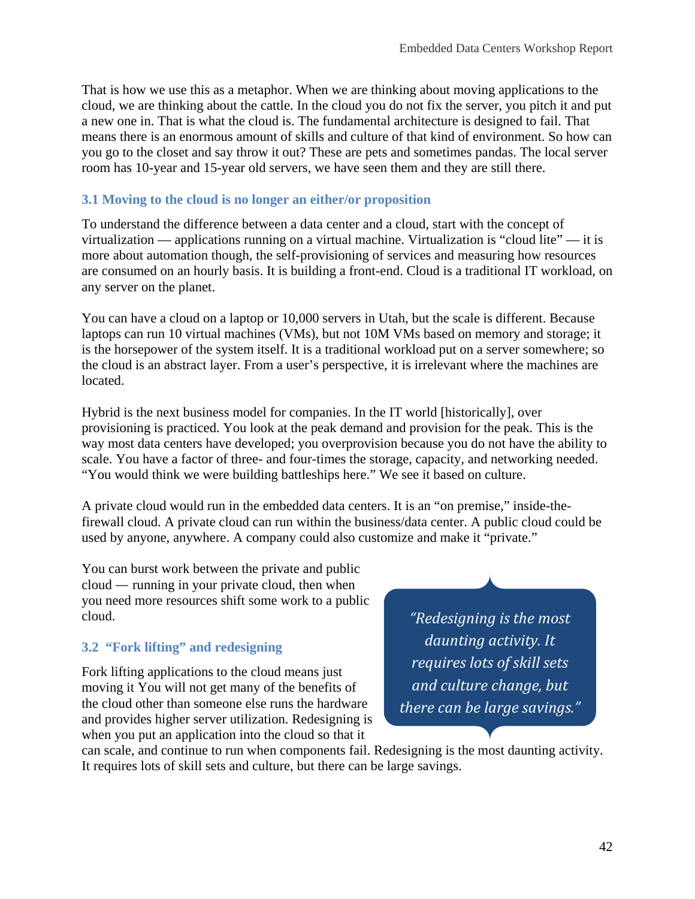That is how we use this as a metaphor. When we are thinking about moving applications to the cloud, we are thinking about the cattle. In the cloud you do not fix the server, you pitch it and put a new one in. That is what the cloud is. The fundamental architecture is designed to fail. That means there is an enormous amount of skills and culture of that kind of environment. So how can you go to the closet and say throw it out? These are pets and sometimes pandas. The local server room has 10-year and 15-year old servers, we have seen them and they are still there.

### 3.1 Moving to the cloud is no longer an either/or proposition

To understand the difference between a data center and a cloud, start with the concept of virtualization — applications running on a virtual machine. Virtualization is "cloud lite" — it is more about automation though, the self-provisioning of services and measuring how resources are consumed on an hourly basis. It is building a front-end. Cloud is a traditional IT workload, on any server on the planet.

You can have a cloud on a laptop or 10,000 servers in Utah, but the scale is different. Because laptops can run 10 virtual machines (VMs), but not 10M VMs based on memory and storage; it is the horsepower of the system itself. It is a traditional workload put on a server somewhere; so the cloud is an abstract layer. From a user's perspective, it is irrelevant where the machines are located.

Hybrid is the next business model for companies. In the IT world [historically], over provisioning is practiced. You look at the peak demand and provision for the peak. This is the way most data centers have developed; you overprovision because you do not have the ability to scale. You have a factor of three- and four-times the storage, capacity, and networking needed. "You would think we were building battleships here." We see it based on culture.

A private cloud would run in the embedded data centers. It is an "on premise," inside-the-firewall cloud. A private cloud can run within the business/data center. A public cloud could be used by anyone, anywhere. A company could also customize and make it "private."

You can burst work between the private and public cloud — running in your private cloud, then when you need more resources shift some work to a public cloud.

### 3.2 "Fork lifting" and redesigning

Fork lifting applications to the cloud means just moving it You will not get many of the benefits of the cloud other than someone else runs the hardware and provides higher server utilization. Redesigning is when you put an application into the cloud so that it can scale, and continue to run when components fail. Redesigning is the most daunting activity. It requires lots of skill sets and culture, but there can be large savings.

> *"Redesigning is the most daunting activity. It requires lots of skill sets and culture change, but there can be large savings."*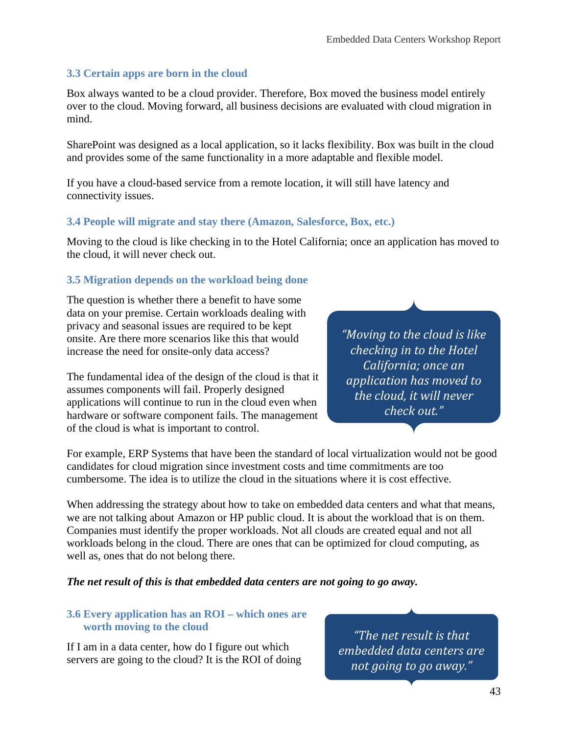### 3.3 Certain apps are born in the cloud

Box always wanted to be a cloud provider. Therefore, Box moved the business model entirely over to the cloud. Moving forward, all business decisions are evaluated with cloud migration in mind.

SharePoint was designed as a local application, so it lacks flexibility. Box was built in the cloud and provides some of the same functionality in a more adaptable and flexible model.

If you have a cloud-based service from a remote location, it will still have latency and connectivity issues.

### 3.4 People will migrate and stay there (Amazon, Salesforce, Box, etc.)

Moving to the cloud is like checking in to the Hotel California; once an application has moved to the cloud, it will never check out.

### 3.5 Migration depends on the workload being done

The question is whether there a benefit to have some data on your premise. Certain workloads dealing with privacy and seasonal issues are required to be kept onsite. Are there more scenarios like this that would increase the need for onsite-only data access?

> *"Moving to the cloud is like checking in to the Hotel California; once an application has moved to the cloud, it will never check out."*

The fundamental idea of the design of the cloud is that it assumes components will fail. Properly designed applications will continue to run in the cloud even when hardware or software component fails. The management of the cloud is what is important to control.

For example, ERP Systems that have been the standard of local virtualization would not be good candidates for cloud migration since investment costs and time commitments are too cumbersome. The idea is to utilize the cloud in the situations where it is cost effective.

When addressing the strategy about how to take on embedded data centers and what that means, we are not talking about Amazon or HP public cloud. It is about the workload that is on them. Companies must identify the proper workloads. Not all clouds are created equal and not all workloads belong in the cloud. There are ones that can be optimized for cloud computing, as well as, ones that do not belong there.

***The net result of this is that embedded data centers are not going to go away.***

### 3.6 Every application has an ROI – which ones are worth moving to the cloud

> *"The net result is that embedded data centers are not going to go away."*

If I am in a data center, how do I figure out which servers are going to the cloud? It is the ROI of doing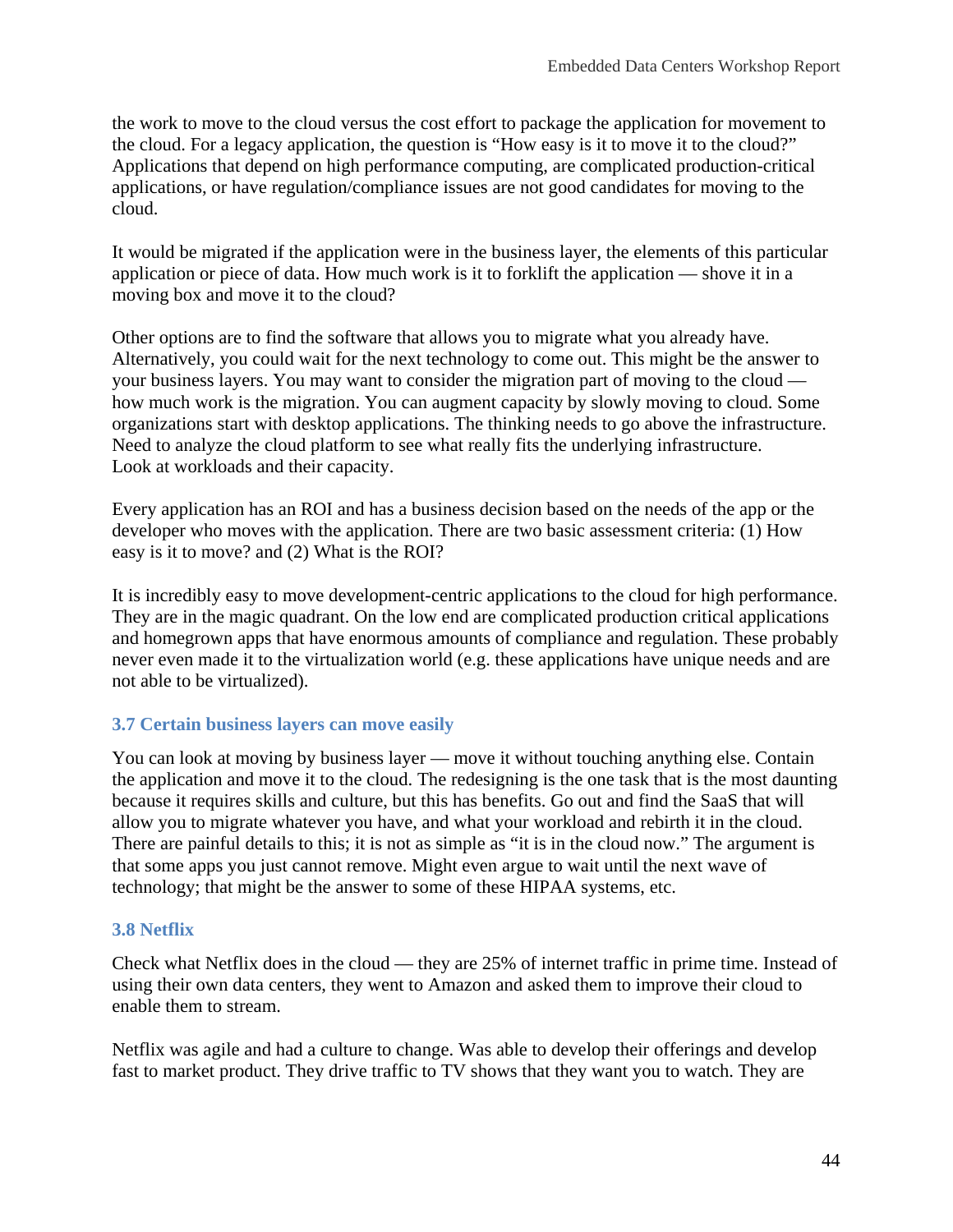the work to move to the cloud versus the cost effort to package the application for movement to the cloud. For a legacy application, the question is "How easy is it to move it to the cloud?" Applications that depend on high performance computing, are complicated production-critical applications, or have regulation/compliance issues are not good candidates for moving to the cloud.

It would be migrated if the application were in the business layer, the elements of this particular application or piece of data. How much work is it to forklift the application — shove it in a moving box and move it to the cloud?

Other options are to find the software that allows you to migrate what you already have. Alternatively, you could wait for the next technology to come out. This might be the answer to your business layers. You may want to consider the migration part of moving to the cloud — how much work is the migration. You can augment capacity by slowly moving to cloud. Some organizations start with desktop applications. The thinking needs to go above the infrastructure. Need to analyze the cloud platform to see what really fits the underlying infrastructure. Look at workloads and their capacity.

Every application has an ROI and has a business decision based on the needs of the app or the developer who moves with the application. There are two basic assessment criteria: (1) How easy is it to move? and (2) What is the ROI?

It is incredibly easy to move development-centric applications to the cloud for high performance. They are in the magic quadrant. On the low end are complicated production critical applications and homegrown apps that have enormous amounts of compliance and regulation. These probably never even made it to the virtualization world (e.g. these applications have unique needs and are not able to be virtualized).

### 3.7 Certain business layers can move easily

You can look at moving by business layer — move it without touching anything else. Contain the application and move it to the cloud. The redesigning is the one task that is the most daunting because it requires skills and culture, but this has benefits. Go out and find the SaaS that will allow you to migrate whatever you have, and what your workload and rebirth it in the cloud. There are painful details to this; it is not as simple as "it is in the cloud now." The argument is that some apps you just cannot remove. Might even argue to wait until the next wave of technology; that might be the answer to some of these HIPAA systems, etc.

### 3.8 Netflix

Check what Netflix does in the cloud — they are 25% of internet traffic in prime time. Instead of using their own data centers, they went to Amazon and asked them to improve their cloud to enable them to stream.

Netflix was agile and had a culture to change. Was able to develop their offerings and develop fast to market product. They drive traffic to TV shows that they want you to watch. They are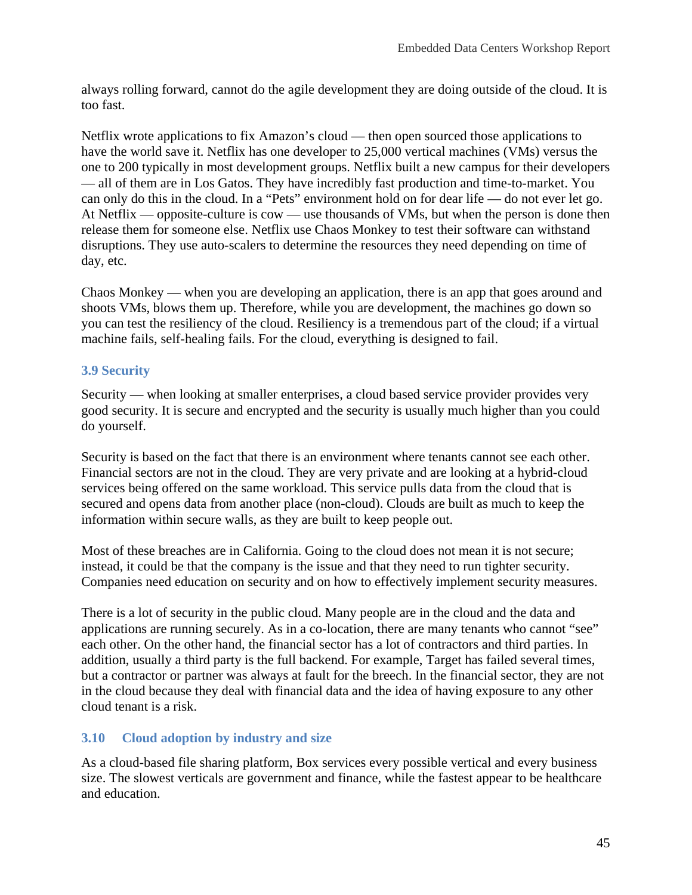always rolling forward, cannot do the agile development they are doing outside of the cloud. It is too fast.

Netflix wrote applications to fix Amazon's cloud — then open sourced those applications to have the world save it. Netflix has one developer to 25,000 vertical machines (VMs) versus the one to 200 typically in most development groups. Netflix built a new campus for their developers — all of them are in Los Gatos. They have incredibly fast production and time-to-market. You can only do this in the cloud. In a "Pets" environment hold on for dear life — do not ever let go. At Netflix — opposite-culture is cow — use thousands of VMs, but when the person is done then release them for someone else. Netflix use Chaos Monkey to test their software can withstand disruptions. They use auto-scalers to determine the resources they need depending on time of day, etc.

Chaos Monkey — when you are developing an application, there is an app that goes around and shoots VMs, blows them up. Therefore, while you are development, the machines go down so you can test the resiliency of the cloud. Resiliency is a tremendous part of the cloud; if a virtual machine fails, self-healing fails. For the cloud, everything is designed to fail.

### 3.9 Security

Security — when looking at smaller enterprises, a cloud based service provider provides very good security. It is secure and encrypted and the security is usually much higher than you could do yourself.

Security is based on the fact that there is an environment where tenants cannot see each other. Financial sectors are not in the cloud. They are very private and are looking at a hybrid-cloud services being offered on the same workload. This service pulls data from the cloud that is secured and opens data from another place (non-cloud). Clouds are built as much to keep the information within secure walls, as they are built to keep people out.

Most of these breaches are in California. Going to the cloud does not mean it is not secure; instead, it could be that the company is the issue and that they need to run tighter security. Companies need education on security and on how to effectively implement security measures.

There is a lot of security in the public cloud. Many people are in the cloud and the data and applications are running securely. As in a co-location, there are many tenants who cannot "see" each other. On the other hand, the financial sector has a lot of contractors and third parties. In addition, usually a third party is the full backend. For example, Target has failed several times, but a contractor or partner was always at fault for the breech. In the financial sector, they are not in the cloud because they deal with financial data and the idea of having exposure to any other cloud tenant is a risk.

### 3.10 Cloud adoption by industry and size

As a cloud-based file sharing platform, Box services every possible vertical and every business size. The slowest verticals are government and finance, while the fastest appear to be healthcare and education.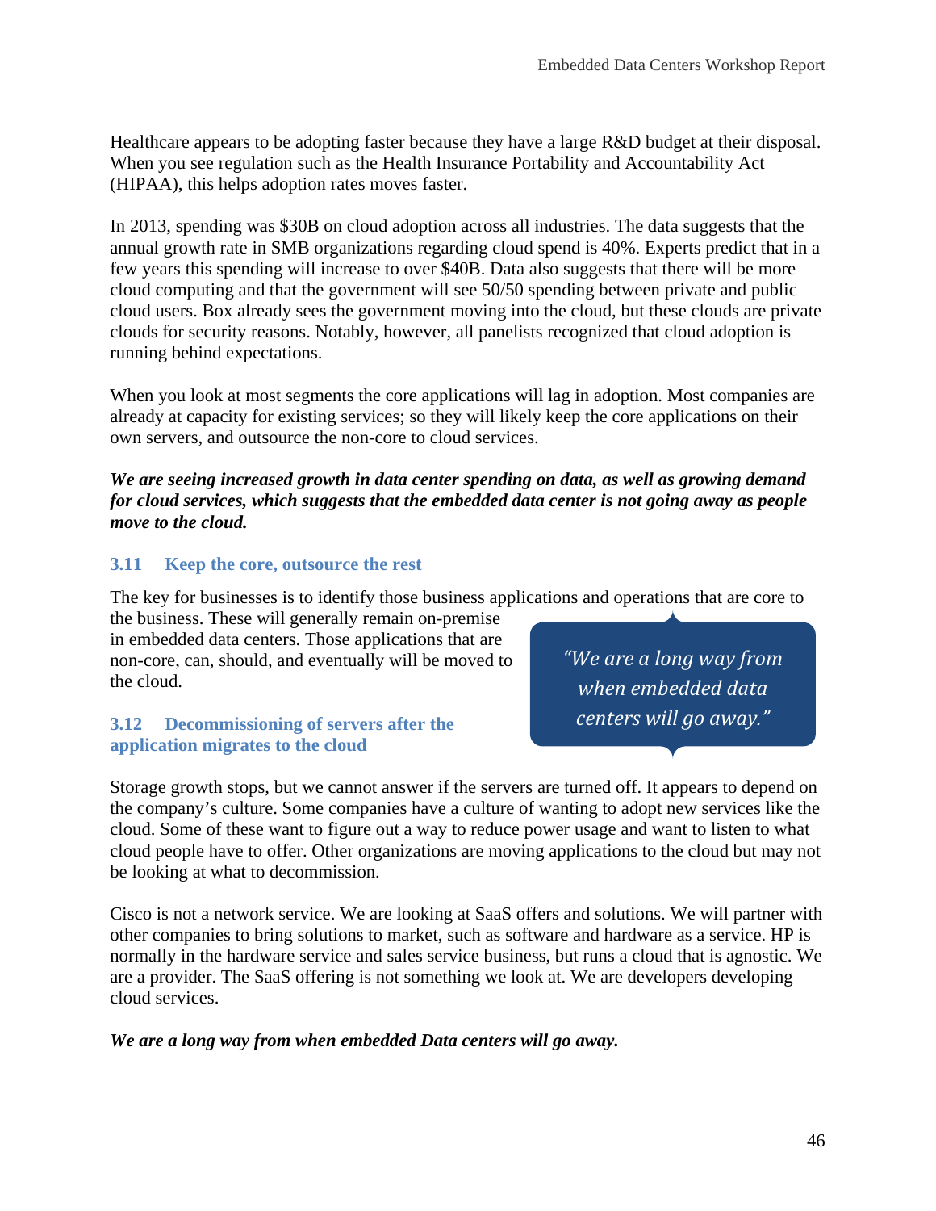Healthcare appears to be adopting faster because they have a large R&D budget at their disposal. When you see regulation such as the Health Insurance Portability and Accountability Act (HIPAA), this helps adoption rates moves faster.

In 2013, spending was $30B on cloud adoption across all industries. The data suggests that the annual growth rate in SMB organizations regarding cloud spend is 40%. Experts predict that in a few years this spending will increase to over $40B. Data also suggests that there will be more cloud computing and that the government will see 50/50 spending between private and public cloud users. Box already sees the government moving into the cloud, but these clouds are private clouds for security reasons. Notably, however, all panelists recognized that cloud adoption is running behind expectations.

When you look at most segments the core applications will lag in adoption. Most companies are already at capacity for existing services; so they will likely keep the core applications on their own servers, and outsource the non-core to cloud services.

***We are seeing increased growth in data center spending on data, as well as growing demand for cloud services, which suggests that the embedded data center is not going away as people move to the cloud.***

### 3.11 Keep the core, outsource the rest

The key for businesses is to identify those business applications and operations that are core to the business. These will generally remain on-premise in embedded data centers. Those applications that are non-core, can, should, and eventually will be moved to the cloud.

> *"We are a long way from when embedded data centers will go away."*

### 3.12 Decommissioning of servers after the application migrates to the cloud

Storage growth stops, but we cannot answer if the servers are turned off. It appears to depend on the company's culture. Some companies have a culture of wanting to adopt new services like the cloud. Some of these want to figure out a way to reduce power usage and want to listen to what cloud people have to offer. Other organizations are moving applications to the cloud but may not be looking at what to decommission.

Cisco is not a network service. We are looking at SaaS offers and solutions. We will partner with other companies to bring solutions to market, such as software and hardware as a service. HP is normally in the hardware service and sales service business, but runs a cloud that is agnostic. We are a provider. The SaaS offering is not something we look at. We are developers developing cloud services.

***We are a long way from when embedded Data centers will go away.***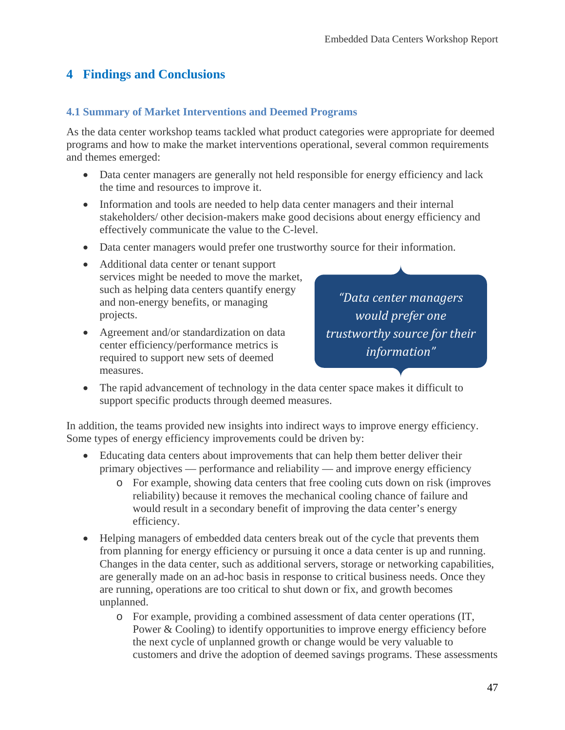# 4 Findings and Conclusions

## 4.1 Summary of Market Interventions and Deemed Programs

As the data center workshop teams tackled what product categories were appropriate for deemed programs and how to make the market interventions operational, several common requirements and themes emerged:

- Data center managers are generally not held responsible for energy efficiency and lack the time and resources to improve it.
- Information and tools are needed to help data center managers and their internal stakeholders/ other decision-makers make good decisions about energy efficiency and effectively communicate the value to the C-level.
- Data center managers would prefer one trustworthy source for their information.
- Additional data center or tenant support services might be needed to move the market, such as helping data centers quantify energy and non-energy benefits, or managing projects.
- Agreement and/or standardization on data center efficiency/performance metrics is required to support new sets of deemed measures.
- The rapid advancement of technology in the data center space makes it difficult to support specific products through deemed measures.

> *"Data center managers would prefer one trustworthy source for their information"*

In addition, the teams provided new insights into indirect ways to improve energy efficiency. Some types of energy efficiency improvements could be driven by:

- Educating data centers about improvements that can help them better deliver their primary objectives — performance and reliability — and improve energy efficiency
  - For example, showing data centers that free cooling cuts down on risk (improves reliability) because it removes the mechanical cooling chance of failure and would result in a secondary benefit of improving the data center's energy efficiency.
- Helping managers of embedded data centers break out of the cycle that prevents them from planning for energy efficiency or pursuing it once a data center is up and running. Changes in the data center, such as additional servers, storage or networking capabilities, are generally made on an ad-hoc basis in response to critical business needs. Once they are running, operations are too critical to shut down or fix, and growth becomes unplanned.
  - For example, providing a combined assessment of data center operations (IT, Power & Cooling) to identify opportunities to improve energy efficiency before the next cycle of unplanned growth or change would be very valuable to customers and drive the adoption of deemed savings programs. These assessments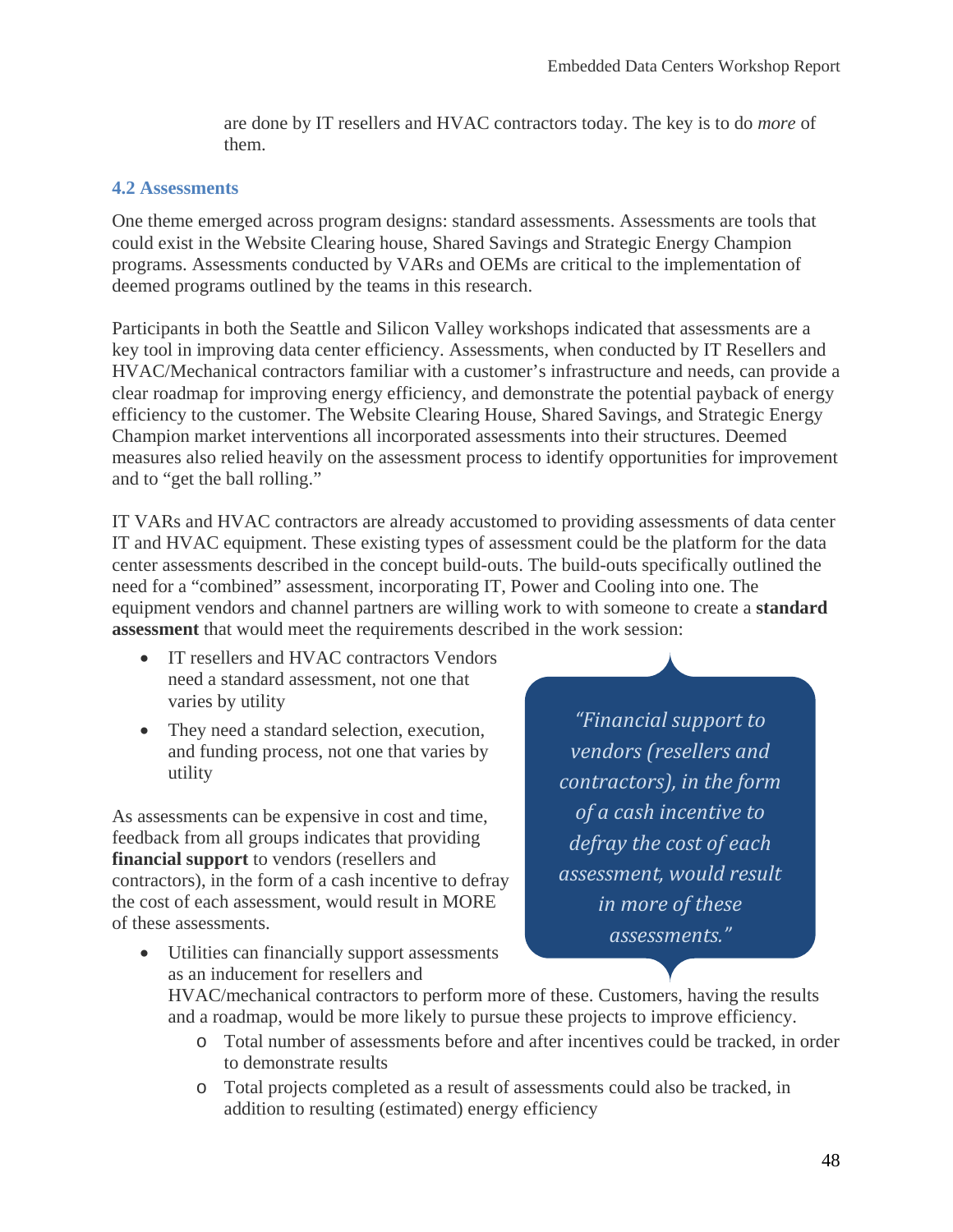are done by IT resellers and HVAC contractors today. The key is to do *more* of them.

### 4.2 Assessments

One theme emerged across program designs: standard assessments. Assessments are tools that could exist in the Website Clearing house, Shared Savings and Strategic Energy Champion programs. Assessments conducted by VARs and OEMs are critical to the implementation of deemed programs outlined by the teams in this research.

Participants in both the Seattle and Silicon Valley workshops indicated that assessments are a key tool in improving data center efficiency. Assessments, when conducted by IT Resellers and HVAC/Mechanical contractors familiar with a customer's infrastructure and needs, can provide a clear roadmap for improving energy efficiency, and demonstrate the potential payback of energy efficiency to the customer. The Website Clearing House, Shared Savings, and Strategic Energy Champion market interventions all incorporated assessments into their structures. Deemed measures also relied heavily on the assessment process to identify opportunities for improvement and to "get the ball rolling."

IT VARs and HVAC contractors are already accustomed to providing assessments of data center IT and HVAC equipment. These existing types of assessment could be the platform for the data center assessments described in the concept build-outs. The build-outs specifically outlined the need for a "combined" assessment, incorporating IT, Power and Cooling into one. The equipment vendors and channel partners are willing work to with someone to create a **standard assessment** that would meet the requirements described in the work session:

- IT resellers and HVAC contractors Vendors need a standard assessment, not one that varies by utility
- They need a standard selection, execution, and funding process, not one that varies by utility

As assessments can be expensive in cost and time, feedback from all groups indicates that providing **financial support** to vendors (resellers and contractors), in the form of a cash incentive to defray the cost of each assessment, would result in MORE of these assessments.

> *"Financial support to vendors (resellers and contractors), in the form of a cash incentive to defray the cost of each assessment, would result in more of these assessments."*

- Utilities can financially support assessments as an inducement for resellers and HVAC/mechanical contractors to perform more of these. Customers, having the results and a roadmap, would be more likely to pursue these projects to improve efficiency.
    - Total number of assessments before and after incentives could be tracked, in order to demonstrate results
    - Total projects completed as a result of assessments could also be tracked, in addition to resulting (estimated) energy efficiency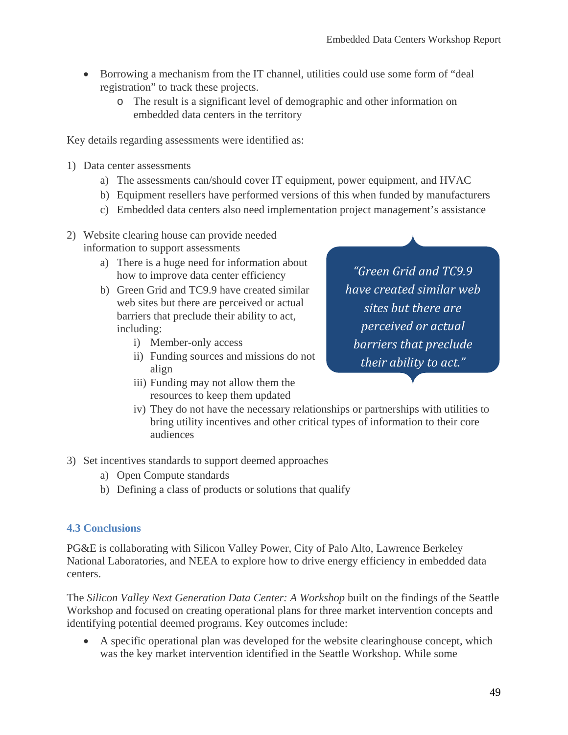- Borrowing a mechanism from the IT channel, utilities could use some form of "deal registration" to track these projects.
    - The result is a significant level of demographic and other information on embedded data centers in the territory

Key details regarding assessments were identified as:

1) Data center assessments
    a) The assessments can/should cover IT equipment, power equipment, and HVAC
    b) Equipment resellers have performed versions of this when funded by manufacturers
    c) Embedded data centers also need implementation project management's assistance
2) Website clearing house can provide needed information to support assessments
    a) There is a huge need for information about how to improve data center efficiency
    b) Green Grid and TC9.9 have created similar web sites but there are perceived or actual barriers that preclude their ability to act, including:
        i) Member-only access
        ii) Funding sources and missions do not align
        iii) Funding may not allow them the resources to keep them updated
        iv) They do not have the necessary relationships or partnerships with utilities to bring utility incentives and other critical types of information to their core audiences

> *"Green Grid and TC9.9 have created similar web sites but there are perceived or actual barriers that preclude their ability to act."*

3) Set incentives standards to support deemed approaches
    a) Open Compute standards
    b) Defining a class of products or solutions that qualify

### 4.3 Conclusions

PG&E is collaborating with Silicon Valley Power, City of Palo Alto, Lawrence Berkeley National Laboratories, and NEEA to explore how to drive energy efficiency in embedded data centers.

The *Silicon Valley Next Generation Data Center: A Workshop* built on the findings of the Seattle Workshop and focused on creating operational plans for three market intervention concepts and identifying potential deemed programs. Key outcomes include:

- A specific operational plan was developed for the website clearinghouse concept, which was the key market intervention identified in the Seattle Workshop. While some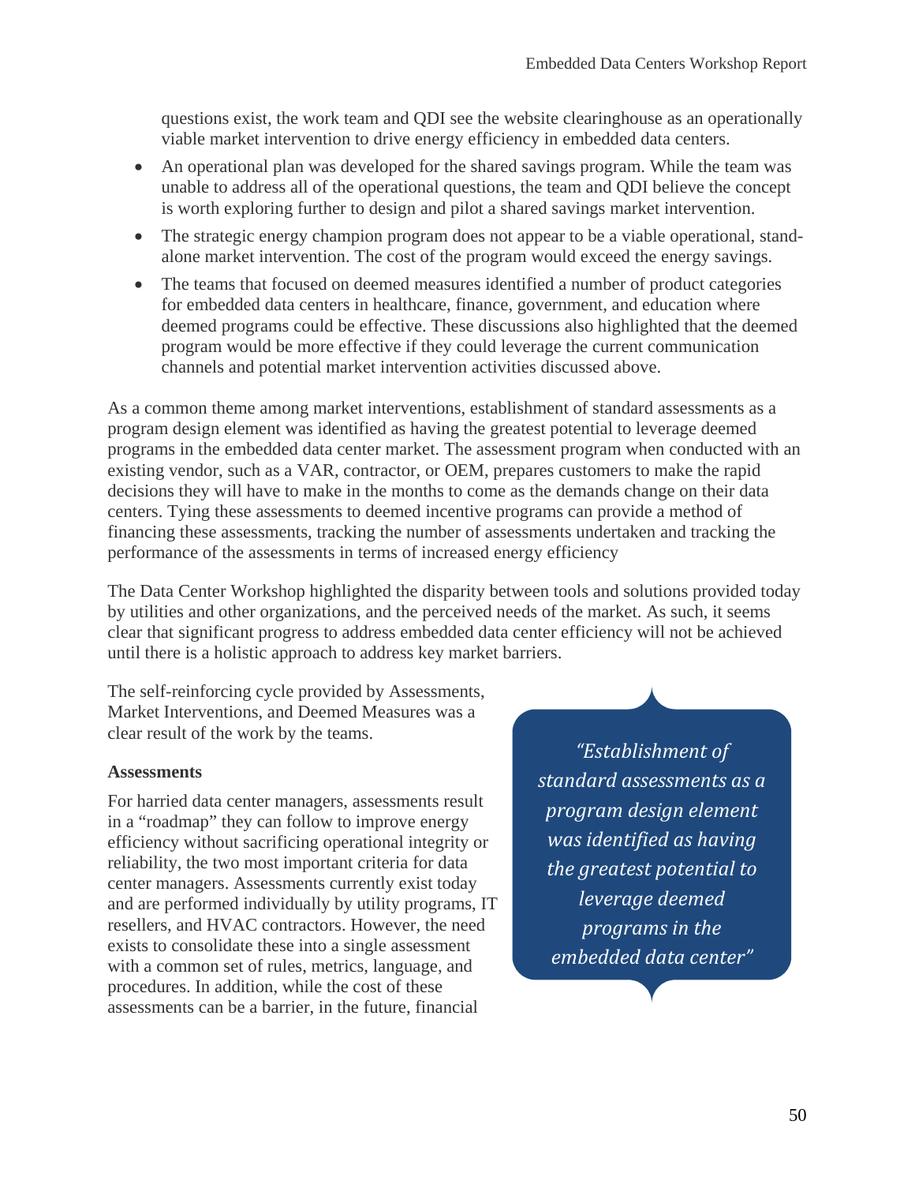questions exist, the work team and QDI see the website clearinghouse as an operationally viable market intervention to drive energy efficiency in embedded data centers.

- An operational plan was developed for the shared savings program. While the team was unable to address all of the operational questions, the team and QDI believe the concept is worth exploring further to design and pilot a shared savings market intervention.
- The strategic energy champion program does not appear to be a viable operational, stand-alone market intervention. The cost of the program would exceed the energy savings.
- The teams that focused on deemed measures identified a number of product categories for embedded data centers in healthcare, finance, government, and education where deemed programs could be effective. These discussions also highlighted that the deemed program would be more effective if they could leverage the current communication channels and potential market intervention activities discussed above.

As a common theme among market interventions, establishment of standard assessments as a program design element was identified as having the greatest potential to leverage deemed programs in the embedded data center market. The assessment program when conducted with an existing vendor, such as a VAR, contractor, or OEM, prepares customers to make the rapid decisions they will have to make in the months to come as the demands change on their data centers. Tying these assessments to deemed incentive programs can provide a method of financing these assessments, tracking the number of assessments undertaken and tracking the performance of the assessments in terms of increased energy efficiency

The Data Center Workshop highlighted the disparity between tools and solutions provided today by utilities and other organizations, and the perceived needs of the market. As such, it seems clear that significant progress to address embedded data center efficiency will not be achieved until there is a holistic approach to address key market barriers.

The self-reinforcing cycle provided by Assessments, Market Interventions, and Deemed Measures was a clear result of the work by the teams.

> *"Establishment of standard assessments as a program design element was identified as having the greatest potential to leverage deemed programs in the embedded data center"*

**Assessments**

For harried data center managers, assessments result in a "roadmap" they can follow to improve energy efficiency without sacrificing operational integrity or reliability, the two most important criteria for data center managers. Assessments currently exist today and are performed individually by utility programs, IT resellers, and HVAC contractors. However, the need exists to consolidate these into a single assessment with a common set of rules, metrics, language, and procedures. In addition, while the cost of these assessments can be a barrier, in the future, financial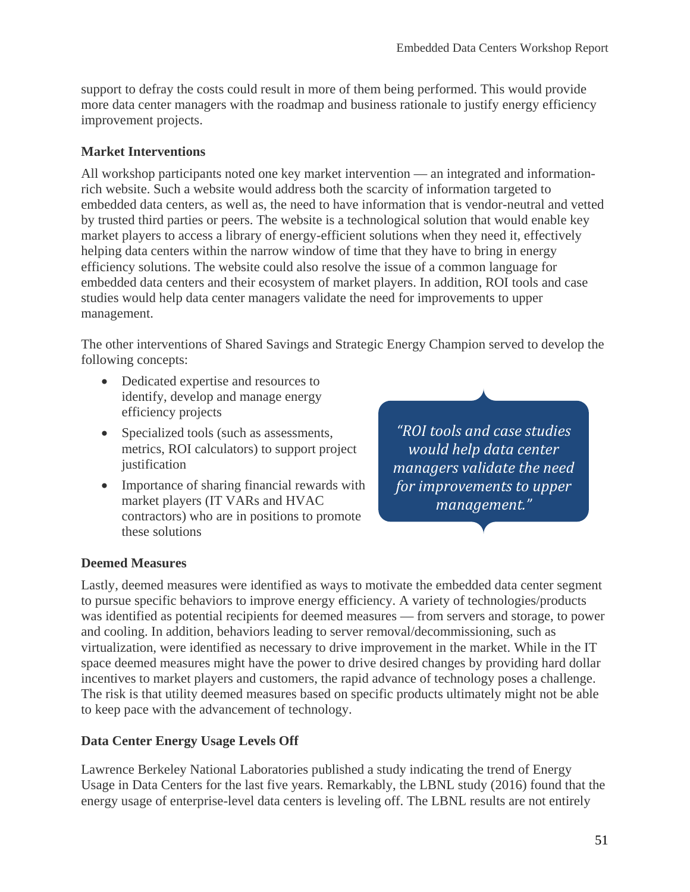support to defray the costs could result in more of them being performed. This would provide more data center managers with the roadmap and business rationale to justify energy efficiency improvement projects.

**Market Interventions**

All workshop participants noted one key market intervention — an integrated and information-rich website. Such a website would address both the scarcity of information targeted to embedded data centers, as well as, the need to have information that is vendor-neutral and vetted by trusted third parties or peers. The website is a technological solution that would enable key market players to access a library of energy-efficient solutions when they need it, effectively helping data centers within the narrow window of time that they have to bring in energy efficiency solutions. The website could also resolve the issue of a common language for embedded data centers and their ecosystem of market players. In addition, ROI tools and case studies would help data center managers validate the need for improvements to upper management.

The other interventions of Shared Savings and Strategic Energy Champion served to develop the following concepts:

- Dedicated expertise and resources to identify, develop and manage energy efficiency projects
- Specialized tools (such as assessments, metrics, ROI calculators) to support project justification
- Importance of sharing financial rewards with market players (IT VARs and HVAC contractors) who are in positions to promote these solutions

*"ROI tools and case studies would help data center managers validate the need for improvements to upper management."*

**Deemed Measures**

Lastly, deemed measures were identified as ways to motivate the embedded data center segment to pursue specific behaviors to improve energy efficiency. A variety of technologies/products was identified as potential recipients for deemed measures — from servers and storage, to power and cooling. In addition, behaviors leading to server removal/decommissioning, such as virtualization, were identified as necessary to drive improvement in the market. While in the IT space deemed measures might have the power to drive desired changes by providing hard dollar incentives to market players and customers, the rapid advance of technology poses a challenge. The risk is that utility deemed measures based on specific products ultimately might not be able to keep pace with the advancement of technology.

**Data Center Energy Usage Levels Off**

Lawrence Berkeley National Laboratories published a study indicating the trend of Energy Usage in Data Centers for the last five years. Remarkably, the LBNL study (2016) found that the energy usage of enterprise-level data centers is leveling off. The LBNL results are not entirely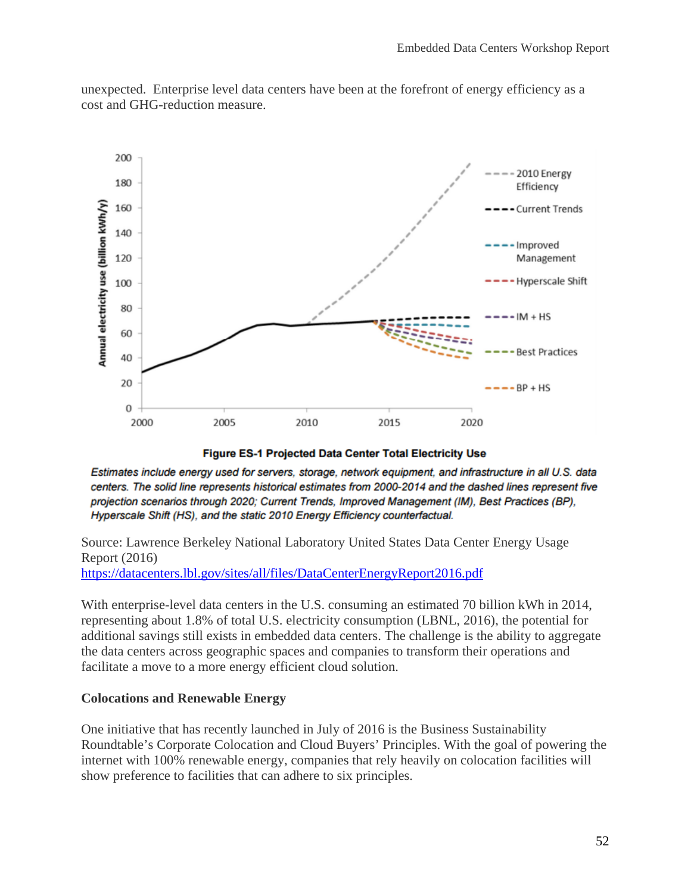unexpected. Enterprise level data centers have been at the forefront of energy efficiency as a cost and GHG-reduction measure.

**Figure ES-1 Projected Data Center Total Electricity Use**

*Estimates include energy used for servers, storage, network equipment, and infrastructure in all U.S. data centers. The solid line represents historical estimates from 2000-2014 and the dashed lines represent five projection scenarios through 2020; Current Trends, Improved Management (IM), Best Practices (BP), Hyperscale Shift (HS), and the static 2010 Energy Efficiency counterfactual.*

Source: Lawrence Berkeley National Laboratory United States Data Center Energy Usage Report (2016)
https://datacenters.lbl.gov/sites/all/files/DataCenterEnergyReport2016.pdf

With enterprise-level data centers in the U.S. consuming an estimated 70 billion kWh in 2014, representing about 1.8% of total U.S. electricity consumption (LBNL, 2016), the potential for additional savings still exists in embedded data centers. The challenge is the ability to aggregate the data centers across geographic spaces and companies to transform their operations and facilitate a move to a more energy efficient cloud solution.

**Colocations and Renewable Energy**

One initiative that has recently launched in July of 2016 is the Business Sustainability Roundtable's Corporate Colocation and Cloud Buyers' Principles. With the goal of powering the internet with 100% renewable energy, companies that rely heavily on colocation facilities will show preference to facilities that can adhere to six principles.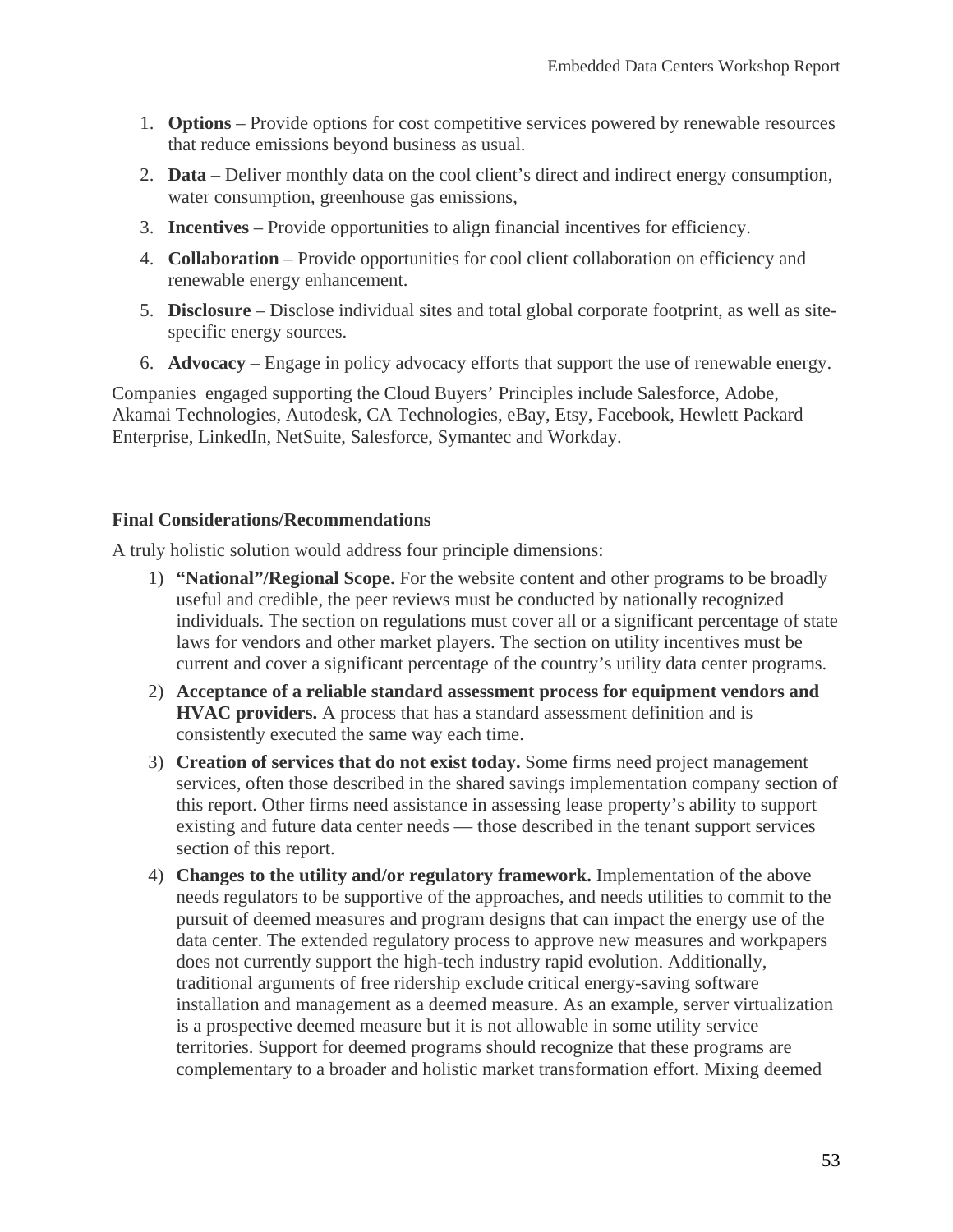1. **Options** – Provide options for cost competitive services powered by renewable resources that reduce emissions beyond business as usual.
2. **Data** – Deliver monthly data on the cool client's direct and indirect energy consumption, water consumption, greenhouse gas emissions,
3. **Incentives** – Provide opportunities to align financial incentives for efficiency.
4. **Collaboration** – Provide opportunities for cool client collaboration on efficiency and renewable energy enhancement.
5. **Disclosure** – Disclose individual sites and total global corporate footprint, as well as site-specific energy sources.
6. **Advocacy** – Engage in policy advocacy efforts that support the use of renewable energy.

Companies  engaged supporting the Cloud Buyers' Principles include Salesforce, Adobe, Akamai Technologies, Autodesk, CA Technologies, eBay, Etsy, Facebook, Hewlett Packard Enterprise, LinkedIn, NetSuite, Salesforce, Symantec and Workday.

**Final Considerations/Recommendations**

A truly holistic solution would address four principle dimensions:

1) **"National"/Regional Scope.** For the website content and other programs to be broadly useful and credible, the peer reviews must be conducted by nationally recognized individuals. The section on regulations must cover all or a significant percentage of state laws for vendors and other market players. The section on utility incentives must be current and cover a significant percentage of the country's utility data center programs.
2) **Acceptance of a reliable standard assessment process for equipment vendors and HVAC providers.** A process that has a standard assessment definition and is consistently executed the same way each time.
3) **Creation of services that do not exist today.** Some firms need project management services, often those described in the shared savings implementation company section of this report. Other firms need assistance in assessing lease property's ability to support existing and future data center needs — those described in the tenant support services section of this report.
4) **Changes to the utility and/or regulatory framework.** Implementation of the above needs regulators to be supportive of the approaches, and needs utilities to commit to the pursuit of deemed measures and program designs that can impact the energy use of the data center. The extended regulatory process to approve new measures and workpapers does not currently support the high-tech industry rapid evolution. Additionally, traditional arguments of free ridership exclude critical energy-saving software installation and management as a deemed measure. As an example, server virtualization is a prospective deemed measure but it is not allowable in some utility service territories. Support for deemed programs should recognize that these programs are complementary to a broader and holistic market transformation effort. Mixing deemed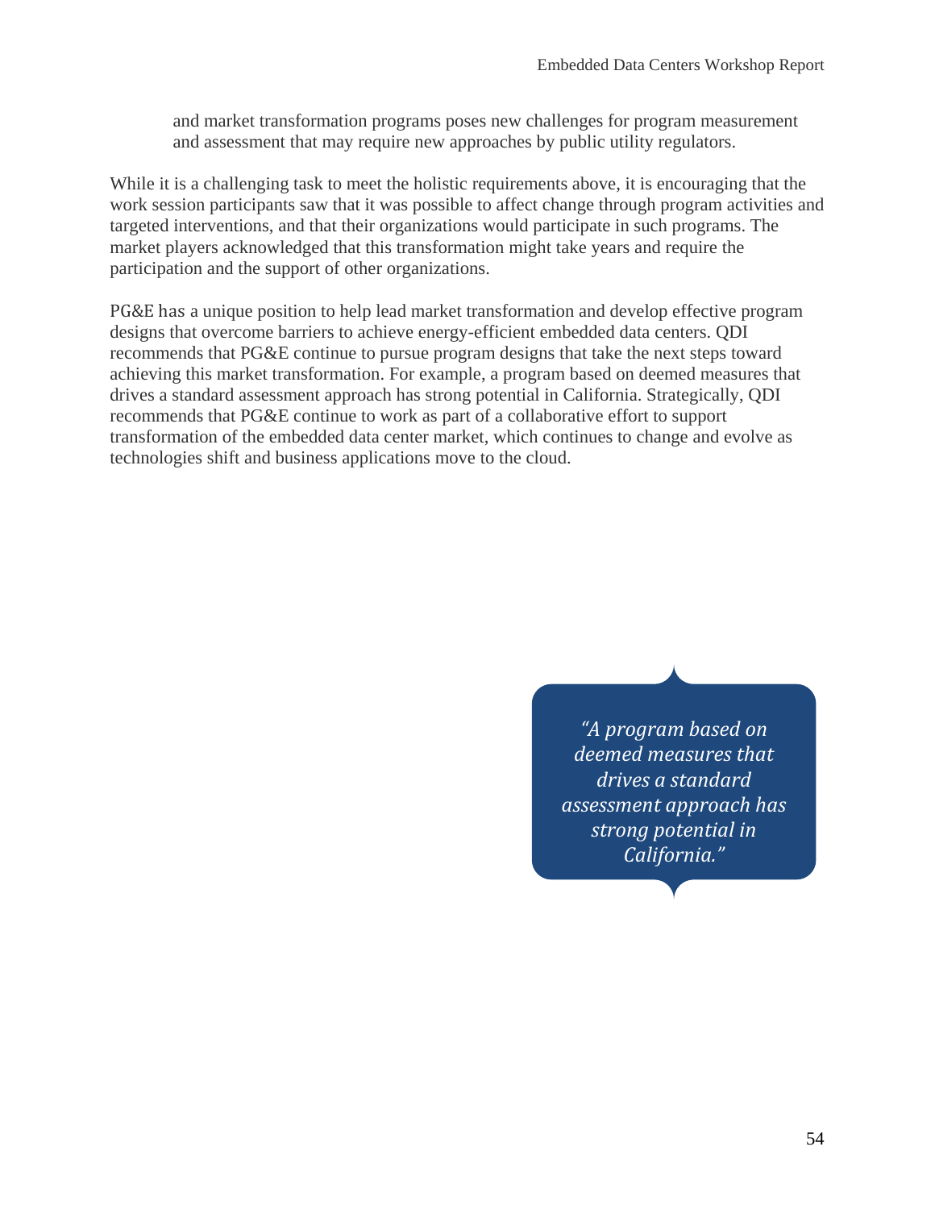and market transformation programs poses new challenges for program measurement and assessment that may require new approaches by public utility regulators.

While it is a challenging task to meet the holistic requirements above, it is encouraging that the work session participants saw that it was possible to affect change through program activities and targeted interventions, and that their organizations would participate in such programs. The market players acknowledged that this transformation might take years and require the participation and the support of other organizations.

PG&E has a unique position to help lead market transformation and develop effective program designs that overcome barriers to achieve energy-efficient embedded data centers. QDI recommends that PG&E continue to pursue program designs that take the next steps toward achieving this market transformation. For example, a program based on deemed measures that drives a standard assessment approach has strong potential in California. Strategically, QDI recommends that PG&E continue to work as part of a collaborative effort to support transformation of the embedded data center market, which continues to change and evolve as technologies shift and business applications move to the cloud.

> *"A program based on deemed measures that drives a standard assessment approach has strong potential in California."*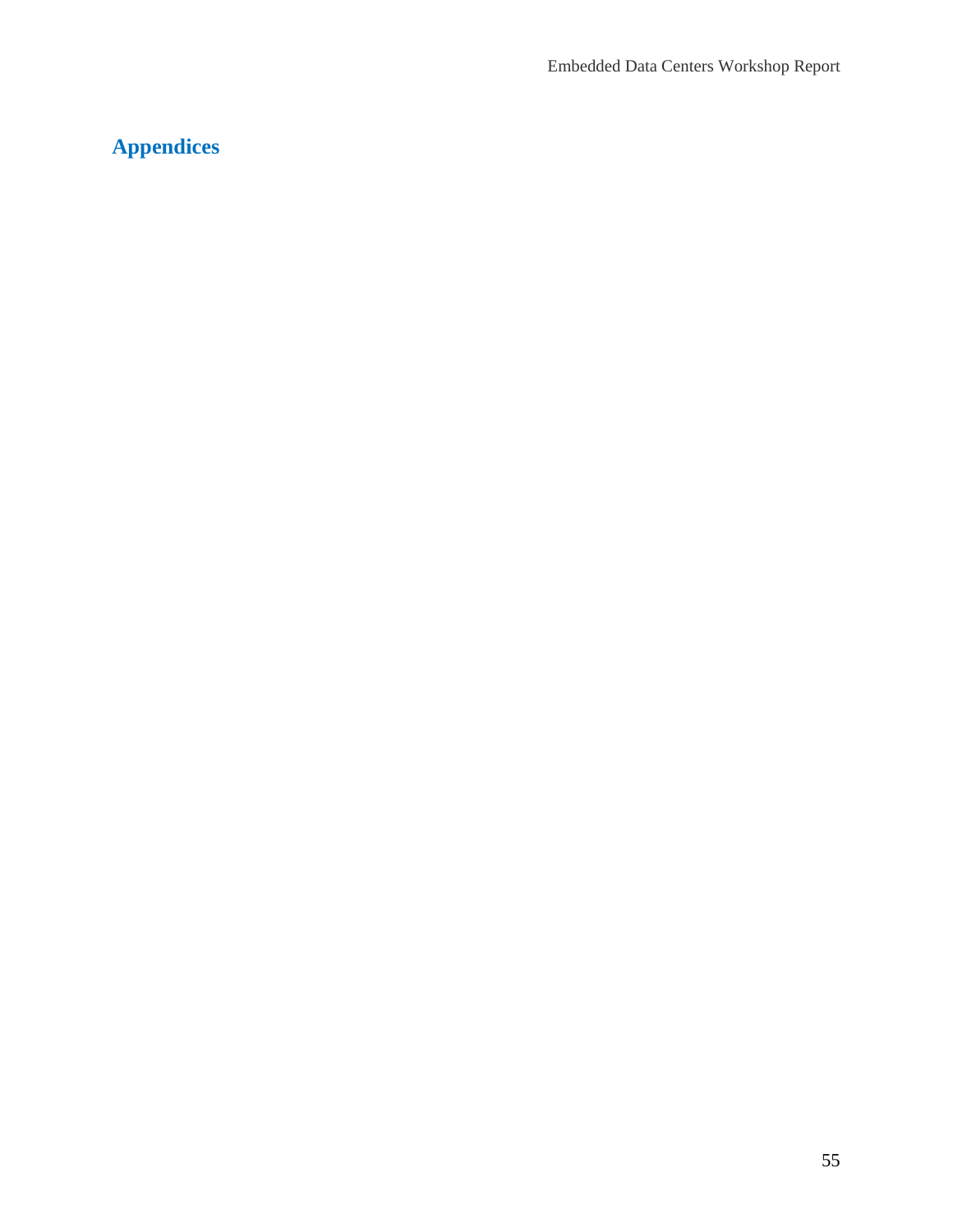# Appendices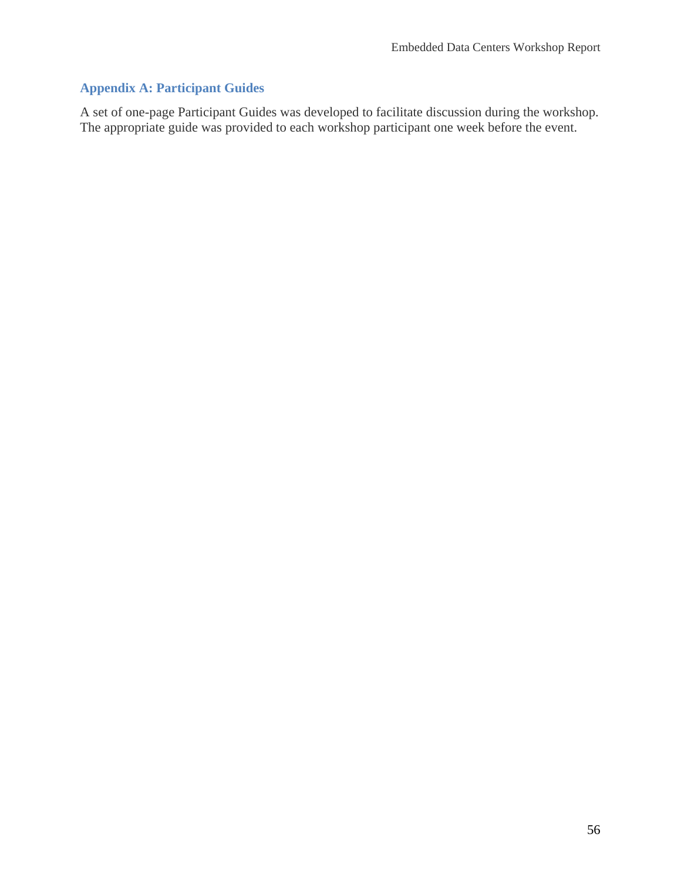## Appendix A: Participant Guides

A set of one-page Participant Guides was developed to facilitate discussion during the workshop. The appropriate guide was provided to each workshop participant one week before the event.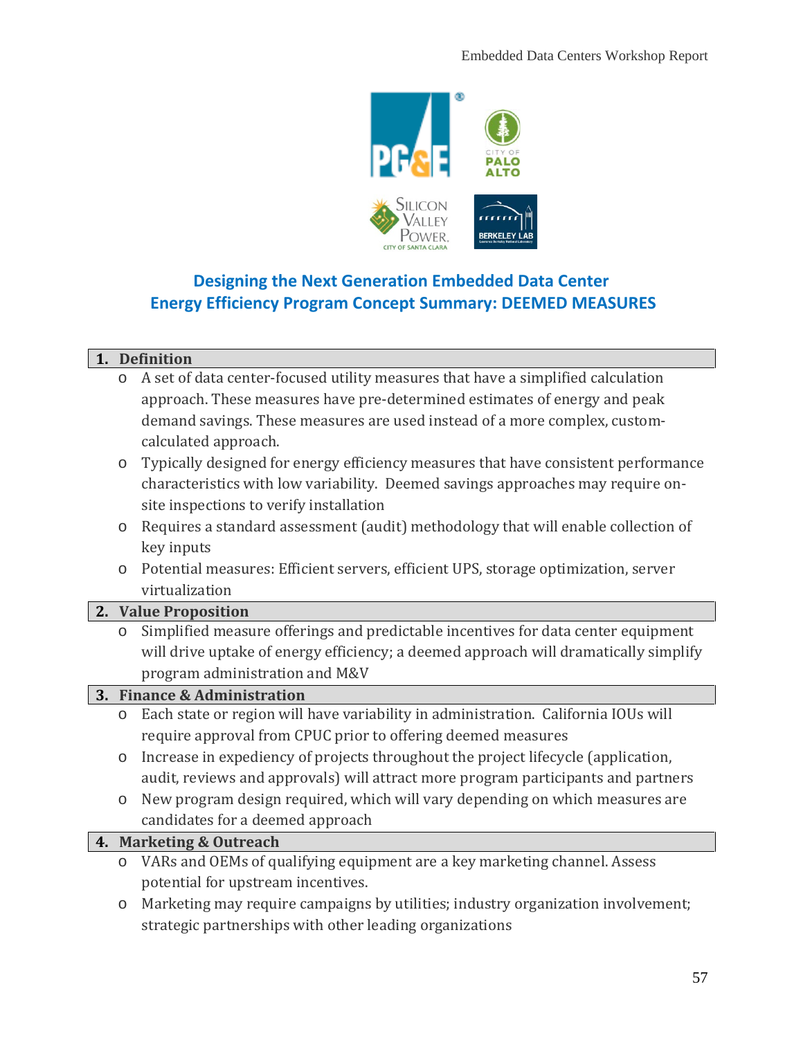## Designing the Next Generation Embedded Data Center
## Energy Efficiency Program Concept Summary: DEEMED MEASURES

### 1. Definition

- A set of data center-focused utility measures that have a simplified calculation approach. These measures have pre-determined estimates of energy and peak demand savings. These measures are used instead of a more complex, custom-calculated approach.
- Typically designed for energy efficiency measures that have consistent performance characteristics with low variability. Deemed savings approaches may require on-site inspections to verify installation
- Requires a standard assessment (audit) methodology that will enable collection of key inputs
- Potential measures: Efficient servers, efficient UPS, storage optimization, server virtualization

### 2. Value Proposition

- Simplified measure offerings and predictable incentives for data center equipment will drive uptake of energy efficiency; a deemed approach will dramatically simplify program administration and M&V

### 3. Finance & Administration

- Each state or region will have variability in administration. California IOUs will require approval from CPUC prior to offering deemed measures
- Increase in expediency of projects throughout the project lifecycle (application, audit, reviews and approvals) will attract more program participants and partners
- New program design required, which will vary depending on which measures are candidates for a deemed approach

### 4. Marketing & Outreach

- VARs and OEMs of qualifying equipment are a key marketing channel. Assess potential for upstream incentives.
- Marketing may require campaigns by utilities; industry organization involvement; strategic partnerships with other leading organizations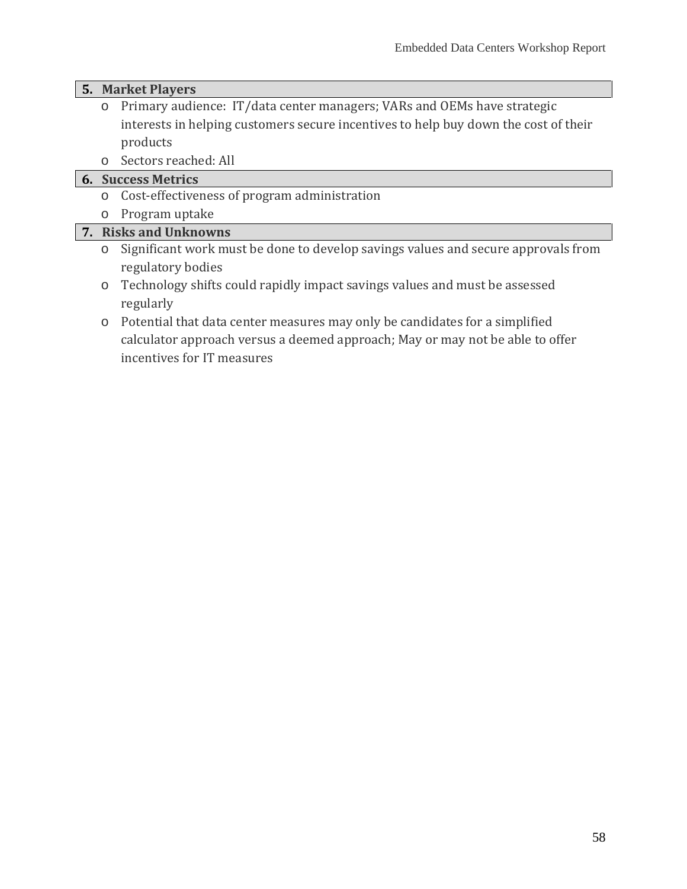**5. Market Players**

- Primary audience:  IT/data center managers; VARs and OEMs have strategic interests in helping customers secure incentives to help buy down the cost of their products
- Sectors reached: All

**6. Success Metrics**

- Cost-effectiveness of program administration
- Program uptake

**7. Risks and Unknowns**

- Significant work must be done to develop savings values and secure approvals from regulatory bodies
- Technology shifts could rapidly impact savings values and must be assessed regularly
- Potential that data center measures may only be candidates for a simplified calculator approach versus a deemed approach; May or may not be able to offer incentives for IT measures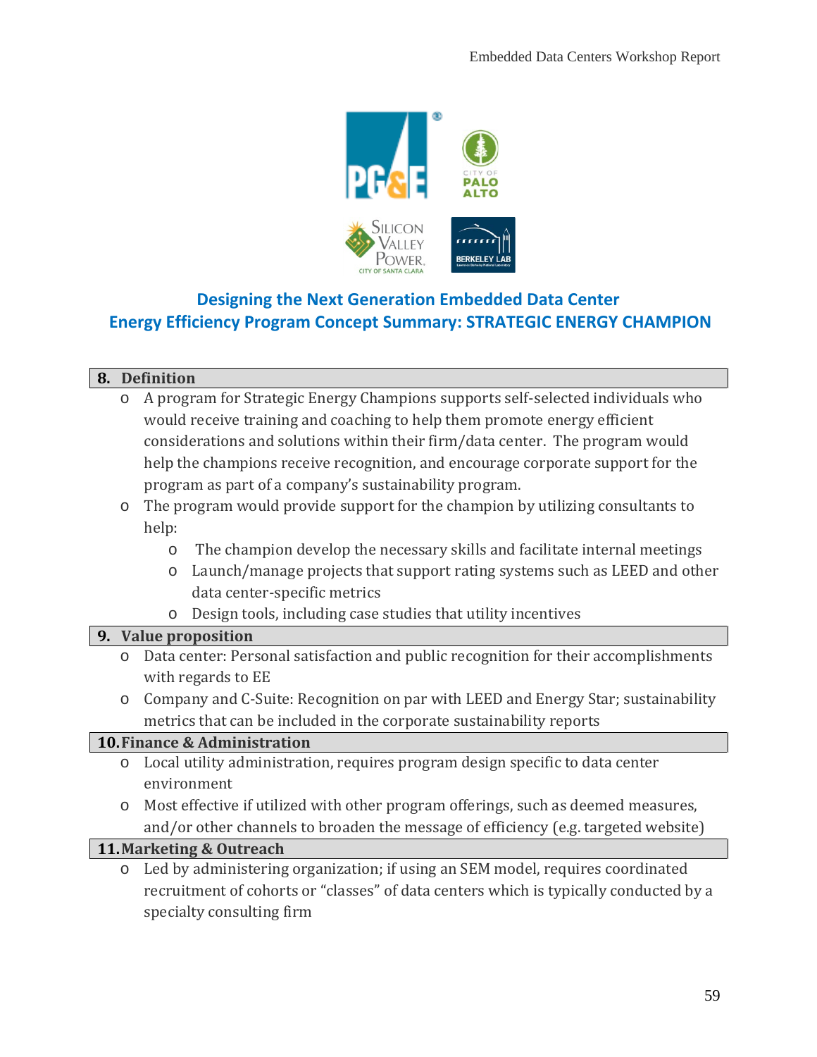**Designing the Next Generation Embedded Data Center**
**Energy Efficiency Program Concept Summary: STRATEGIC ENERGY CHAMPION**

## 8. Definition

- A program for Strategic Energy Champions supports self-selected individuals who would receive training and coaching to help them promote energy efficient considerations and solutions within their firm/data center. The program would help the champions receive recognition, and encourage corporate support for the program as part of a company's sustainability program.
- The program would provide support for the champion by utilizing consultants to help:
  - The champion develop the necessary skills and facilitate internal meetings
  - Launch/manage projects that support rating systems such as LEED and other data center-specific metrics
  - Design tools, including case studies that utility incentives

## 9. Value proposition

- Data center: Personal satisfaction and public recognition for their accomplishments with regards to EE
- Company and C-Suite: Recognition on par with LEED and Energy Star; sustainability metrics that can be included in the corporate sustainability reports

## 10. Finance & Administration

- Local utility administration, requires program design specific to data center environment
- Most effective if utilized with other program offerings, such as deemed measures, and/or other channels to broaden the message of efficiency (e.g. targeted website)

## 11. Marketing & Outreach

- Led by administering organization; if using an SEM model, requires coordinated recruitment of cohorts or "classes" of data centers which is typically conducted by a specialty consulting firm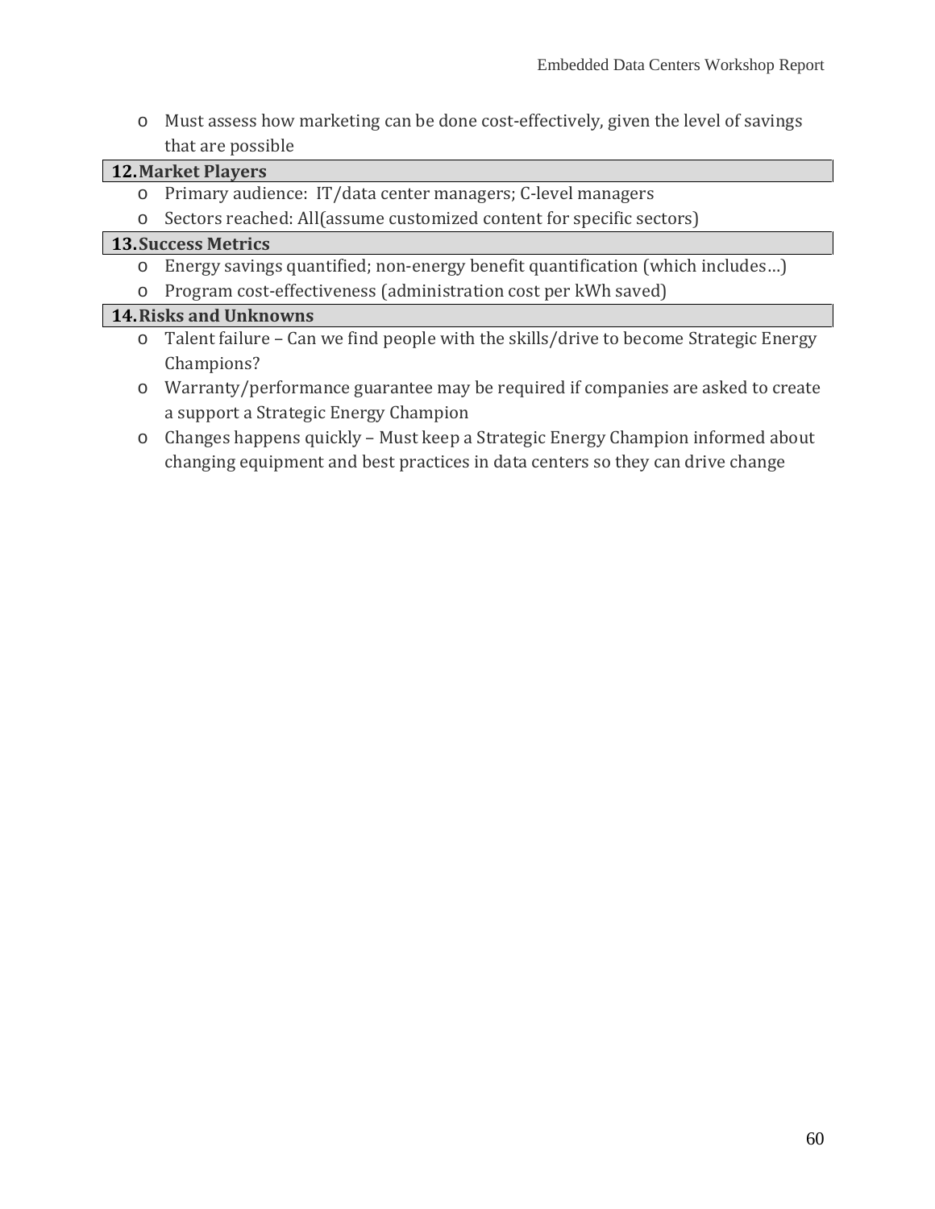- Must assess how marketing can be done cost-effectively, given the level of savings that are possible

### 12. Market Players

- Primary audience: IT/data center managers; C-level managers
- Sectors reached: All(assume customized content for specific sectors)

### 13. Success Metrics

- Energy savings quantified; non-energy benefit quantification (which includes…)
- Program cost-effectiveness (administration cost per kWh saved)

### 14. Risks and Unknowns

- Talent failure – Can we find people with the skills/drive to become Strategic Energy Champions?
- Warranty/performance guarantee may be required if companies are asked to create a support a Strategic Energy Champion
- Changes happens quickly – Must keep a Strategic Energy Champion informed about changing equipment and best practices in data centers so they can drive change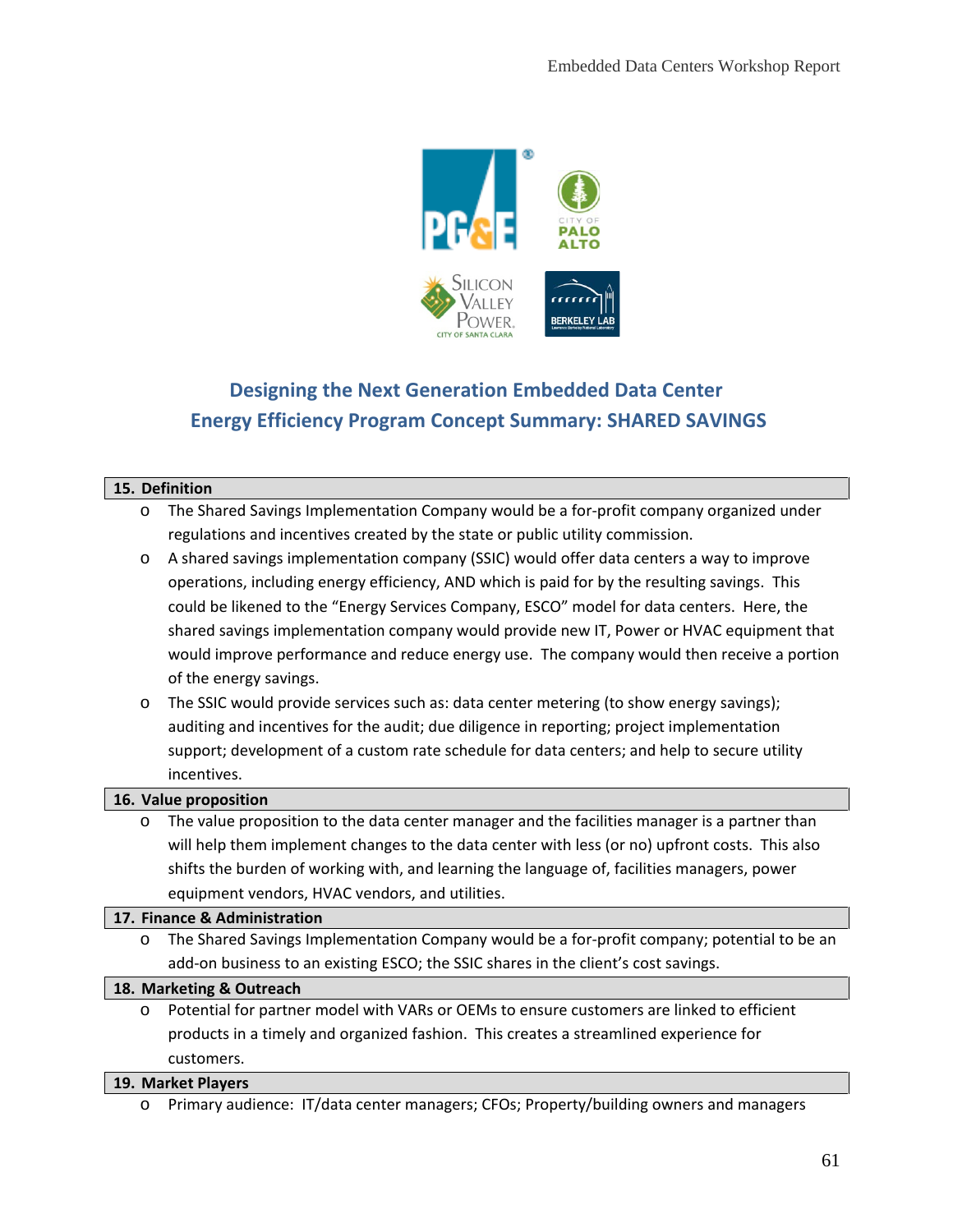# Designing the Next Generation Embedded Data Center Energy Efficiency Program Concept Summary: SHARED SAVINGS

## 15. Definition

- The Shared Savings Implementation Company would be a for-profit company organized under regulations and incentives created by the state or public utility commission.
- A shared savings implementation company (SSIC) would offer data centers a way to improve operations, including energy efficiency, AND which is paid for by the resulting savings. This could be likened to the "Energy Services Company, ESCO" model for data centers. Here, the shared savings implementation company would provide new IT, Power or HVAC equipment that would improve performance and reduce energy use. The company would then receive a portion of the energy savings.
- The SSIC would provide services such as: data center metering (to show energy savings); auditing and incentives for the audit; due diligence in reporting; project implementation support; development of a custom rate schedule for data centers; and help to secure utility incentives.

## 16. Value proposition

- The value proposition to the data center manager and the facilities manager is a partner than will help them implement changes to the data center with less (or no) upfront costs. This also shifts the burden of working with, and learning the language of, facilities managers, power equipment vendors, HVAC vendors, and utilities.

## 17. Finance & Administration

- The Shared Savings Implementation Company would be a for-profit company; potential to be an add-on business to an existing ESCO; the SSIC shares in the client's cost savings.

## 18. Marketing & Outreach

- Potential for partner model with VARs or OEMs to ensure customers are linked to efficient products in a timely and organized fashion. This creates a streamlined experience for customers.

## 19. Market Players

- Primary audience: IT/data center managers; CFOs; Property/building owners and managers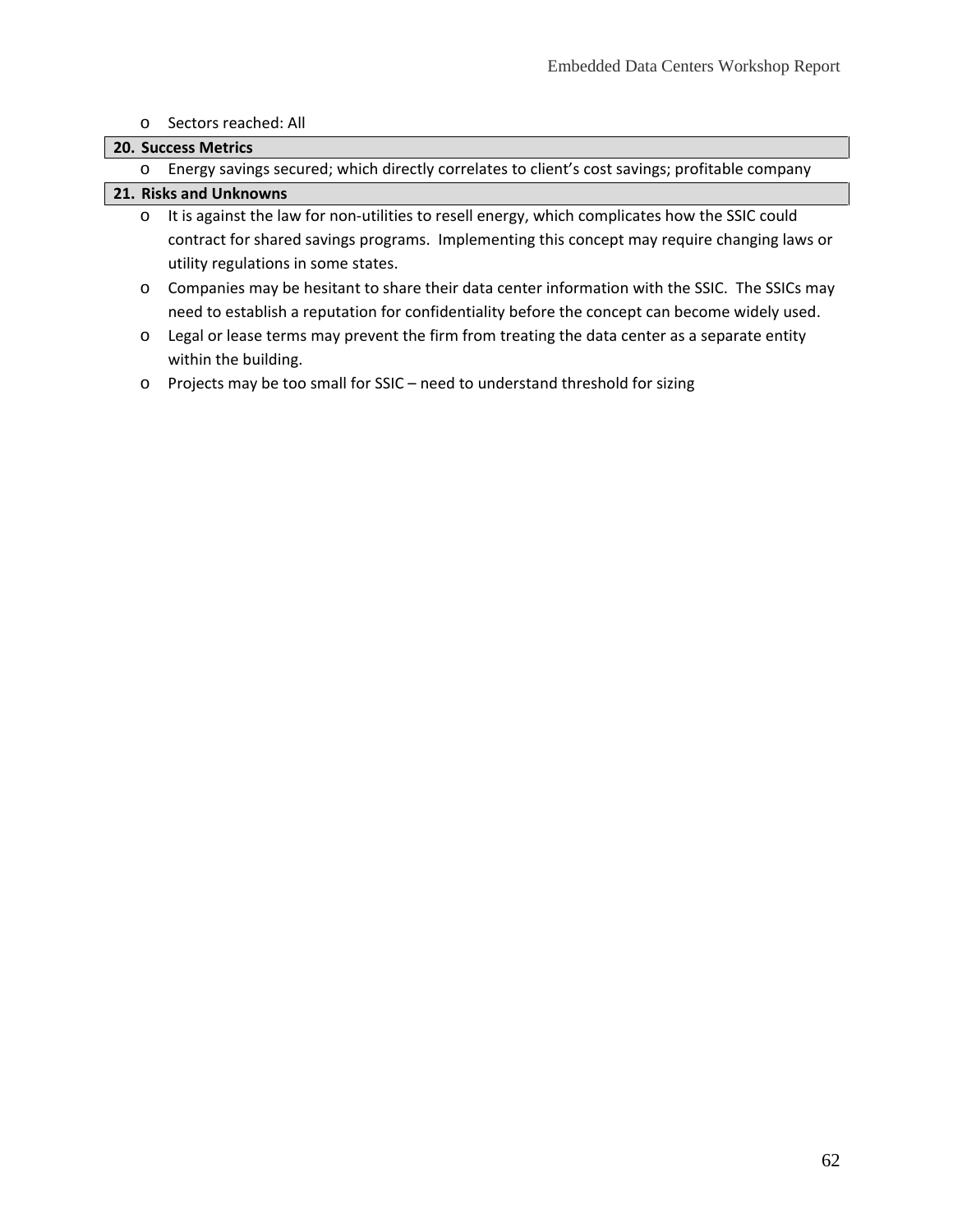- Sectors reached: All

**20. Success Metrics**

- Energy savings secured; which directly correlates to client's cost savings; profitable company

**21. Risks and Unknowns**

- It is against the law for non-utilities to resell energy, which complicates how the SSIC could contract for shared savings programs. Implementing this concept may require changing laws or utility regulations in some states.
- Companies may be hesitant to share their data center information with the SSIC. The SSICs may need to establish a reputation for confidentiality before the concept can become widely used.
- Legal or lease terms may prevent the firm from treating the data center as a separate entity within the building.
- Projects may be too small for SSIC – need to understand threshold for sizing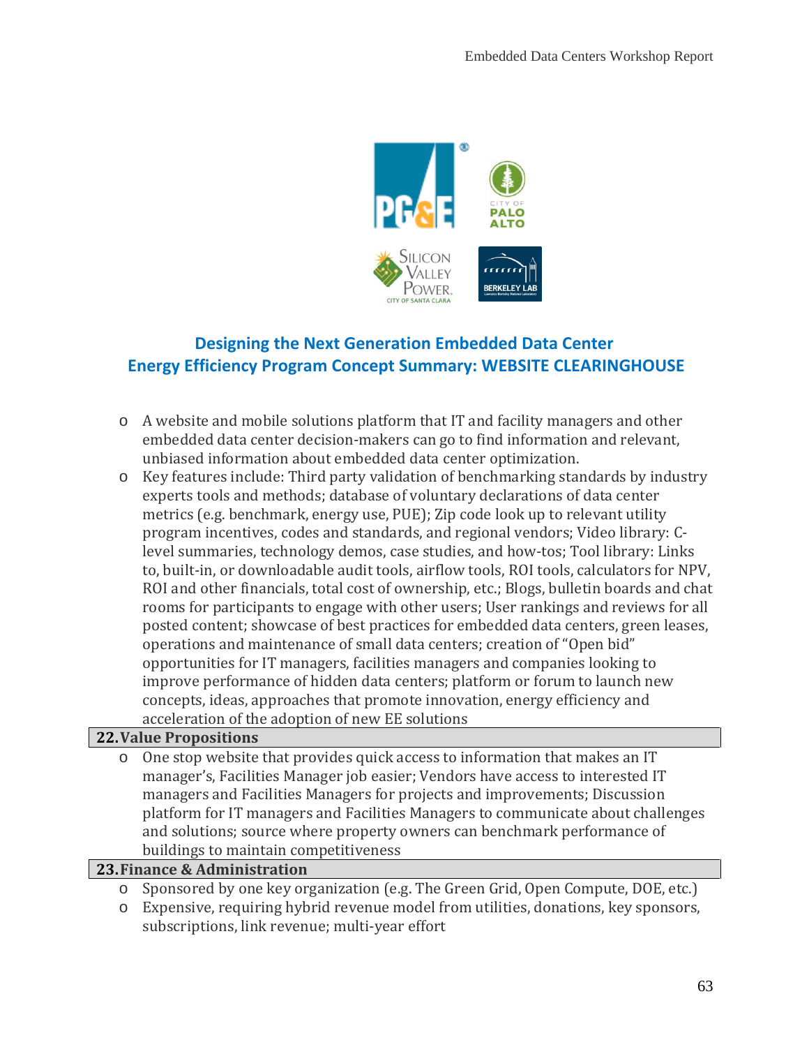## Designing the Next Generation Embedded Data Center Energy Efficiency Program Concept Summary: WEBSITE CLEARINGHOUSE

- A website and mobile solutions platform that IT and facility managers and other embedded data center decision-makers can go to find information and relevant, unbiased information about embedded data center optimization.
- Key features include: Third party validation of benchmarking standards by industry experts tools and methods; database of voluntary declarations of data center metrics (e.g. benchmark, energy use, PUE); Zip code look up to relevant utility program incentives, codes and standards, and regional vendors; Video library: C-level summaries, technology demos, case studies, and how-tos; Tool library: Links to, built-in, or downloadable audit tools, airflow tools, ROI tools, calculators for NPV, ROI and other financials, total cost of ownership, etc.; Blogs, bulletin boards and chat rooms for participants to engage with other users; User rankings and reviews for all posted content; showcase of best practices for embedded data centers, green leases, operations and maintenance of small data centers; creation of "Open bid" opportunities for IT managers, facilities managers and companies looking to improve performance of hidden data centers; platform or forum to launch new concepts, ideas, approaches that promote innovation, energy efficiency and acceleration of the adoption of new EE solutions

### 22. Value Propositions

- One stop website that provides quick access to information that makes an IT manager's, Facilities Manager job easier; Vendors have access to interested IT managers and Facilities Managers for projects and improvements; Discussion platform for IT managers and Facilities Managers to communicate about challenges and solutions; source where property owners can benchmark performance of buildings to maintain competitiveness

### 23. Finance & Administration

- Sponsored by one key organization (e.g. The Green Grid, Open Compute, DOE, etc.)
- Expensive, requiring hybrid revenue model from utilities, donations, key sponsors, subscriptions, link revenue; multi-year effort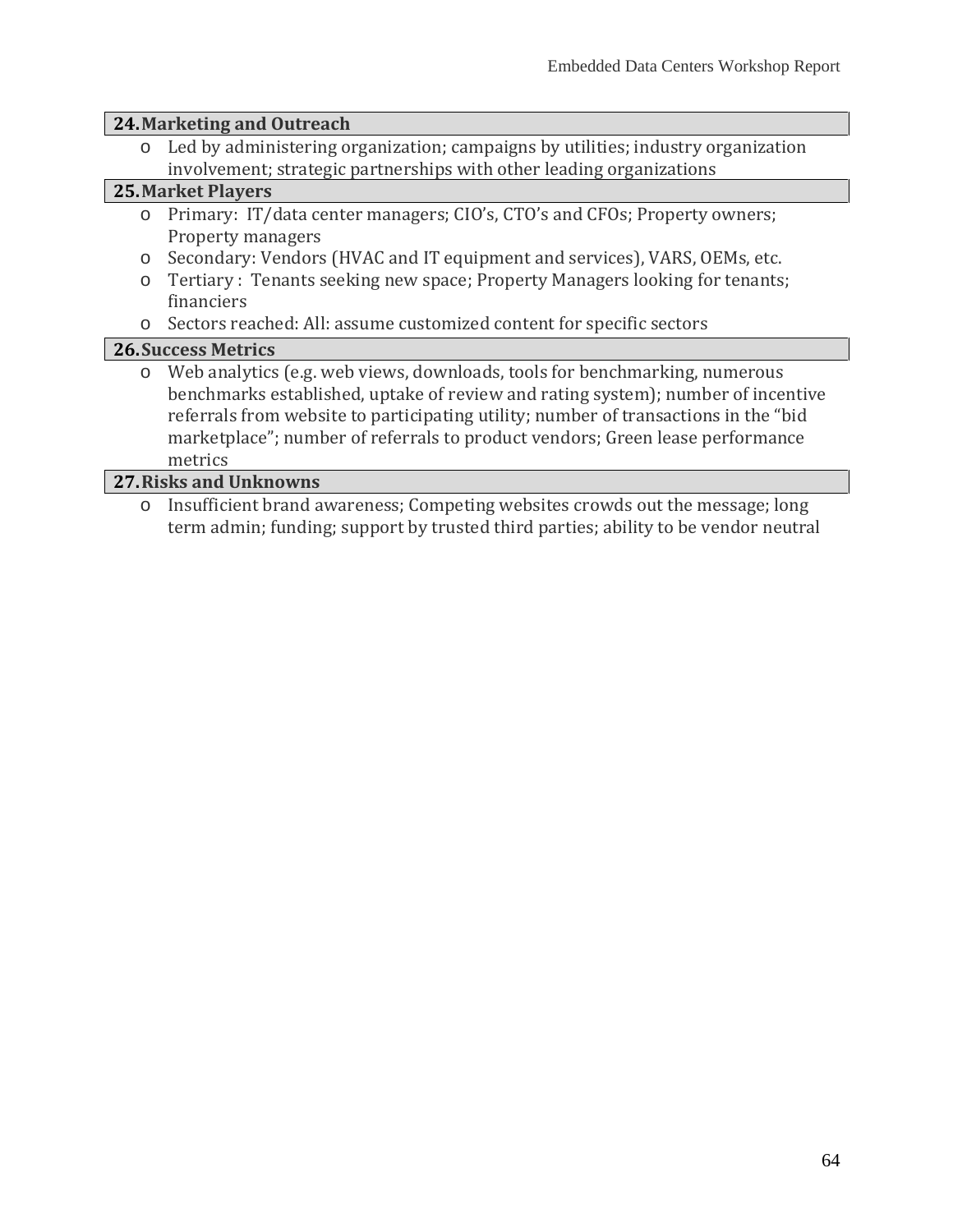**24. Marketing and Outreach**

- Led by administering organization; campaigns by utilities; industry organization involvement; strategic partnerships with other leading organizations

**25. Market Players**

- Primary: IT/data center managers; CIO's, CTO's and CFOs; Property owners; Property managers
- Secondary: Vendors (HVAC and IT equipment and services), VARS, OEMs, etc.
- Tertiary : Tenants seeking new space; Property Managers looking for tenants; financiers
- Sectors reached: All: assume customized content for specific sectors

**26. Success Metrics**

- Web analytics (e.g. web views, downloads, tools for benchmarking, numerous benchmarks established, uptake of review and rating system); number of incentive referrals from website to participating utility; number of transactions in the "bid marketplace"; number of referrals to product vendors; Green lease performance metrics

**27. Risks and Unknowns**

- Insufficient brand awareness; Competing websites crowds out the message; long term admin; funding; support by trusted third parties; ability to be vendor neutral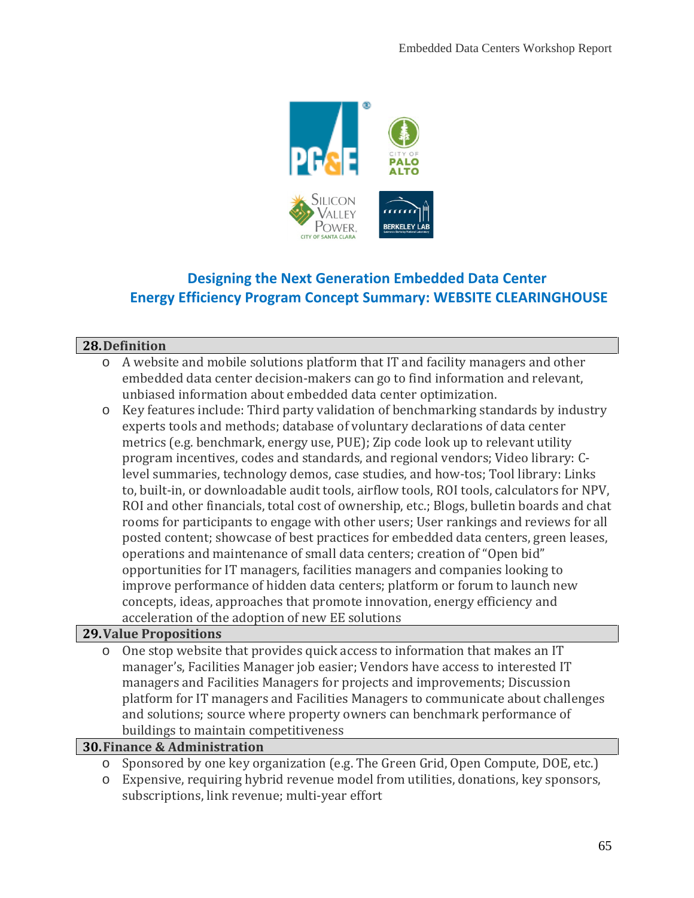## Designing the Next Generation Embedded Data Center Energy Efficiency Program Concept Summary: WEBSITE CLEARINGHOUSE

### 28. Definition

- A website and mobile solutions platform that IT and facility managers and other embedded data center decision-makers can go to find information and relevant, unbiased information about embedded data center optimization.
- Key features include: Third party validation of benchmarking standards by industry experts tools and methods; database of voluntary declarations of data center metrics (e.g. benchmark, energy use, PUE); Zip code look up to relevant utility program incentives, codes and standards, and regional vendors; Video library: C-level summaries, technology demos, case studies, and how-tos; Tool library: Links to, built-in, or downloadable audit tools, airflow tools, ROI tools, calculators for NPV, ROI and other financials, total cost of ownership, etc.; Blogs, bulletin boards and chat rooms for participants to engage with other users; User rankings and reviews for all posted content; showcase of best practices for embedded data centers, green leases, operations and maintenance of small data centers; creation of "Open bid" opportunities for IT managers, facilities managers and companies looking to improve performance of hidden data centers; platform or forum to launch new concepts, ideas, approaches that promote innovation, energy efficiency and acceleration of the adoption of new EE solutions

### 29. Value Propositions

- One stop website that provides quick access to information that makes an IT manager's, Facilities Manager job easier; Vendors have access to interested IT managers and Facilities Managers for projects and improvements; Discussion platform for IT managers and Facilities Managers to communicate about challenges and solutions; source where property owners can benchmark performance of buildings to maintain competitiveness

### 30. Finance & Administration

- Sponsored by one key organization (e.g. The Green Grid, Open Compute, DOE, etc.)
- Expensive, requiring hybrid revenue model from utilities, donations, key sponsors, subscriptions, link revenue; multi-year effort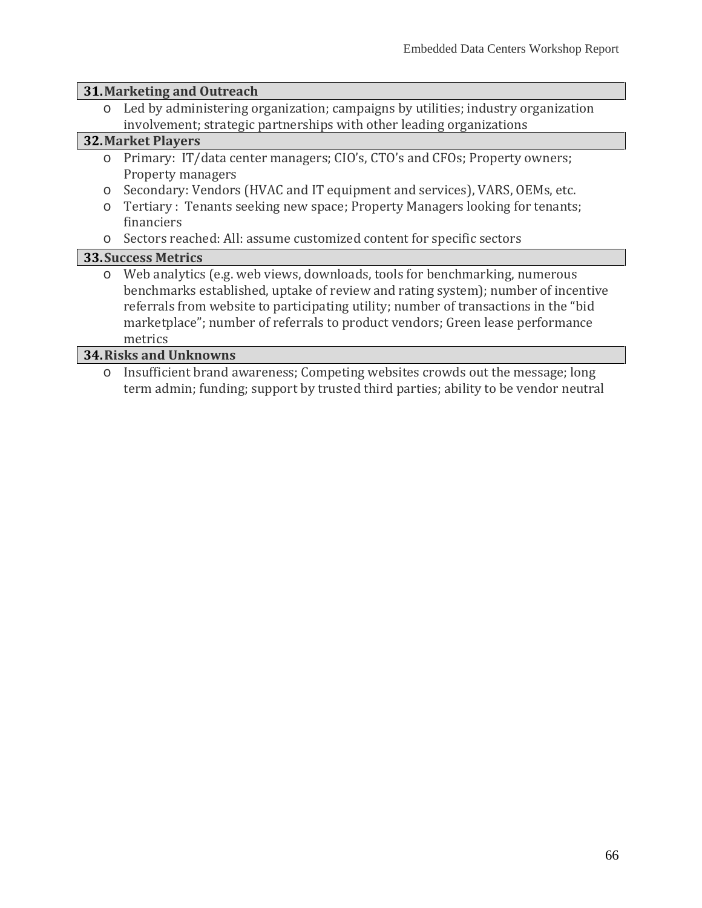**31. Marketing and Outreach**

- Led by administering organization; campaigns by utilities; industry organization involvement; strategic partnerships with other leading organizations

**32. Market Players**

- Primary: IT/data center managers; CIO's, CTO's and CFOs; Property owners; Property managers
- Secondary: Vendors (HVAC and IT equipment and services), VARS, OEMs, etc.
- Tertiary : Tenants seeking new space; Property Managers looking for tenants; financiers
- Sectors reached: All: assume customized content for specific sectors

**33. Success Metrics**

- Web analytics (e.g. web views, downloads, tools for benchmarking, numerous benchmarks established, uptake of review and rating system); number of incentive referrals from website to participating utility; number of transactions in the "bid marketplace"; number of referrals to product vendors; Green lease performance metrics

**34. Risks and Unknowns**

- Insufficient brand awareness; Competing websites crowds out the message; long term admin; funding; support by trusted third parties; ability to be vendor neutral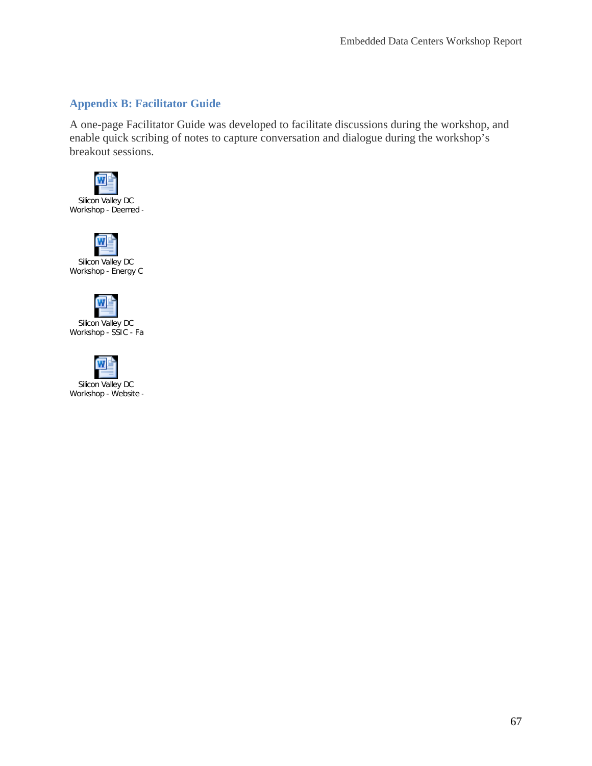## Appendix B: Facilitator Guide

A one-page Facilitator Guide was developed to facilitate discussions during the workshop, and enable quick scribing of notes to capture conversation and dialogue during the workshop's breakout sessions.

Silicon Valley DC Workshop - Deemed -

Silicon Valley DC Workshop - Energy C

Silicon Valley DC Workshop - SSIC - Fa

Silicon Valley DC Workshop - Website -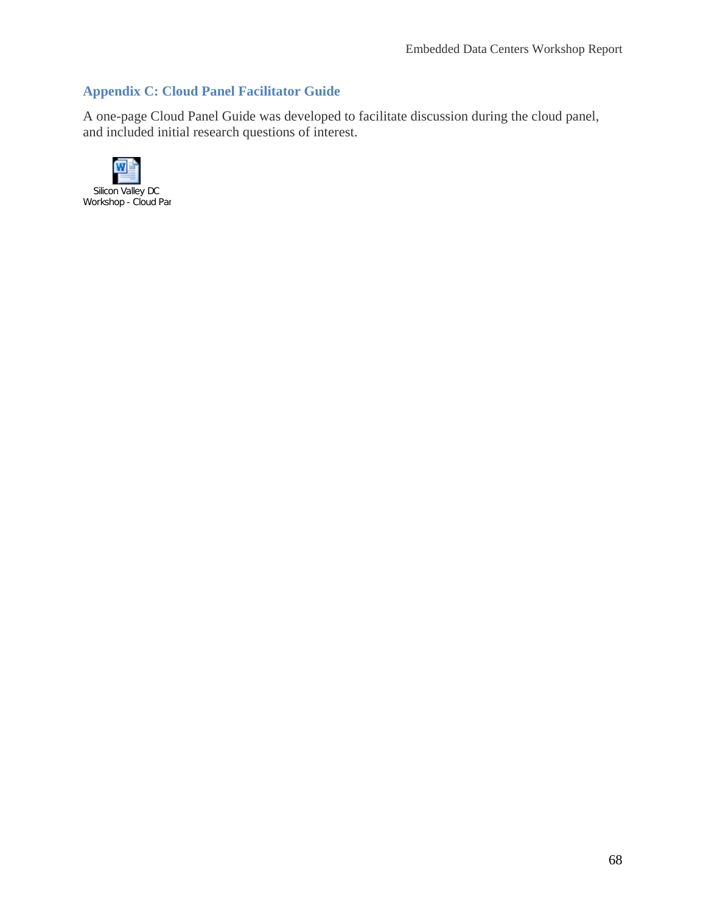## Appendix C: Cloud Panel Facilitator Guide

A one-page Cloud Panel Guide was developed to facilitate discussion during the cloud panel, and included initial research questions of interest.

Silicon Valley DC Workshop - Cloud Par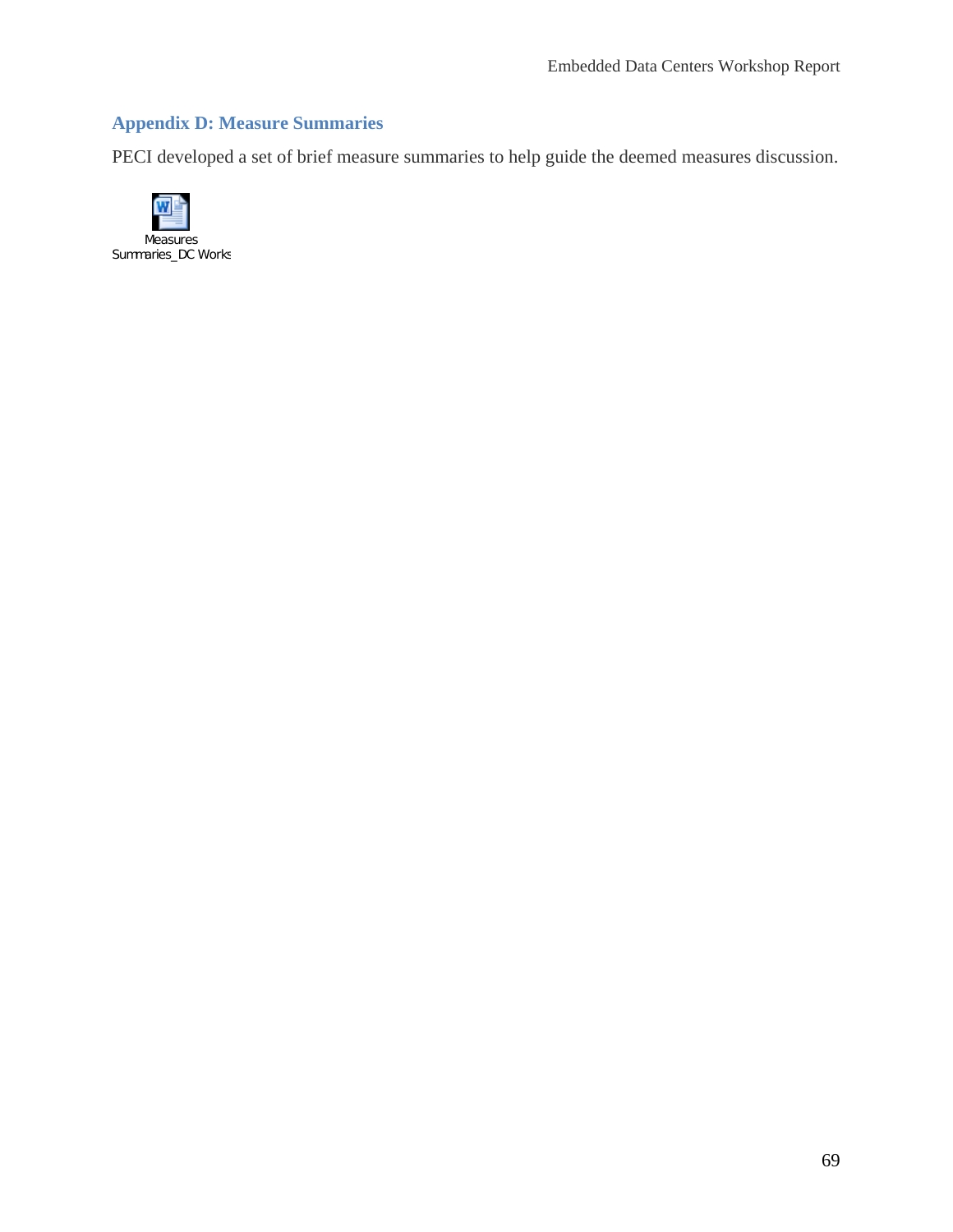## Appendix D: Measure Summaries

PECI developed a set of brief measure summaries to help guide the deemed measures discussion.

Measures
Summaries_DC Works